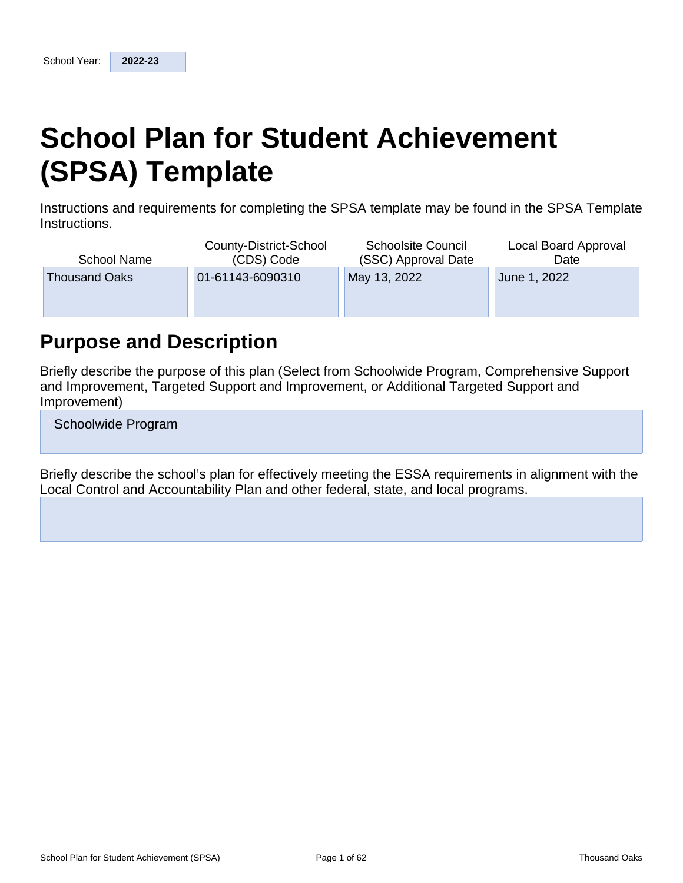School Year: **2022-23**

# School Plan for Student Achievement (SPSA) Template

Instructions and requirements for completing the SPSA template may be found in the SPSA Template Instructions.

| School Name | County-District-School (CDS) Code | Schoolsite Council (SSC) Approval Date | Local Board Approval Date |
| --- | --- | --- | --- |
| Thousand Oaks | 01-61143-6090310 | May 13, 2022 | June 1, 2022 |

## Purpose and Description

Briefly describe the purpose of this plan (Select from Schoolwide Program, Comprehensive Support and Improvement, Targeted Support and Improvement, or Additional Targeted Support and Improvement)

Schoolwide Program

Briefly describe the school's plan for effectively meeting the ESSA requirements in alignment with the Local Control and Accountability Plan and other federal, state, and local programs.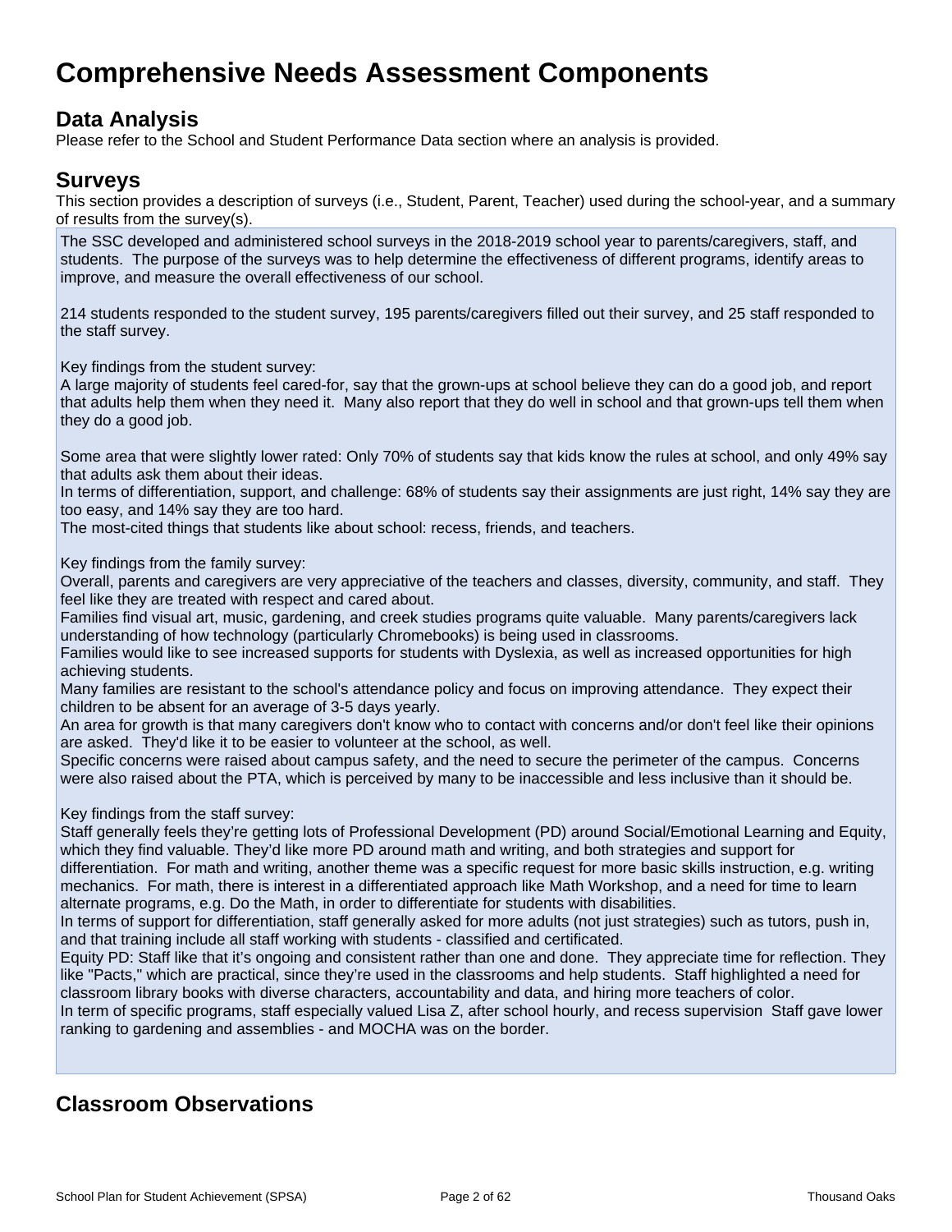# Comprehensive Needs Assessment Components

## Data Analysis

Please refer to the School and Student Performance Data section where an analysis is provided.

## Surveys

This section provides a description of surveys (i.e., Student, Parent, Teacher) used during the school-year, and a summary of results from the survey(s).

The SSC developed and administered school surveys in the 2018-2019 school year to parents/caregivers, staff, and students. The purpose of the surveys was to help determine the effectiveness of different programs, identify areas to improve, and measure the overall effectiveness of our school.

214 students responded to the student survey, 195 parents/caregivers filled out their survey, and 25 staff responded to the staff survey.

Key findings from the student survey:
A large majority of students feel cared-for, say that the grown-ups at school believe they can do a good job, and report that adults help them when they need it. Many also report that they do well in school and that grown-ups tell them when they do a good job.

Some area that were slightly lower rated: Only 70% of students say that kids know the rules at school, and only 49% say that adults ask them about their ideas.
In terms of differentiation, support, and challenge: 68% of students say their assignments are just right, 14% say they are too easy, and 14% say they are too hard.
The most-cited things that students like about school: recess, friends, and teachers.

Key findings from the family survey:
Overall, parents and caregivers are very appreciative of the teachers and classes, diversity, community, and staff. They feel like they are treated with respect and cared about.
Families find visual art, music, gardening, and creek studies programs quite valuable. Many parents/caregivers lack understanding of how technology (particularly Chromebooks) is being used in classrooms.
Families would like to see increased supports for students with Dyslexia, as well as increased opportunities for high achieving students.
Many families are resistant to the school's attendance policy and focus on improving attendance. They expect their children to be absent for an average of 3-5 days yearly.
An area for growth is that many caregivers don't know who to contact with concerns and/or don't feel like their opinions are asked. They'd like it to be easier to volunteer at the school, as well.
Specific concerns were raised about campus safety, and the need to secure the perimeter of the campus. Concerns were also raised about the PTA, which is perceived by many to be inaccessible and less inclusive than it should be.

Key findings from the staff survey:
Staff generally feels they're getting lots of Professional Development (PD) around Social/Emotional Learning and Equity, which they find valuable. They'd like more PD around math and writing, and both strategies and support for differentiation. For math and writing, another theme was a specific request for more basic skills instruction, e.g. writing mechanics. For math, there is interest in a differentiated approach like Math Workshop, and a need for time to learn alternate programs, e.g. Do the Math, in order to differentiate for students with disabilities.
In terms of support for differentiation, staff generally asked for more adults (not just strategies) such as tutors, push in, and that training include all staff working with students - classified and certificated.
Equity PD: Staff like that it's ongoing and consistent rather than one and done. They appreciate time for reflection. They like "Pacts," which are practical, since they're used in the classrooms and help students. Staff highlighted a need for classroom library books with diverse characters, accountability and data, and hiring more teachers of color.
In term of specific programs, staff especially valued Lisa Z, after school hourly, and recess supervision Staff gave lower ranking to gardening and assemblies - and MOCHA was on the border.

## Classroom Observations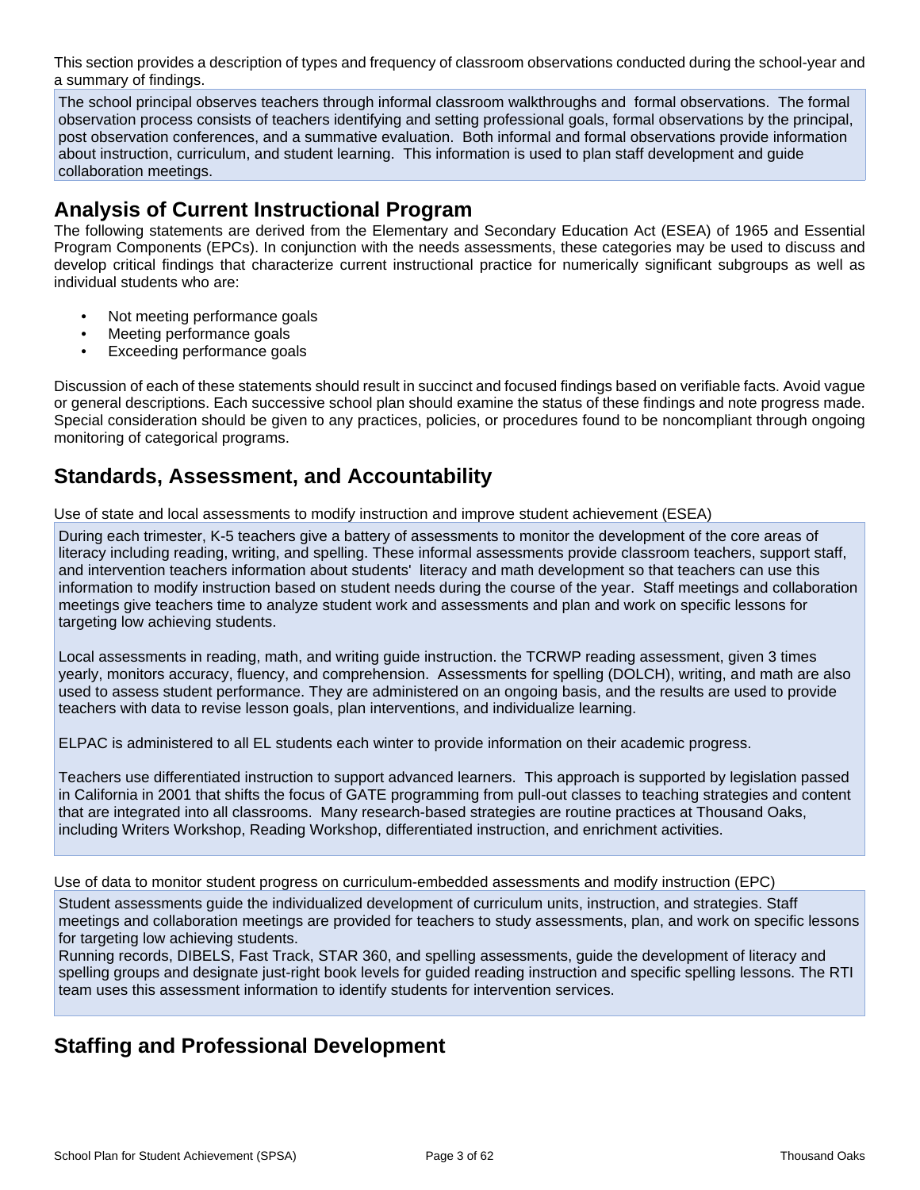This section provides a description of types and frequency of classroom observations conducted during the school-year and a summary of findings.

The school principal observes teachers through informal classroom walkthroughs and formal observations. The formal observation process consists of teachers identifying and setting professional goals, formal observations by the principal, post observation conferences, and a summative evaluation. Both informal and formal observations provide information about instruction, curriculum, and student learning. This information is used to plan staff development and guide collaboration meetings.

## Analysis of Current Instructional Program

The following statements are derived from the Elementary and Secondary Education Act (ESEA) of 1965 and Essential Program Components (EPCs). In conjunction with the needs assessments, these categories may be used to discuss and develop critical findings that characterize current instructional practice for numerically significant subgroups as well as individual students who are:

- Not meeting performance goals
- Meeting performance goals
- Exceeding performance goals

Discussion of each of these statements should result in succinct and focused findings based on verifiable facts. Avoid vague or general descriptions. Each successive school plan should examine the status of these findings and note progress made. Special consideration should be given to any practices, policies, or procedures found to be noncompliant through ongoing monitoring of categorical programs.

## Standards, Assessment, and Accountability

Use of state and local assessments to modify instruction and improve student achievement (ESEA)

During each trimester, K-5 teachers give a battery of assessments to monitor the development of the core areas of literacy including reading, writing, and spelling. These informal assessments provide classroom teachers, support staff, and intervention teachers information about students' literacy and math development so that teachers can use this information to modify instruction based on student needs during the course of the year. Staff meetings and collaboration meetings give teachers time to analyze student work and assessments and plan and work on specific lessons for targeting low achieving students.

Local assessments in reading, math, and writing guide instruction. the TCRWP reading assessment, given 3 times yearly, monitors accuracy, fluency, and comprehension. Assessments for spelling (DOLCH), writing, and math are also used to assess student performance. They are administered on an ongoing basis, and the results are used to provide teachers with data to revise lesson goals, plan interventions, and individualize learning.

ELPAC is administered to all EL students each winter to provide information on their academic progress.

Teachers use differentiated instruction to support advanced learners. This approach is supported by legislation passed in California in 2001 that shifts the focus of GATE programming from pull-out classes to teaching strategies and content that are integrated into all classrooms. Many research-based strategies are routine practices at Thousand Oaks, including Writers Workshop, Reading Workshop, differentiated instruction, and enrichment activities.

Use of data to monitor student progress on curriculum-embedded assessments and modify instruction (EPC)

Student assessments guide the individualized development of curriculum units, instruction, and strategies. Staff meetings and collaboration meetings are provided for teachers to study assessments, plan, and work on specific lessons for targeting low achieving students.
Running records, DIBELS, Fast Track, STAR 360, and spelling assessments, guide the development of literacy and spelling groups and designate just-right book levels for guided reading instruction and specific spelling lessons. The RTI team uses this assessment information to identify students for intervention services.

## Staffing and Professional Development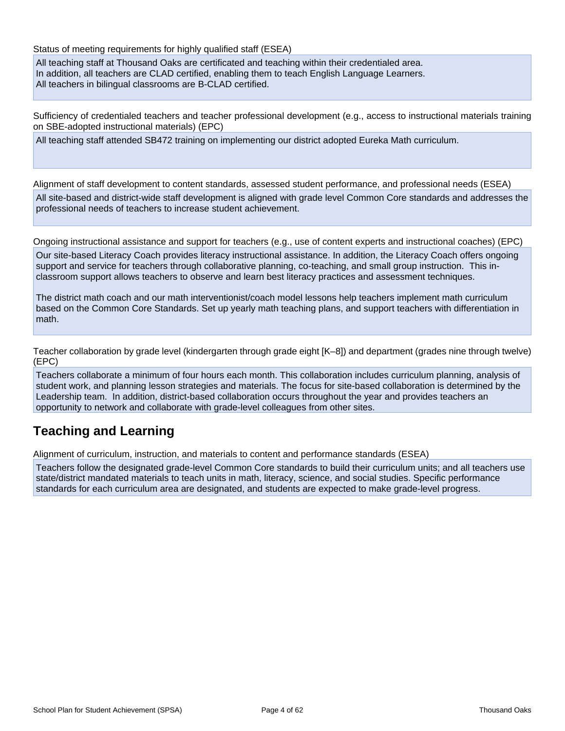Status of meeting requirements for highly qualified staff (ESEA)

All teaching staff at Thousand Oaks are certificated and teaching within their credentialed area.
In addition, all teachers are CLAD certified, enabling them to teach English Language Learners.
All teachers in bilingual classrooms are B-CLAD certified.

Sufficiency of credentialed teachers and teacher professional development (e.g., access to instructional materials training on SBE-adopted instructional materials) (EPC)

All teaching staff attended SB472 training on implementing our district adopted Eureka Math curriculum.

Alignment of staff development to content standards, assessed student performance, and professional needs (ESEA)

All site-based and district-wide staff development is aligned with grade level Common Core standards and addresses the professional needs of teachers to increase student achievement.

Ongoing instructional assistance and support for teachers (e.g., use of content experts and instructional coaches) (EPC)

Our site-based Literacy Coach provides literacy instructional assistance. In addition, the Literacy Coach offers ongoing support and service for teachers through collaborative planning, co-teaching, and small group instruction. This in-classroom support allows teachers to observe and learn best literacy practices and assessment techniques.

The district math coach and our math interventionist/coach model lessons help teachers implement math curriculum based on the Common Core Standards. Set up yearly math teaching plans, and support teachers with differentiation in math.

Teacher collaboration by grade level (kindergarten through grade eight [K–8]) and department (grades nine through twelve) (EPC)

Teachers collaborate a minimum of four hours each month. This collaboration includes curriculum planning, analysis of student work, and planning lesson strategies and materials. The focus for site-based collaboration is determined by the Leadership team. In addition, district-based collaboration occurs throughout the year and provides teachers an opportunity to network and collaborate with grade-level colleagues from other sites.

## Teaching and Learning

Alignment of curriculum, instruction, and materials to content and performance standards (ESEA)

Teachers follow the designated grade-level Common Core standards to build their curriculum units; and all teachers use state/district mandated materials to teach units in math, literacy, science, and social studies. Specific performance standards for each curriculum area are designated, and students are expected to make grade-level progress.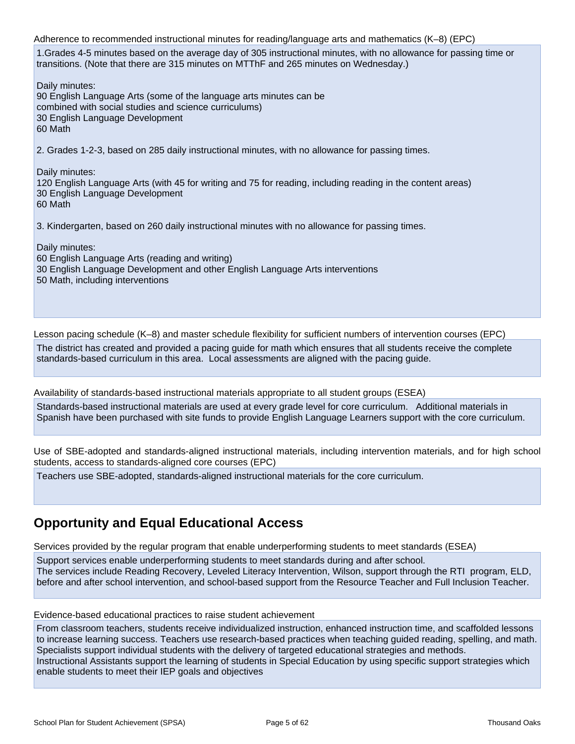Adherence to recommended instructional minutes for reading/language arts and mathematics (K–8) (EPC)

1.Grades 4-5 minutes based on the average day of 305 instructional minutes, with no allowance for passing time or transitions. (Note that there are 315 minutes on MTThF and 265 minutes on Wednesday.)

Daily minutes:
90 English Language Arts (some of the language arts minutes can be
combined with social studies and science curriculums)
30 English Language Development
60 Math

2. Grades 1-2-3, based on 285 daily instructional minutes, with no allowance for passing times.

Daily minutes:
120 English Language Arts (with 45 for writing and 75 for reading, including reading in the content areas)
30 English Language Development
60 Math

3. Kindergarten, based on 260 daily instructional minutes with no allowance for passing times.

Daily minutes:
60 English Language Arts (reading and writing)
30 English Language Development and other English Language Arts interventions
50 Math, including interventions

Lesson pacing schedule (K–8) and master schedule flexibility for sufficient numbers of intervention courses (EPC)

The district has created and provided a pacing guide for math which ensures that all students receive the complete standards-based curriculum in this area. Local assessments are aligned with the pacing guide.

Availability of standards-based instructional materials appropriate to all student groups (ESEA)

Standards-based instructional materials are used at every grade level for core curriculum. Additional materials in Spanish have been purchased with site funds to provide English Language Learners support with the core curriculum.

Use of SBE-adopted and standards-aligned instructional materials, including intervention materials, and for high school students, access to standards-aligned core courses (EPC)

Teachers use SBE-adopted, standards-aligned instructional materials for the core curriculum.

## Opportunity and Equal Educational Access

Services provided by the regular program that enable underperforming students to meet standards (ESEA)

Support services enable underperforming students to meet standards during and after school.
The services include Reading Recovery, Leveled Literacy Intervention, Wilson, support through the RTI program, ELD, before and after school intervention, and school-based support from the Resource Teacher and Full Inclusion Teacher.

Evidence-based educational practices to raise student achievement

From classroom teachers, students receive individualized instruction, enhanced instruction time, and scaffolded lessons to increase learning success. Teachers use research-based practices when teaching guided reading, spelling, and math. Specialists support individual students with the delivery of targeted educational strategies and methods.
Instructional Assistants support the learning of students in Special Education by using specific support strategies which enable students to meet their IEP goals and objectives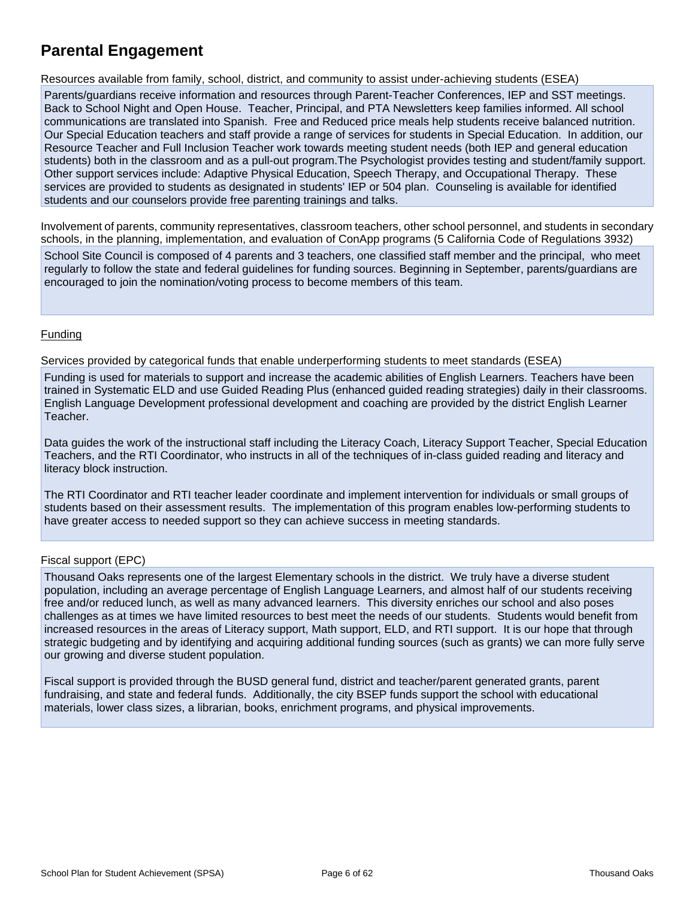# Parental Engagement

Resources available from family, school, district, and community to assist under-achieving students (ESEA)

Parents/guardians receive information and resources through Parent-Teacher Conferences, IEP and SST meetings. Back to School Night and Open House. Teacher, Principal, and PTA Newsletters keep families informed. All school communications are translated into Spanish. Free and Reduced price meals help students receive balanced nutrition. Our Special Education teachers and staff provide a range of services for students in Special Education. In addition, our Resource Teacher and Full Inclusion Teacher work towards meeting student needs (both IEP and general education students) both in the classroom and as a pull-out program.The Psychologist provides testing and student/family support. Other support services include: Adaptive Physical Education, Speech Therapy, and Occupational Therapy. These services are provided to students as designated in students' IEP or 504 plan. Counseling is available for identified students and our counselors provide free parenting trainings and talks.

Involvement of parents, community representatives, classroom teachers, other school personnel, and students in secondary schools, in the planning, implementation, and evaluation of ConApp programs (5 California Code of Regulations 3932)

School Site Council is composed of 4 parents and 3 teachers, one classified staff member and the principal, who meet regularly to follow the state and federal guidelines for funding sources. Beginning in September, parents/guardians are encouraged to join the nomination/voting process to become members of this team.

## Funding

Services provided by categorical funds that enable underperforming students to meet standards (ESEA)

Funding is used for materials to support and increase the academic abilities of English Learners. Teachers have been trained in Systematic ELD and use Guided Reading Plus (enhanced guided reading strategies) daily in their classrooms. English Language Development professional development and coaching are provided by the district English Learner Teacher.

Data guides the work of the instructional staff including the Literacy Coach, Literacy Support Teacher, Special Education Teachers, and the RTI Coordinator, who instructs in all of the techniques of in-class guided reading and literacy and literacy block instruction.

The RTI Coordinator and RTI teacher leader coordinate and implement intervention for individuals or small groups of students based on their assessment results. The implementation of this program enables low-performing students to have greater access to needed support so they can achieve success in meeting standards.

Fiscal support (EPC)

Thousand Oaks represents one of the largest Elementary schools in the district. We truly have a diverse student population, including an average percentage of English Language Learners, and almost half of our students receiving free and/or reduced lunch, as well as many advanced learners. This diversity enriches our school and also poses challenges as at times we have limited resources to best meet the needs of our students. Students would benefit from increased resources in the areas of Literacy support, Math support, ELD, and RTI support. It is our hope that through strategic budgeting and by identifying and acquiring additional funding sources (such as grants) we can more fully serve our growing and diverse student population.

Fiscal support is provided through the BUSD general fund, district and teacher/parent generated grants, parent fundraising, and state and federal funds. Additionally, the city BSEP funds support the school with educational materials, lower class sizes, a librarian, books, enrichment programs, and physical improvements.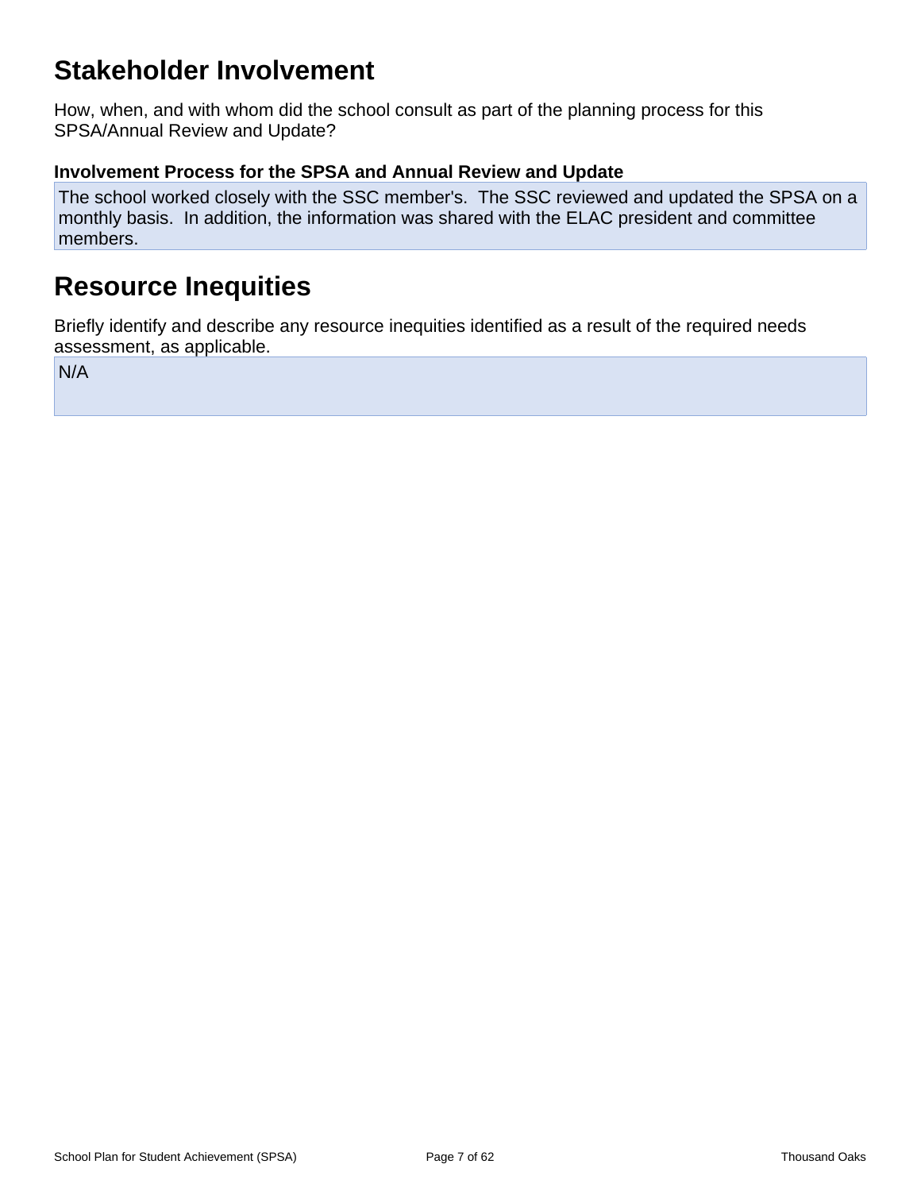# Stakeholder Involvement

How, when, and with whom did the school consult as part of the planning process for this SPSA/Annual Review and Update?

### Involvement Process for the SPSA and Annual Review and Update

The school worked closely with the SSC member's. The SSC reviewed and updated the SPSA on a monthly basis. In addition, the information was shared with the ELAC president and committee members.

# Resource Inequities

Briefly identify and describe any resource inequities identified as a result of the required needs assessment, as applicable.

N/A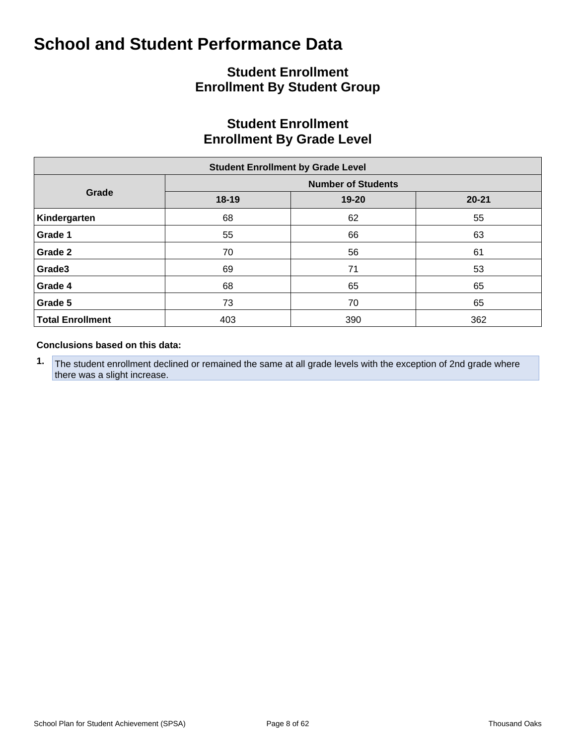# School and Student Performance Data

## Student Enrollment
## Enrollment By Student Group

## Student Enrollment
## Enrollment By Grade Level

| Student Enrollment by Grade Level | | | |
|---|---|---|---|
| **Grade** | **Number of Students** | | |
| | **18-19** | **19-20** | **20-21** |
| **Kindergarten** | 68 | 62 | 55 |
| **Grade 1** | 55 | 66 | 63 |
| **Grade 2** | 70 | 56 | 61 |
| **Grade3** | 69 | 71 | 53 |
| **Grade 4** | 68 | 65 | 65 |
| **Grade 5** | 73 | 70 | 65 |
| **Total Enrollment** | 403 | 390 | 362 |

**Conclusions based on this data:**

1. The student enrollment declined or remained the same at all grade levels with the exception of 2nd grade where there was a slight increase.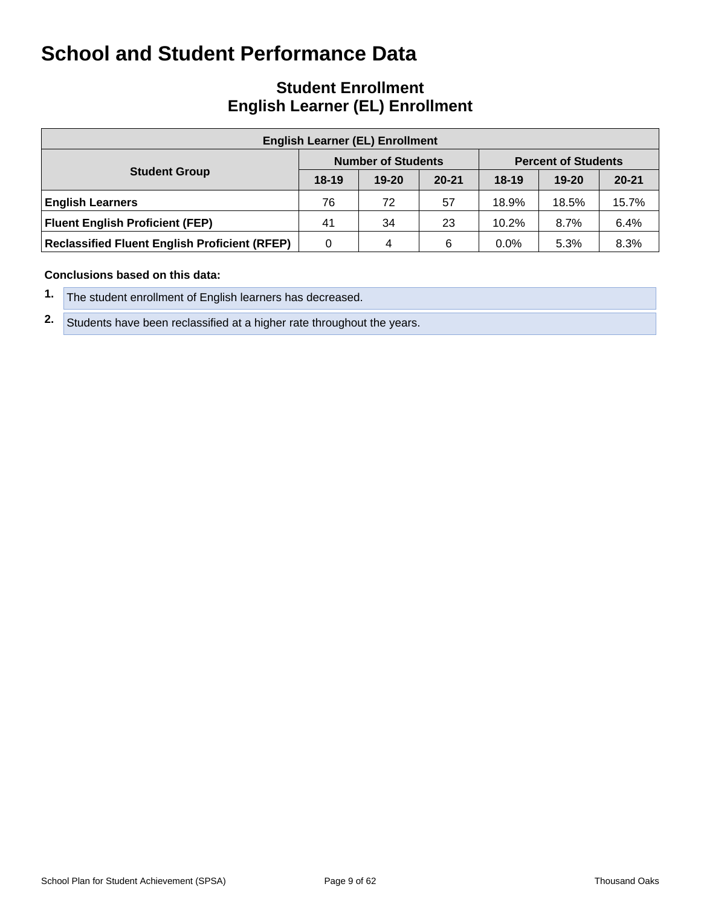# School and Student Performance Data

## Student Enrollment
## English Learner (EL) Enrollment

| English Learner (EL) Enrollment | | | | | | |
|---|---|---|---|---|---|---|
| **Student Group** | **Number of Students** | | | **Percent of Students** | | |
| | **18-19** | **19-20** | **20-21** | **18-19** | **19-20** | **20-21** |
| **English Learners** | 76 | 72 | 57 | 18.9% | 18.5% | 15.7% |
| **Fluent English Proficient (FEP)** | 41 | 34 | 23 | 10.2% | 8.7% | 6.4% |
| **Reclassified Fluent English Proficient (RFEP)** | 0 | 4 | 6 | 0.0% | 5.3% | 8.3% |

**Conclusions based on this data:**

1. The student enrollment of English learners has decreased.
2. Students have been reclassified at a higher rate throughout the years.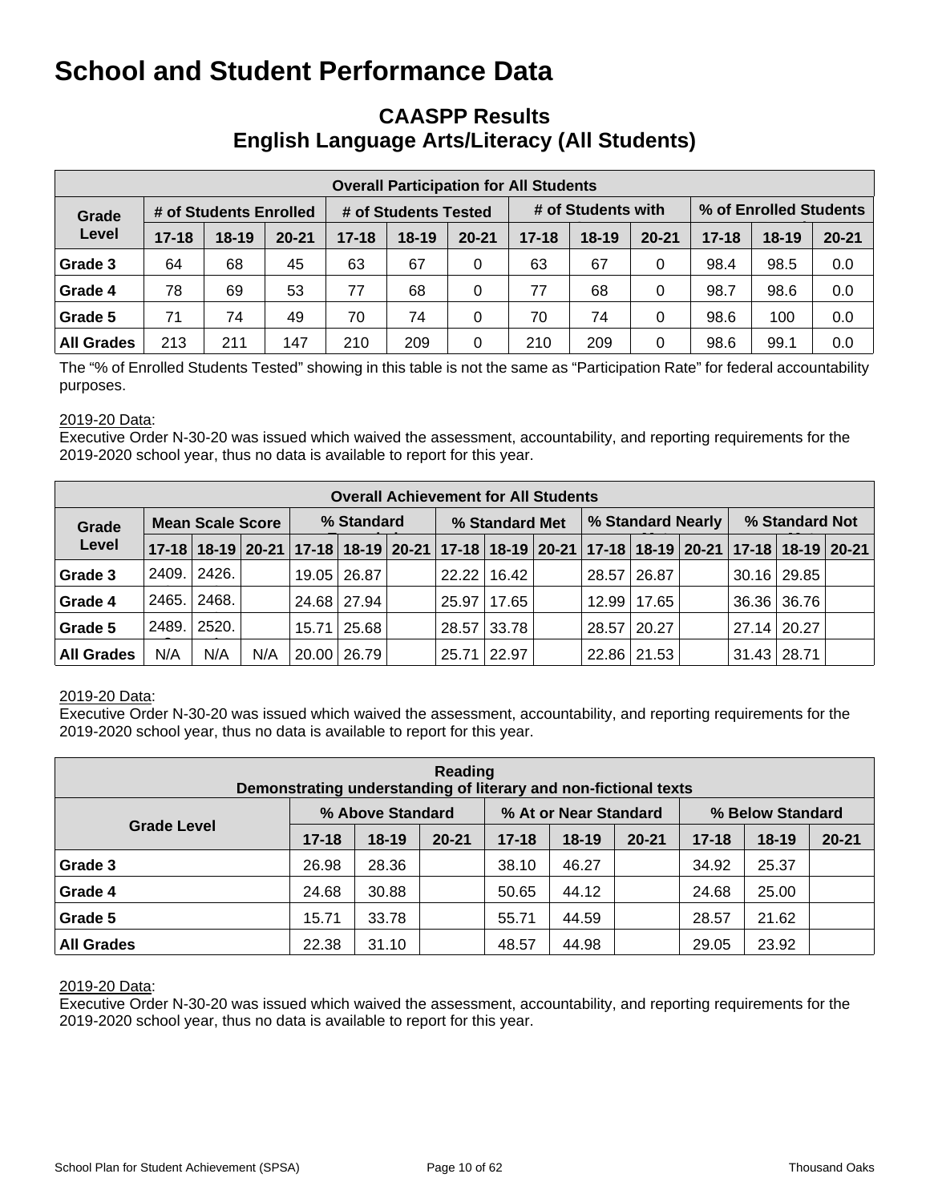# School and Student Performance Data

## CAASPP Results
## English Language Arts/Literacy (All Students)

| Overall Participation for All Students | | | | | | | | | | | | |
|---|---|---|---|---|---|---|---|---|---|---|---|---|
| Grade Level | # of Students Enrolled | | | # of Students Tested | | | # of Students with | | | % of Enrolled Students | | |
| | 17-18 | 18-19 | 20-21 | 17-18 | 18-19 | 20-21 | 17-18 | 18-19 | 20-21 | 17-18 | 18-19 | 20-21 |
| Grade 3 | 64 | 68 | 45 | 63 | 67 | 0 | 63 | 67 | 0 | 98.4 | 98.5 | 0.0 |
| Grade 4 | 78 | 69 | 53 | 77 | 68 | 0 | 77 | 68 | 0 | 98.7 | 98.6 | 0.0 |
| Grade 5 | 71 | 74 | 49 | 70 | 74 | 0 | 70 | 74 | 0 | 98.6 | 100 | 0.0 |
| All Grades | 213 | 211 | 147 | 210 | 209 | 0 | 210 | 209 | 0 | 98.6 | 99.1 | 0.0 |

The "% of Enrolled Students Tested" showing in this table is not the same as "Participation Rate" for federal accountability purposes.

2019-20 Data:
Executive Order N-30-20 was issued which waived the assessment, accountability, and reporting requirements for the 2019-2020 school year, thus no data is available to report for this year.

| Overall Achievement for All Students | | | | | | | | | | | | | | | |
|---|---|---|---|---|---|---|---|---|---|---|---|---|---|---|---|
| Grade Level | Mean Scale Score | | | % Standard | | | % Standard Met | | | % Standard Nearly | | | % Standard Not | | |
| | 17-18 | 18-19 | 20-21 | 17-18 | 18-19 | 20-21 | 17-18 | 18-19 | 20-21 | 17-18 | 18-19 | 20-21 | 17-18 | 18-19 | 20-21 |
| Grade 3 | 2409. | 2426. | | 19.05 | 26.87 | | 22.22 | 16.42 | | 28.57 | 26.87 | | 30.16 | 29.85 | |
| Grade 4 | 2465. | 2468. | | 24.68 | 27.94 | | 25.97 | 17.65 | | 12.99 | 17.65 | | 36.36 | 36.76 | |
| Grade 5 | 2489. | 2520. | | 15.71 | 25.68 | | 28.57 | 33.78 | | 28.57 | 20.27 | | 27.14 | 20.27 | |
| All Grades | N/A | N/A | N/A | 20.00 | 26.79 | | 25.71 | 22.97 | | 22.86 | 21.53 | | 31.43 | 28.71 | |

2019-20 Data:
Executive Order N-30-20 was issued which waived the assessment, accountability, and reporting requirements for the 2019-2020 school year, thus no data is available to report for this year.

| Reading<br>Demonstrating understanding of literary and non-fictional texts | | | | | | | | | |
|---|---|---|---|---|---|---|---|---|---|
| Grade Level | % Above Standard | | | % At or Near Standard | | | % Below Standard | | |
| | 17-18 | 18-19 | 20-21 | 17-18 | 18-19 | 20-21 | 17-18 | 18-19 | 20-21 |
| Grade 3 | 26.98 | 28.36 | | 38.10 | 46.27 | | 34.92 | 25.37 | |
| Grade 4 | 24.68 | 30.88 | | 50.65 | 44.12 | | 24.68 | 25.00 | |
| Grade 5 | 15.71 | 33.78 | | 55.71 | 44.59 | | 28.57 | 21.62 | |
| All Grades | 22.38 | 31.10 | | 48.57 | 44.98 | | 29.05 | 23.92 | |

2019-20 Data:
Executive Order N-30-20 was issued which waived the assessment, accountability, and reporting requirements for the 2019-2020 school year, thus no data is available to report for this year.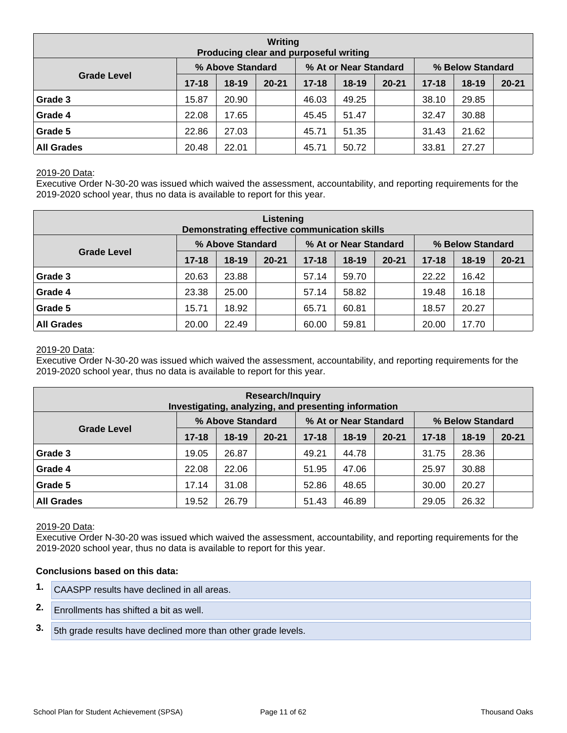| Writing<br>Producing clear and purposeful writing | | | | | | | | | |
|---|---|---|---|---|---|---|---|---|---|
| Grade Level | % Above Standard | | | % At or Near Standard | | | % Below Standard | | |
| | 17-18 | 18-19 | 20-21 | 17-18 | 18-19 | 20-21 | 17-18 | 18-19 | 20-21 |
| Grade 3 | 15.87 | 20.90 | | 46.03 | 49.25 | | 38.10 | 29.85 | |
| Grade 4 | 22.08 | 17.65 | | 45.45 | 51.47 | | 32.47 | 30.88 | |
| Grade 5 | 22.86 | 27.03 | | 45.71 | 51.35 | | 31.43 | 21.62 | |
| All Grades | 20.48 | 22.01 | | 45.71 | 50.72 | | 33.81 | 27.27 | |

2019-20 Data:
Executive Order N-30-20 was issued which waived the assessment, accountability, and reporting requirements for the 2019-2020 school year, thus no data is available to report for this year.

| Listening<br>Demonstrating effective communication skills | | | | | | | | | |
|---|---|---|---|---|---|---|---|---|---|
| Grade Level | % Above Standard | | | % At or Near Standard | | | % Below Standard | | |
| | 17-18 | 18-19 | 20-21 | 17-18 | 18-19 | 20-21 | 17-18 | 18-19 | 20-21 |
| Grade 3 | 20.63 | 23.88 | | 57.14 | 59.70 | | 22.22 | 16.42 | |
| Grade 4 | 23.38 | 25.00 | | 57.14 | 58.82 | | 19.48 | 16.18 | |
| Grade 5 | 15.71 | 18.92 | | 65.71 | 60.81 | | 18.57 | 20.27 | |
| All Grades | 20.00 | 22.49 | | 60.00 | 59.81 | | 20.00 | 17.70 | |

2019-20 Data:
Executive Order N-30-20 was issued which waived the assessment, accountability, and reporting requirements for the 2019-2020 school year, thus no data is available to report for this year.

| Research/Inquiry<br>Investigating, analyzing, and presenting information | | | | | | | | | |
|---|---|---|---|---|---|---|---|---|---|
| Grade Level | % Above Standard | | | % At or Near Standard | | | % Below Standard | | |
| | 17-18 | 18-19 | 20-21 | 17-18 | 18-19 | 20-21 | 17-18 | 18-19 | 20-21 |
| Grade 3 | 19.05 | 26.87 | | 49.21 | 44.78 | | 31.75 | 28.36 | |
| Grade 4 | 22.08 | 22.06 | | 51.95 | 47.06 | | 25.97 | 30.88 | |
| Grade 5 | 17.14 | 31.08 | | 52.86 | 48.65 | | 30.00 | 20.27 | |
| All Grades | 19.52 | 26.79 | | 51.43 | 46.89 | | 29.05 | 26.32 | |

2019-20 Data:
Executive Order N-30-20 was issued which waived the assessment, accountability, and reporting requirements for the 2019-2020 school year, thus no data is available to report for this year.

**Conclusions based on this data:**

1. CAASPP results have declined in all areas.
2. Enrollments has shifted a bit as well.
3. 5th grade results have declined more than other grade levels.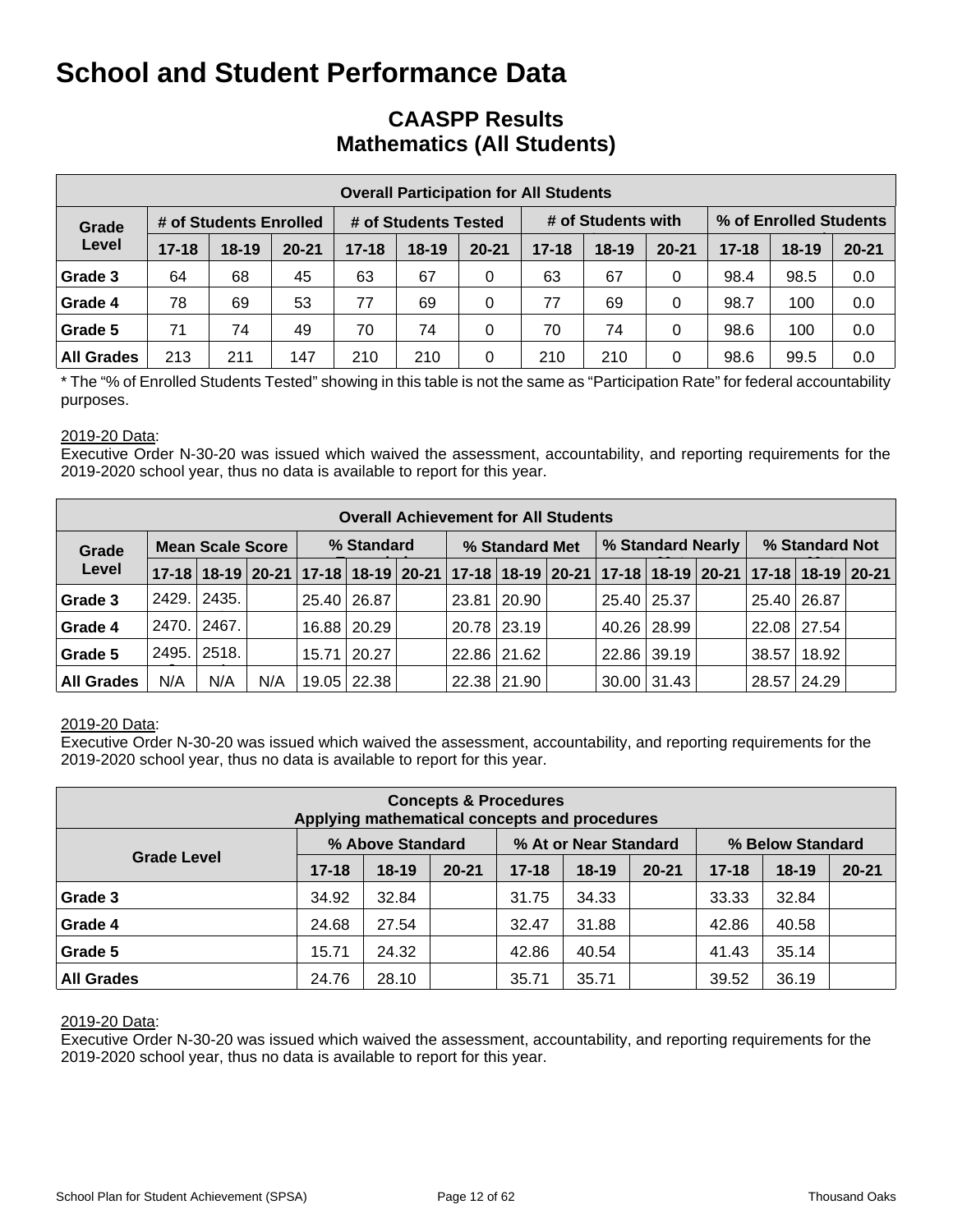# School and Student Performance Data

## CAASPP Results
## Mathematics (All Students)

| Overall Participation for All Students | | | | | | | | | | | | |
|---|---|---|---|---|---|---|---|---|---|---|---|---|
| Grade Level | # of Students Enrolled | | | # of Students Tested | | | # of Students with | | | % of Enrolled Students | | |
| | 17-18 | 18-19 | 20-21 | 17-18 | 18-19 | 20-21 | 17-18 | 18-19 | 20-21 | 17-18 | 18-19 | 20-21 |
| Grade 3 | 64 | 68 | 45 | 63 | 67 | 0 | 63 | 67 | 0 | 98.4 | 98.5 | 0.0 |
| Grade 4 | 78 | 69 | 53 | 77 | 69 | 0 | 77 | 69 | 0 | 98.7 | 100 | 0.0 |
| Grade 5 | 71 | 74 | 49 | 70 | 74 | 0 | 70 | 74 | 0 | 98.6 | 100 | 0.0 |
| All Grades | 213 | 211 | 147 | 210 | 210 | 0 | 210 | 210 | 0 | 98.6 | 99.5 | 0.0 |

* The "% of Enrolled Students Tested" showing in this table is not the same as "Participation Rate" for federal accountability purposes.

2019-20 Data:
Executive Order N-30-20 was issued which waived the assessment, accountability, and reporting requirements for the 2019-2020 school year, thus no data is available to report for this year.

| Overall Achievement for All Students | | | | | | | | | | | | | | | |
|---|---|---|---|---|---|---|---|---|---|---|---|---|---|---|---|
| Grade Level | Mean Scale Score | | | % Standard | | | % Standard Met | | | % Standard Nearly | | | % Standard Not | | |
| | 17-18 | 18-19 | 20-21 | 17-18 | 18-19 | 20-21 | 17-18 | 18-19 | 20-21 | 17-18 | 18-19 | 20-21 | 17-18 | 18-19 | 20-21 |
| Grade 3 | 2429. | 2435. | | 25.40 | 26.87 | | 23.81 | 20.90 | | 25.40 | 25.37 | | 25.40 | 26.87 | |
| Grade 4 | 2470. | 2467. | | 16.88 | 20.29 | | 20.78 | 23.19 | | 40.26 | 28.99 | | 22.08 | 27.54 | |
| Grade 5 | 2495. | 2518. | | 15.71 | 20.27 | | 22.86 | 21.62 | | 22.86 | 39.19 | | 38.57 | 18.92 | |
| All Grades | N/A | N/A | N/A | 19.05 | 22.38 | | 22.38 | 21.90 | | 30.00 | 31.43 | | 28.57 | 24.29 | |

2019-20 Data:
Executive Order N-30-20 was issued which waived the assessment, accountability, and reporting requirements for the 2019-2020 school year, thus no data is available to report for this year.

| Concepts & Procedures<br>Applying mathematical concepts and procedures | | | | | | | | | |
|---|---|---|---|---|---|---|---|---|---|
| Grade Level | % Above Standard | | | % At or Near Standard | | | % Below Standard | | |
| | 17-18 | 18-19 | 20-21 | 17-18 | 18-19 | 20-21 | 17-18 | 18-19 | 20-21 |
| Grade 3 | 34.92 | 32.84 | | 31.75 | 34.33 | | 33.33 | 32.84 | |
| Grade 4 | 24.68 | 27.54 | | 32.47 | 31.88 | | 42.86 | 40.58 | |
| Grade 5 | 15.71 | 24.32 | | 42.86 | 40.54 | | 41.43 | 35.14 | |
| All Grades | 24.76 | 28.10 | | 35.71 | 35.71 | | 39.52 | 36.19 | |

2019-20 Data:
Executive Order N-30-20 was issued which waived the assessment, accountability, and reporting requirements for the 2019-2020 school year, thus no data is available to report for this year.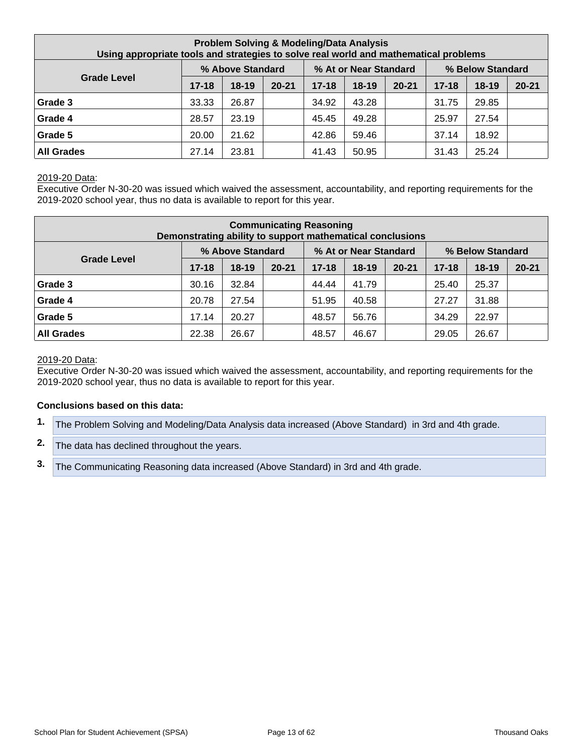| Problem Solving & Modeling/Data Analysis<br>Using appropriate tools and strategies to solve real world and mathematical problems | | | | | | | | | |
|---|---|---|---|---|---|---|---|---|---|
| Grade Level | % Above Standard | | | % At or Near Standard | | | % Below Standard | | |
| | 17-18 | 18-19 | 20-21 | 17-18 | 18-19 | 20-21 | 17-18 | 18-19 | 20-21 |
| Grade 3 | 33.33 | 26.87 | | 34.92 | 43.28 | | 31.75 | 29.85 | |
| Grade 4 | 28.57 | 23.19 | | 45.45 | 49.28 | | 25.97 | 27.54 | |
| Grade 5 | 20.00 | 21.62 | | 42.86 | 59.46 | | 37.14 | 18.92 | |
| All Grades | 27.14 | 23.81 | | 41.43 | 50.95 | | 31.43 | 25.24 | |

2019-20 Data:
Executive Order N-30-20 was issued which waived the assessment, accountability, and reporting requirements for the 2019-2020 school year, thus no data is available to report for this year.

| Communicating Reasoning<br>Demonstrating ability to support mathematical conclusions | | | | | | | | | |
|---|---|---|---|---|---|---|---|---|---|
| Grade Level | % Above Standard | | | % At or Near Standard | | | % Below Standard | | |
| | 17-18 | 18-19 | 20-21 | 17-18 | 18-19 | 20-21 | 17-18 | 18-19 | 20-21 |
| Grade 3 | 30.16 | 32.84 | | 44.44 | 41.79 | | 25.40 | 25.37 | |
| Grade 4 | 20.78 | 27.54 | | 51.95 | 40.58 | | 27.27 | 31.88 | |
| Grade 5 | 17.14 | 20.27 | | 48.57 | 56.76 | | 34.29 | 22.97 | |
| All Grades | 22.38 | 26.67 | | 48.57 | 46.67 | | 29.05 | 26.67 | |

2019-20 Data:
Executive Order N-30-20 was issued which waived the assessment, accountability, and reporting requirements for the 2019-2020 school year, thus no data is available to report for this year.

**Conclusions based on this data:**

1. The Problem Solving and Modeling/Data Analysis data increased (Above Standard) in 3rd and 4th grade.
2. The data has declined throughout the years.
3. The Communicating Reasoning data increased (Above Standard) in 3rd and 4th grade.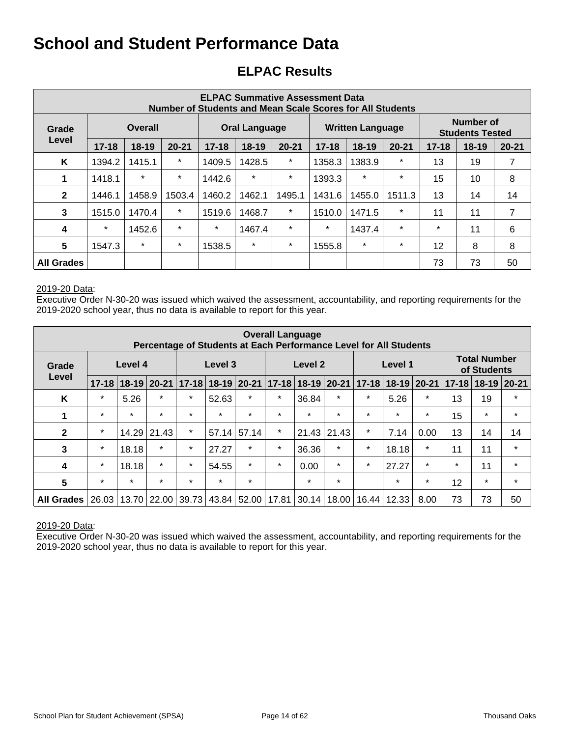# School and Student Performance Data

## ELPAC Results

| ELPAC Summative Assessment Data<br>Number of Students and Mean Scale Scores for All Students | | | | | | | | | | | | |
|---|---|---|---|---|---|---|---|---|---|---|---|---|
| Grade Level | Overall | | | Oral Language | | | Written Language | | | Number of Students Tested | | |
| | 17-18 | 18-19 | 20-21 | 17-18 | 18-19 | 20-21 | 17-18 | 18-19 | 20-21 | 17-18 | 18-19 | 20-21 |
| K | 1394.2 | 1415.1 | * | 1409.5 | 1428.5 | * | 1358.3 | 1383.9 | * | 13 | 19 | 7 |
| 1 | 1418.1 | * | * | 1442.6 | * | * | 1393.3 | * | * | 15 | 10 | 8 |
| 2 | 1446.1 | 1458.9 | 1503.4 | 1460.2 | 1462.1 | 1495.1 | 1431.6 | 1455.0 | 1511.3 | 13 | 14 | 14 |
| 3 | 1515.0 | 1470.4 | * | 1519.6 | 1468.7 | * | 1510.0 | 1471.5 | * | 11 | 11 | 7 |
| 4 | * | 1452.6 | * | * | 1467.4 | * | * | 1437.4 | * | * | 11 | 6 |
| 5 | 1547.3 | * | * | 1538.5 | * | * | 1555.8 | * | * | 12 | 8 | 8 |
| All Grades | | | | | | | | | | 73 | 73 | 50 |

2019-20 Data:
Executive Order N-30-20 was issued which waived the assessment, accountability, and reporting requirements for the 2019-2020 school year, thus no data is available to report for this year.

| Overall Language<br>Percentage of Students at Each Performance Level for All Students | | | | | | | | | | | | | | | |
|---|---|---|---|---|---|---|---|---|---|---|---|---|---|---|---|
| Grade Level | Level 4 | | | Level 3 | | | Level 2 | | | Level 1 | | | Total Number of Students | | |
| | 17-18 | 18-19 | 20-21 | 17-18 | 18-19 | 20-21 | 17-18 | 18-19 | 20-21 | 17-18 | 18-19 | 20-21 | 17-18 | 18-19 | 20-21 |
| K | * | 5.26 | * | * | 52.63 | * | * | 36.84 | * | * | 5.26 | * | 13 | 19 | * |
| 1 | * | * | * | * | * | * | * | * | * | * | * | * | 15 | * | * |
| 2 | * | 14.29 | 21.43 | * | 57.14 | 57.14 | * | 21.43 | 21.43 | * | 7.14 | 0.00 | 13 | 14 | 14 |
| 3 | * | 18.18 | * | * | 27.27 | * | * | 36.36 | * | * | 18.18 | * | 11 | 11 | * |
| 4 | * | 18.18 | * | * | 54.55 | * | * | 0.00 | * | * | 27.27 | * | * | 11 | * |
| 5 | * | * | * | * | * | * | | * | * | | * | * | 12 | * | * |
| All Grades | 26.03 | 13.70 | 22.00 | 39.73 | 43.84 | 52.00 | 17.81 | 30.14 | 18.00 | 16.44 | 12.33 | 8.00 | 73 | 73 | 50 |

2019-20 Data:
Executive Order N-30-20 was issued which waived the assessment, accountability, and reporting requirements for the 2019-2020 school year, thus no data is available to report for this year.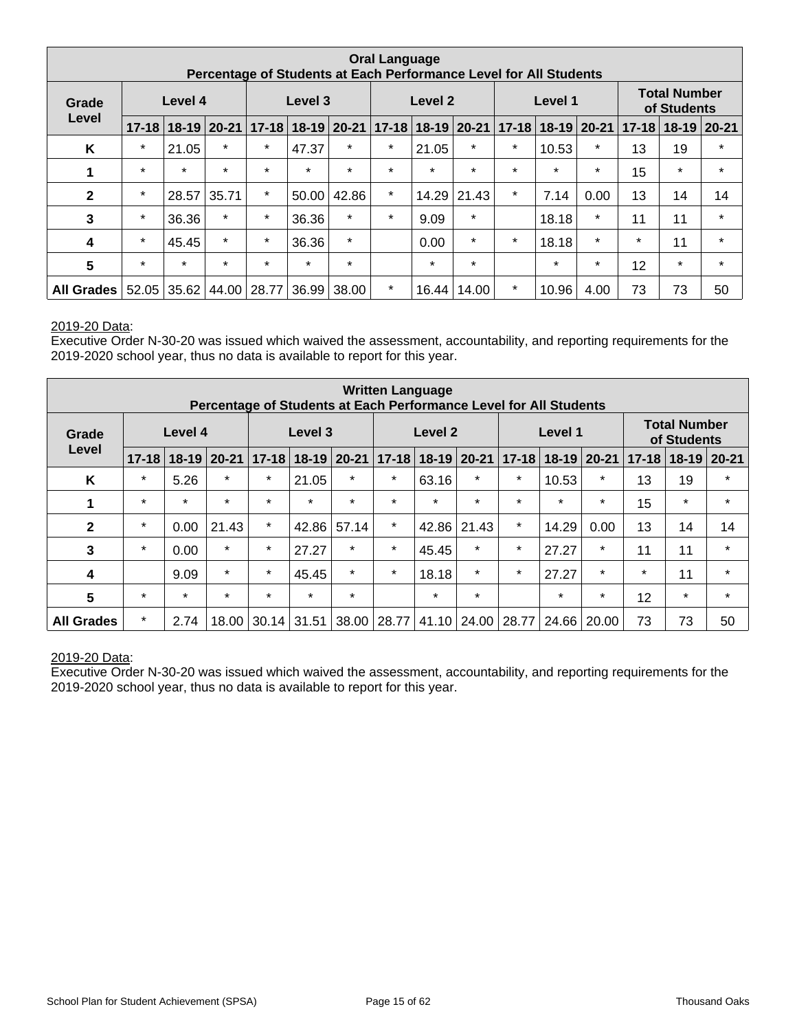| Oral Language<br>Percentage of Students at Each Performance Level for All Students | | | | | | | | | | | | | | | |
|---|---|---|---|---|---|---|---|---|---|---|---|---|---|---|---|
| **Grade Level** | **Level 4** | | | **Level 3** | | | **Level 2** | | | **Level 1** | | | **Total Number of Students** | | |
| | **17-18** | **18-19** | **20-21** | **17-18** | **18-19** | **20-21** | **17-18** | **18-19** | **20-21** | **17-18** | **18-19** | **20-21** | **17-18** | **18-19** | **20-21** |
| **K** | * | 21.05 | * | * | 47.37 | * | * | 21.05 | * | * | 10.53 | * | 13 | 19 | * |
| **1** | * | * | * | * | * | * | * | * | * | * | * | * | 15 | * | * |
| **2** | * | 28.57 | 35.71 | * | 50.00 | 42.86 | * | 14.29 | 21.43 | * | 7.14 | 0.00 | 13 | 14 | 14 |
| **3** | * | 36.36 | * | * | 36.36 | * | * | 9.09 | * | | 18.18 | * | 11 | 11 | * |
| **4** | * | 45.45 | * | * | 36.36 | * | | 0.00 | * | * | 18.18 | * | * | 11 | * |
| **5** | * | * | * | * | * | * | | * | * | | * | * | 12 | * | * |
| **All Grades** | 52.05 | 35.62 | 44.00 | 28.77 | 36.99 | 38.00 | * | 16.44 | 14.00 | * | 10.96 | 4.00 | 73 | 73 | 50 |

2019-20 Data:
Executive Order N-30-20 was issued which waived the assessment, accountability, and reporting requirements for the 2019-2020 school year, thus no data is available to report for this year.

| Written Language<br>Percentage of Students at Each Performance Level for All Students | | | | | | | | | | | | | | | |
|---|---|---|---|---|---|---|---|---|---|---|---|---|---|---|---|
| **Grade Level** | **Level 4** | | | **Level 3** | | | **Level 2** | | | **Level 1** | | | **Total Number of Students** | | |
| | **17-18** | **18-19** | **20-21** | **17-18** | **18-19** | **20-21** | **17-18** | **18-19** | **20-21** | **17-18** | **18-19** | **20-21** | **17-18** | **18-19** | **20-21** |
| **K** | * | 5.26 | * | * | 21.05 | * | * | 63.16 | * | * | 10.53 | * | 13 | 19 | * |
| **1** | * | * | * | * | * | * | * | * | * | * | * | * | 15 | * | * |
| **2** | * | 0.00 | 21.43 | * | 42.86 | 57.14 | * | 42.86 | 21.43 | * | 14.29 | 0.00 | 13 | 14 | 14 |
| **3** | * | 0.00 | * | * | 27.27 | * | * | 45.45 | * | * | 27.27 | * | 11 | 11 | * |
| **4** | | 9.09 | * | * | 45.45 | * | * | 18.18 | * | * | 27.27 | * | * | 11 | * |
| **5** | * | * | * | * | * | * | | * | * | | * | * | 12 | * | * |
| **All Grades** | * | 2.74 | 18.00 | 30.14 | 31.51 | 38.00 | 28.77 | 41.10 | 24.00 | 28.77 | 24.66 | 20.00 | 73 | 73 | 50 |

2019-20 Data:
Executive Order N-30-20 was issued which waived the assessment, accountability, and reporting requirements for the 2019-2020 school year, thus no data is available to report for this year.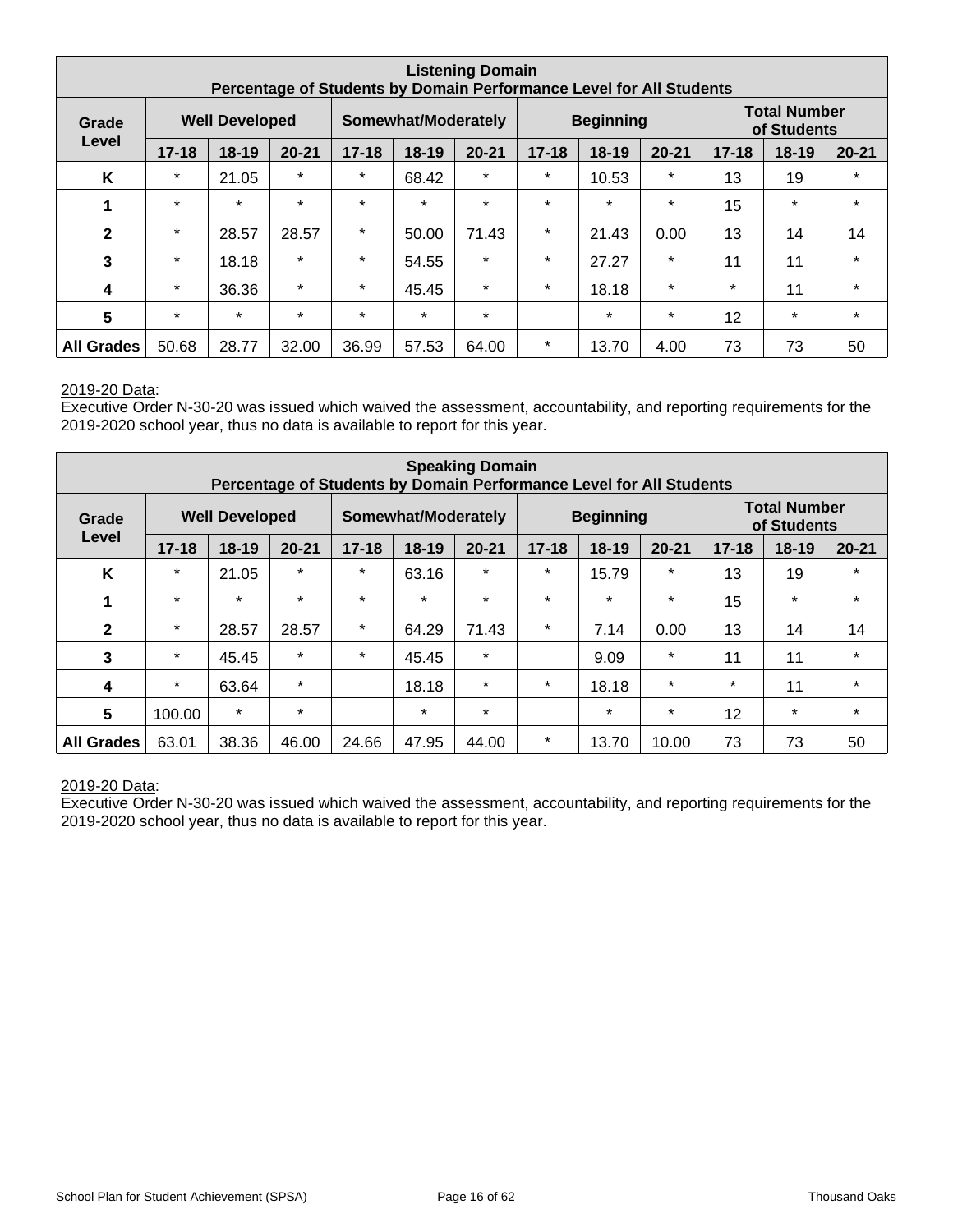| **Listening Domain**<br>**Percentage of Students by Domain Performance Level for All Students** | | | | | | | | | | | | |
|---|---|---|---|---|---|---|---|---|---|---|---|---|
| **Grade Level** | **Well Developed** | | | **Somewhat/Moderately** | | | **Beginning** | | | **Total Number of Students** | | |
| | **17-18** | **18-19** | **20-21** | **17-18** | **18-19** | **20-21** | **17-18** | **18-19** | **20-21** | **17-18** | **18-19** | **20-21** |
| **K** | * | 21.05 | * | * | 68.42 | * | * | 10.53 | * | 13 | 19 | * |
| **1** | * | * | * | * | * | * | * | * | * | 15 | * | * |
| **2** | * | 28.57 | 28.57 | * | 50.00 | 71.43 | * | 21.43 | 0.00 | 13 | 14 | 14 |
| **3** | * | 18.18 | * | * | 54.55 | * | * | 27.27 | * | 11 | 11 | * |
| **4** | * | 36.36 | * | * | 45.45 | * | * | 18.18 | * | * | 11 | * |
| **5** | * | * | * | * | * | * | | * | * | 12 | * | * |
| **All Grades** | 50.68 | 28.77 | 32.00 | 36.99 | 57.53 | 64.00 | * | 13.70 | 4.00 | 73 | 73 | 50 |

<u>2019-20 Data</u>:
Executive Order N-30-20 was issued which waived the assessment, accountability, and reporting requirements for the 2019-2020 school year, thus no data is available to report for this year.

| **Speaking Domain**<br>**Percentage of Students by Domain Performance Level for All Students** | | | | | | | | | | | | |
|---|---|---|---|---|---|---|---|---|---|---|---|---|
| **Grade Level** | **Well Developed** | | | **Somewhat/Moderately** | | | **Beginning** | | | **Total Number of Students** | | |
| | **17-18** | **18-19** | **20-21** | **17-18** | **18-19** | **20-21** | **17-18** | **18-19** | **20-21** | **17-18** | **18-19** | **20-21** |
| **K** | * | 21.05 | * | * | 63.16 | * | * | 15.79 | * | 13 | 19 | * |
| **1** | * | * | * | * | * | * | * | * | * | 15 | * | * |
| **2** | * | 28.57 | 28.57 | * | 64.29 | 71.43 | * | 7.14 | 0.00 | 13 | 14 | 14 |
| **3** | * | 45.45 | * | * | 45.45 | * | | 9.09 | * | 11 | 11 | * |
| **4** | * | 63.64 | * | | 18.18 | * | * | 18.18 | * | * | 11 | * |
| **5** | 100.00 | * | * | | * | * | | * | * | 12 | * | * |
| **All Grades** | 63.01 | 38.36 | 46.00 | 24.66 | 47.95 | 44.00 | * | 13.70 | 10.00 | 73 | 73 | 50 |

<u>2019-20 Data</u>:
Executive Order N-30-20 was issued which waived the assessment, accountability, and reporting requirements for the 2019-2020 school year, thus no data is available to report for this year.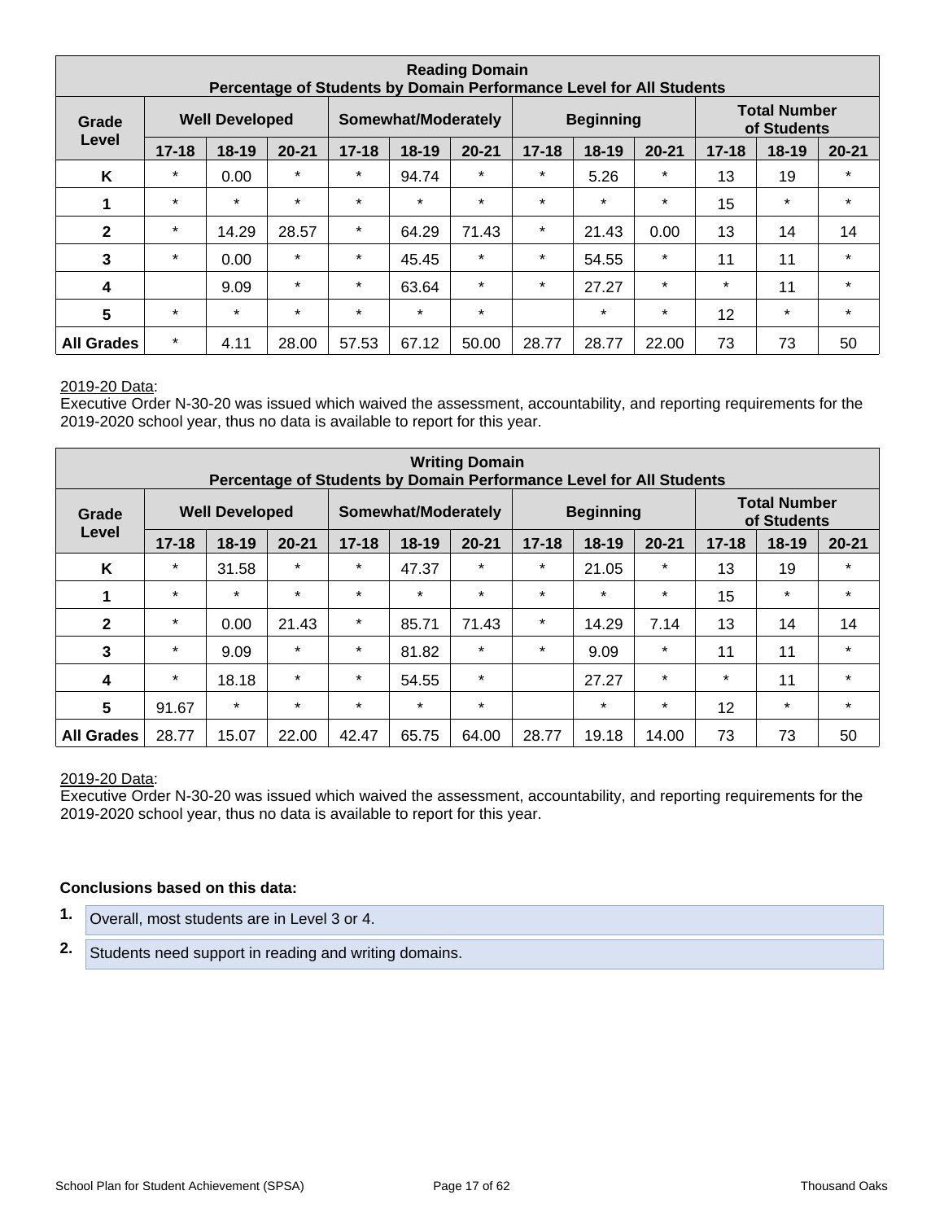| Reading Domain<br>Percentage of Students by Domain Performance Level for All Students | | | | | | | | | | | | |
|---|---|---|---|---|---|---|---|---|---|---|---|---|
| Grade Level | Well Developed | | | Somewhat/Moderately | | | Beginning | | | Total Number of Students | | |
| | 17-18 | 18-19 | 20-21 | 17-18 | 18-19 | 20-21 | 17-18 | 18-19 | 20-21 | 17-18 | 18-19 | 20-21 |
| K | * | 0.00 | * | * | 94.74 | * | * | 5.26 | * | 13 | 19 | * |
| 1 | * | * | * | * | * | * | * | * | * | 15 | * | * |
| 2 | * | 14.29 | 28.57 | * | 64.29 | 71.43 | * | 21.43 | 0.00 | 13 | 14 | 14 |
| 3 | * | 0.00 | * | * | 45.45 | * | * | 54.55 | * | 11 | 11 | * |
| 4 | | 9.09 | * | * | 63.64 | * | * | 27.27 | * | * | 11 | * |
| 5 | * | * | * | * | * | * | | * | * | 12 | * | * |
| All Grades | * | 4.11 | 28.00 | 57.53 | 67.12 | 50.00 | 28.77 | 28.77 | 22.00 | 73 | 73 | 50 |

2019-20 Data:
Executive Order N-30-20 was issued which waived the assessment, accountability, and reporting requirements for the 2019-2020 school year, thus no data is available to report for this year.

| Writing Domain<br>Percentage of Students by Domain Performance Level for All Students | | | | | | | | | | | | |
|---|---|---|---|---|---|---|---|---|---|---|---|---|
| Grade Level | Well Developed | | | Somewhat/Moderately | | | Beginning | | | Total Number of Students | | |
| | 17-18 | 18-19 | 20-21 | 17-18 | 18-19 | 20-21 | 17-18 | 18-19 | 20-21 | 17-18 | 18-19 | 20-21 |
| K | * | 31.58 | * | * | 47.37 | * | * | 21.05 | * | 13 | 19 | * |
| 1 | * | * | * | * | * | * | * | * | * | 15 | * | * |
| 2 | * | 0.00 | 21.43 | * | 85.71 | 71.43 | * | 14.29 | 7.14 | 13 | 14 | 14 |
| 3 | * | 9.09 | * | * | 81.82 | * | * | 9.09 | * | 11 | 11 | * |
| 4 | * | 18.18 | * | * | 54.55 | * | | 27.27 | * | * | 11 | * |
| 5 | 91.67 | * | * | * | * | * | | * | * | 12 | * | * |
| All Grades | 28.77 | 15.07 | 22.00 | 42.47 | 65.75 | 64.00 | 28.77 | 19.18 | 14.00 | 73 | 73 | 50 |

2019-20 Data:
Executive Order N-30-20 was issued which waived the assessment, accountability, and reporting requirements for the 2019-2020 school year, thus no data is available to report for this year.

**Conclusions based on this data:**

1. Overall, most students are in Level 3 or 4.
2. Students need support in reading and writing domains.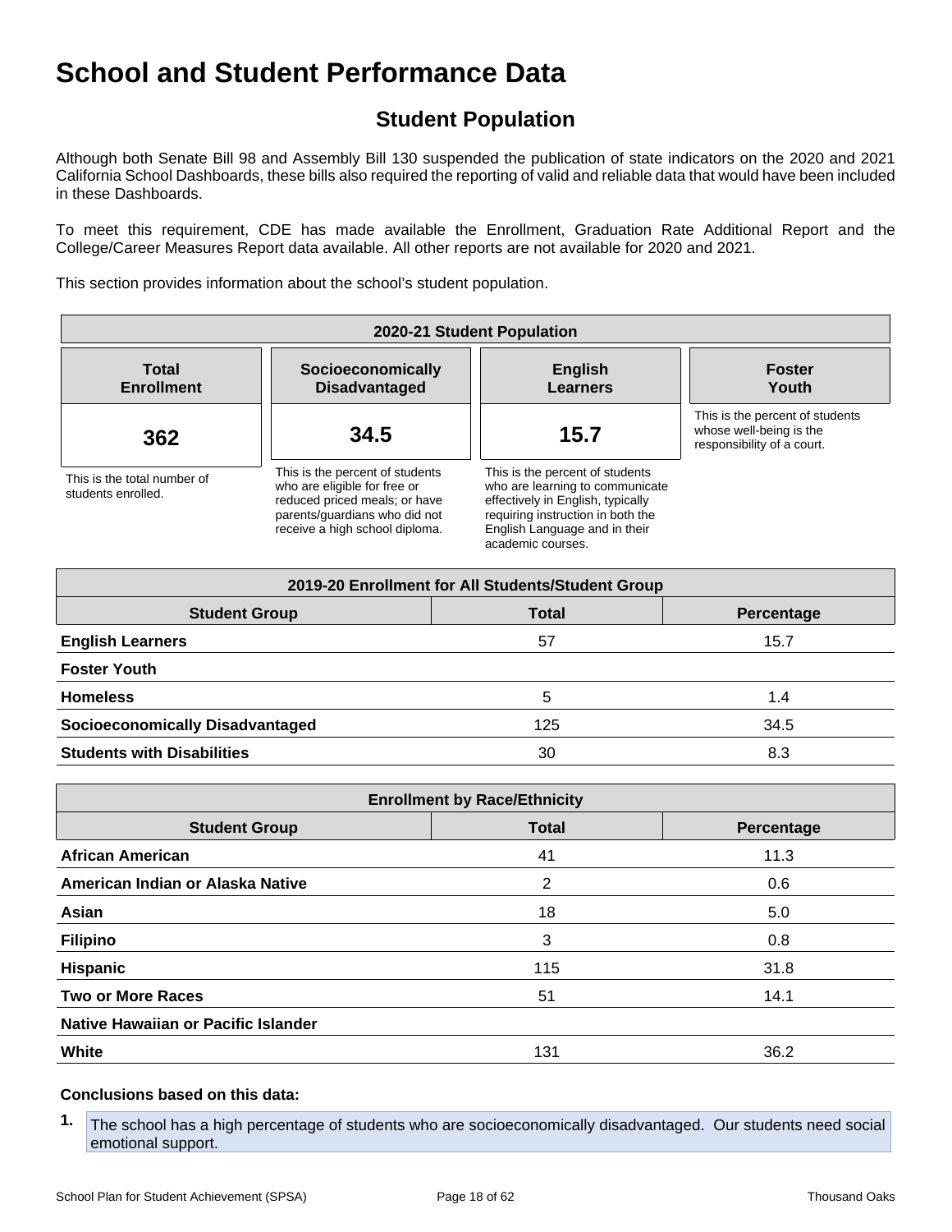# School and Student Performance Data

## Student Population

Although both Senate Bill 98 and Assembly Bill 130 suspended the publication of state indicators on the 2020 and 2021 California School Dashboards, these bills also required the reporting of valid and reliable data that would have been included in these Dashboards.

To meet this requirement, CDE has made available the Enrollment, Graduation Rate Additional Report and the College/Career Measures Report data available. All other reports are not available for 2020 and 2021.

This section provides information about the school's student population.

| 2020-21 Student Population | | | |
|---|---|---|---|
| **Total Enrollment** | **Socioeconomically Disadvantaged** | **English Learners** | **Foster Youth** |
| **362** | **34.5** | **15.7** | |
| This is the total number of students enrolled. | This is the percent of students who are eligible for free or reduced priced meals; or have parents/guardians who did not receive a high school diploma. | This is the percent of students who are learning to communicate effectively in English, typically requiring instruction in both the English Language and in their academic courses. | This is the percent of students whose well-being is the responsibility of a court. |

| 2019-20 Enrollment for All Students/Student Group | | |
|---|---|---|
| **Student Group** | **Total** | **Percentage** |
| **English Learners** | 57 | 15.7 |
| **Foster Youth** | | |
| **Homeless** | 5 | 1.4 |
| **Socioeconomically Disadvantaged** | 125 | 34.5 |
| **Students with Disabilities** | 30 | 8.3 |

| Enrollment by Race/Ethnicity | | |
|---|---|---|
| **Student Group** | **Total** | **Percentage** |
| **African American** | 41 | 11.3 |
| **American Indian or Alaska Native** | 2 | 0.6 |
| **Asian** | 18 | 5.0 |
| **Filipino** | 3 | 0.8 |
| **Hispanic** | 115 | 31.8 |
| **Two or More Races** | 51 | 14.1 |
| **Native Hawaiian or Pacific Islander** | | |
| **White** | 131 | 36.2 |

**Conclusions based on this data:**

1. The school has a high percentage of students who are socioeconomically disadvantaged. Our students need social emotional support.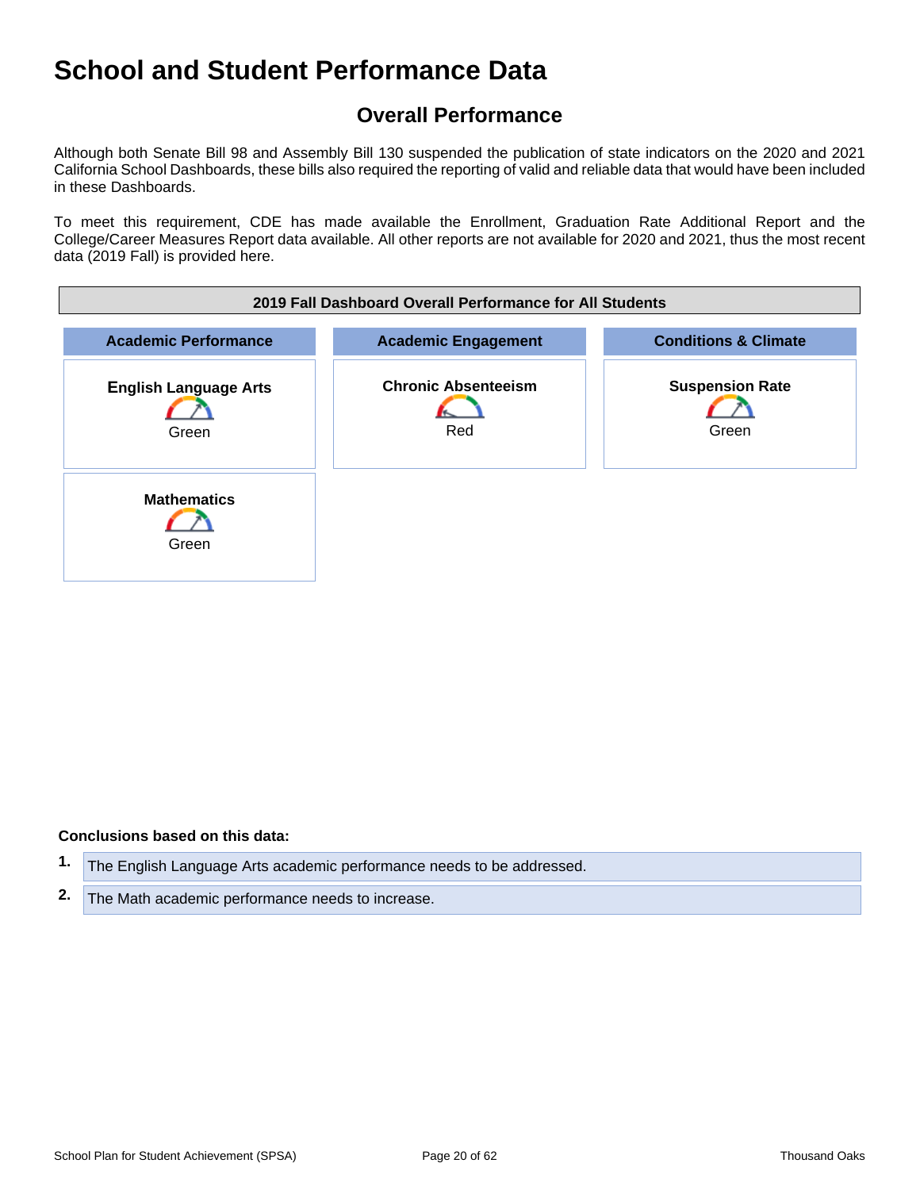# School and Student Performance Data

## Overall Performance

Although both Senate Bill 98 and Assembly Bill 130 suspended the publication of state indicators on the 2020 and 2021 California School Dashboards, these bills also required the reporting of valid and reliable data that would have been included in these Dashboards.

To meet this requirement, CDE has made available the Enrollment, Graduation Rate Additional Report and the College/Career Measures Report data available. All other reports are not available for 2020 and 2021, thus the most recent data (2019 Fall) is provided here.

| 2019 Fall Dashboard Overall Performance for All Students | | |
|---|---|---|
| **Academic Performance** | **Academic Engagement** | **Conditions & Climate** |
| **English Language Arts** Green | **Chronic Absenteeism** Red | **Suspension Rate** Green |
| **Mathematics** Green | | |

**Conclusions based on this data:**

1. The English Language Arts academic performance needs to be addressed.
2. The Math academic performance needs to increase.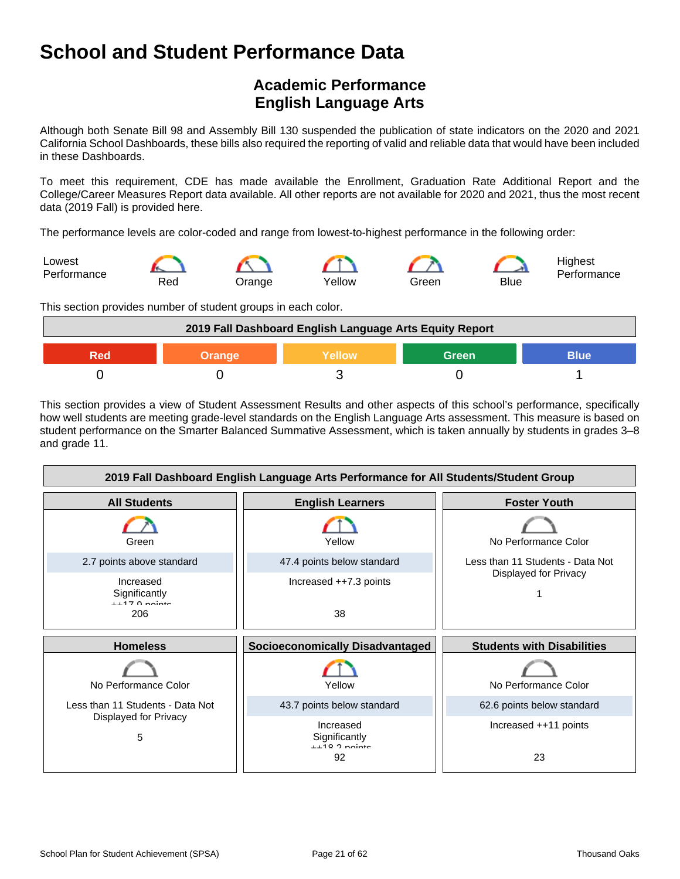# School and Student Performance Data

## Academic Performance
## English Language Arts

Although both Senate Bill 98 and Assembly Bill 130 suspended the publication of state indicators on the 2020 and 2021 California School Dashboards, these bills also required the reporting of valid and reliable data that would have been included in these Dashboards.

To meet this requirement, CDE has made available the Enrollment, Graduation Rate Additional Report and the College/Career Measures Report data available. All other reports are not available for 2020 and 2021, thus the most recent data (2019 Fall) is provided here.

The performance levels are color-coded and range from lowest-to-highest performance in the following order:

Lowest Performance — Red — Orange — Yellow — Green — Blue — Highest Performance

This section provides number of student groups in each color.

| 2019 Fall Dashboard English Language Arts Equity Report | | | | |
|---|---|---|---|---|
| Red | Orange | Yellow | Green | Blue |
| 0 | 0 | 3 | 0 | 1 |

This section provides a view of Student Assessment Results and other aspects of this school's performance, specifically how well students are meeting grade-level standards on the English Language Arts assessment. This measure is based on student performance on the Smarter Balanced Summative Assessment, which is taken annually by students in grades 3–8 and grade 11.

| 2019 Fall Dashboard English Language Arts Performance for All Students/Student Group | | |
|---|---|---|
| **All Students** | **English Learners** | **Foster Youth** |
| Green | Yellow | No Performance Color |
| 2.7 points above standard | 47.4 points below standard | Less than 11 Students - Data Not Displayed for Privacy |
| Increased Significantly ++17.0 points | Increased ++7.3 points | |
| 206 | 38 | 1 |
| **Homeless** | **Socioeconomically Disadvantaged** | **Students with Disabilities** |
| No Performance Color | Yellow | No Performance Color |
| Less than 11 Students - Data Not Displayed for Privacy | 43.7 points below standard | 62.6 points below standard |
| | Increased Significantly ++18.2 points | Increased ++11 points |
| 5 | 92 | 23 |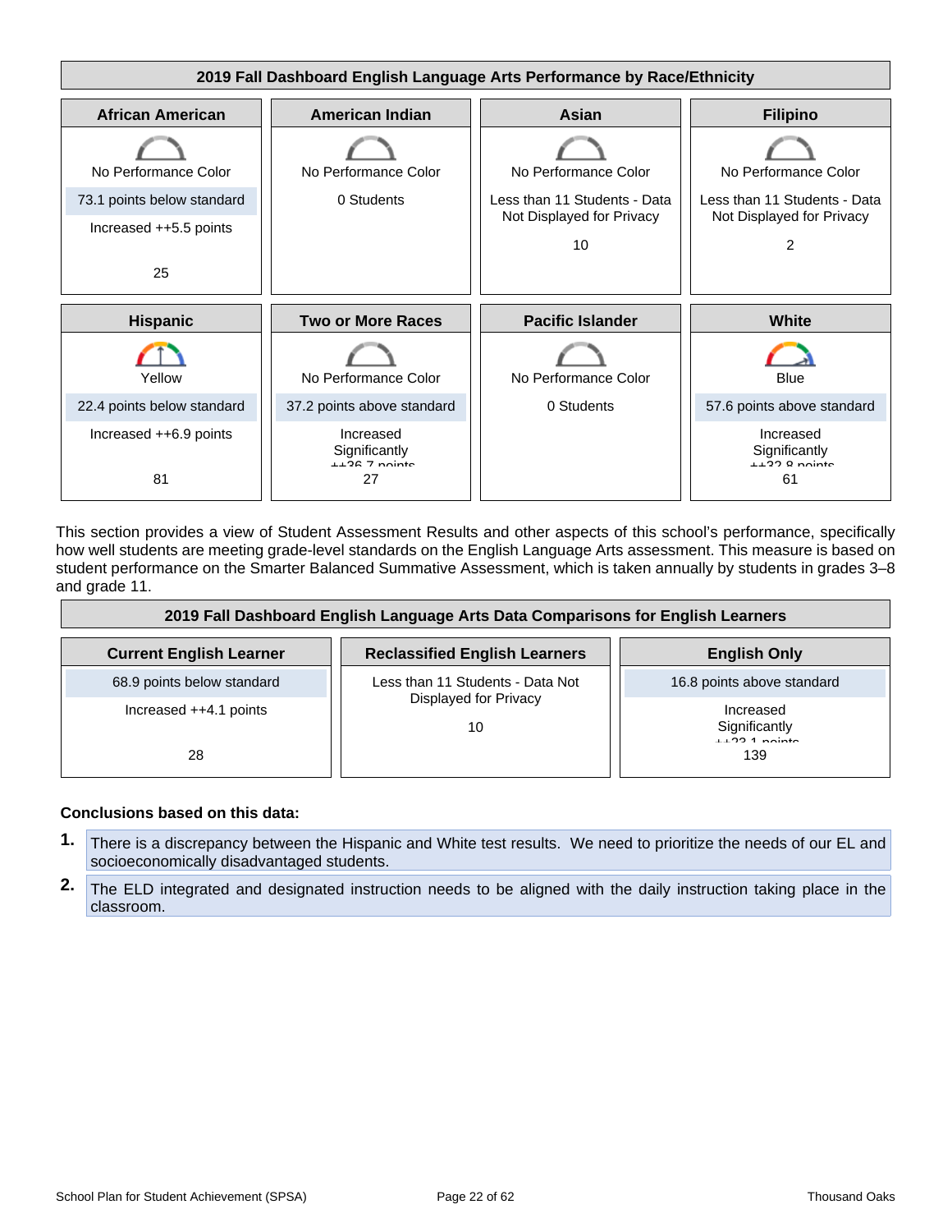**2019 Fall Dashboard English Language Arts Performance by Race/Ethnicity**

| African American | American Indian | Asian | Filipino |
|---|---|---|---|
| No Performance Color | No Performance Color | No Performance Color | No Performance Color |
| 73.1 points below standard | 0 Students | Less than 11 Students - Data Not Displayed for Privacy | Less than 11 Students - Data Not Displayed for Privacy |
| Increased ++5.5 points | | 10 | 2 |
| 25 | | | |

| Hispanic | Two or More Races | Pacific Islander | White |
|---|---|---|---|
| Yellow | No Performance Color | No Performance Color | Blue |
| 22.4 points below standard | 37.2 points above standard | 0 Students | 57.6 points above standard |
| Increased ++6.9 points | Increased Significantly ++36.7 points | | Increased Significantly ++32.8 points |
| 81 | 27 | | 61 |

This section provides a view of Student Assessment Results and other aspects of this school's performance, specifically how well students are meeting grade-level standards on the English Language Arts assessment. This measure is based on student performance on the Smarter Balanced Summative Assessment, which is taken annually by students in grades 3–8 and grade 11.

**2019 Fall Dashboard English Language Arts Data Comparisons for English Learners**

| Current English Learner | Reclassified English Learners | English Only |
|---|---|---|
| 68.9 points below standard | Less than 11 Students - Data Not Displayed for Privacy | 16.8 points above standard |
| Increased ++4.1 points | 10 | Increased Significantly ++23.1 points |
| 28 | | 139 |

**Conclusions based on this data:**

1. There is a discrepancy between the Hispanic and White test results. We need to prioritize the needs of our EL and socioeconomically disadvantaged students.
2. The ELD integrated and designated instruction needs to be aligned with the daily instruction taking place in the classroom.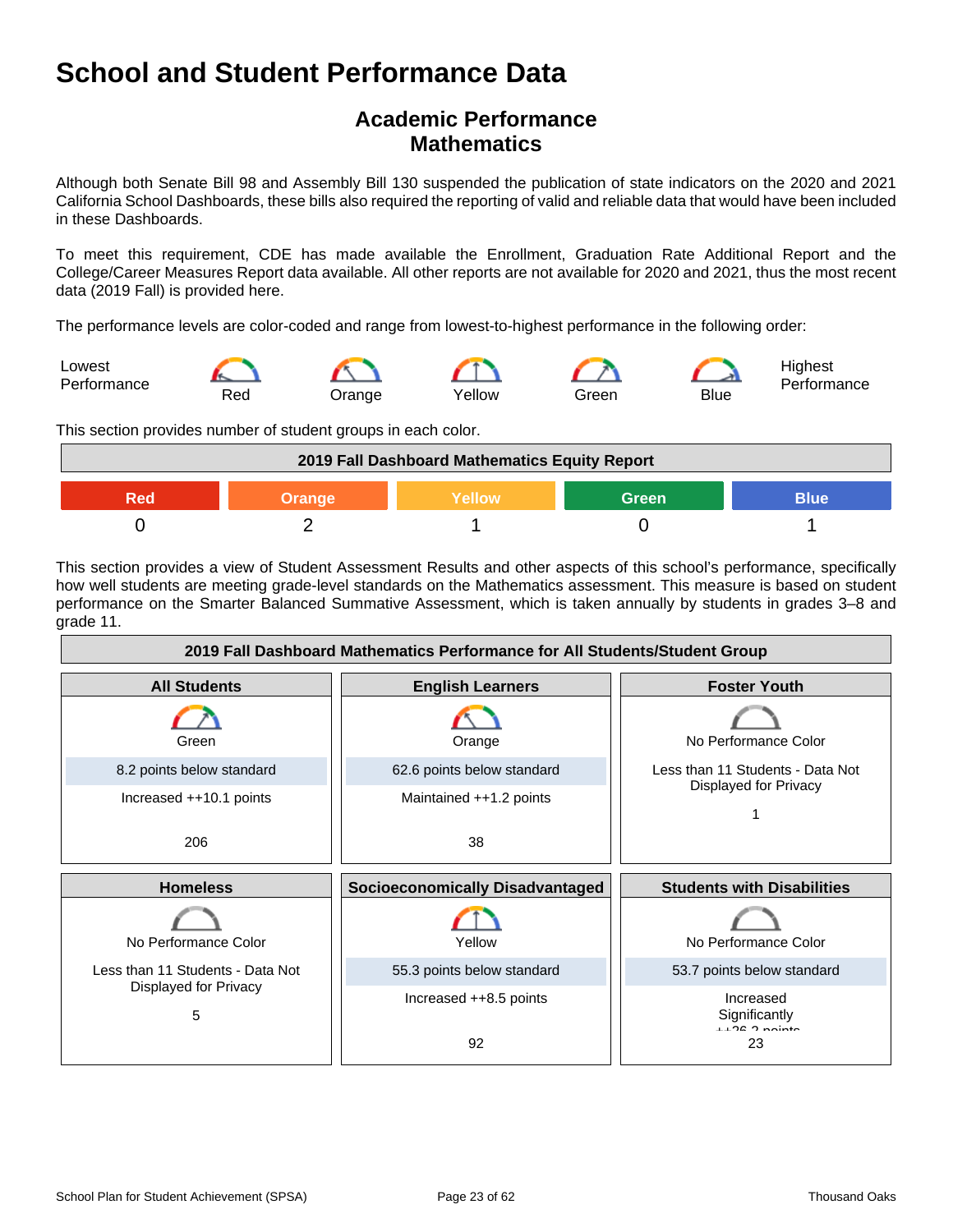# School and Student Performance Data

## Academic Performance
## Mathematics

Although both Senate Bill 98 and Assembly Bill 130 suspended the publication of state indicators on the 2020 and 2021 California School Dashboards, these bills also required the reporting of valid and reliable data that would have been included in these Dashboards.

To meet this requirement, CDE has made available the Enrollment, Graduation Rate Additional Report and the College/Career Measures Report data available. All other reports are not available for 2020 and 2021, thus the most recent data (2019 Fall) is provided here.

The performance levels are color-coded and range from lowest-to-highest performance in the following order:

Lowest Performance — Red — Orange — Yellow — Green — Blue — Highest Performance

This section provides number of student groups in each color.

| 2019 Fall Dashboard Mathematics Equity Report | | | | |
|---|---|---|---|---|
| Red | Orange | Yellow | Green | Blue |
| 0 | 2 | 1 | 0 | 1 |

This section provides a view of Student Assessment Results and other aspects of this school's performance, specifically how well students are meeting grade-level standards on the Mathematics assessment. This measure is based on student performance on the Smarter Balanced Summative Assessment, which is taken annually by students in grades 3–8 and grade 11.

| 2019 Fall Dashboard Mathematics Performance for All Students/Student Group | | |
|---|---|---|
| **All Students** | **English Learners** | **Foster Youth** |
| Green | Orange | No Performance Color |
| 8.2 points below standard | 62.6 points below standard | Less than 11 Students - Data Not Displayed for Privacy |
| Increased ++10.1 points | Maintained ++1.2 points | 1 |
| 206 | 38 | |
| **Homeless** | **Socioeconomically Disadvantaged** | **Students with Disabilities** |
| No Performance Color | Yellow | No Performance Color |
| Less than 11 Students - Data Not Displayed for Privacy | 55.3 points below standard | 53.7 points below standard |
| 5 | Increased ++8.5 points | Increased Significantly ++26.2 points |
| | 92 | 23 |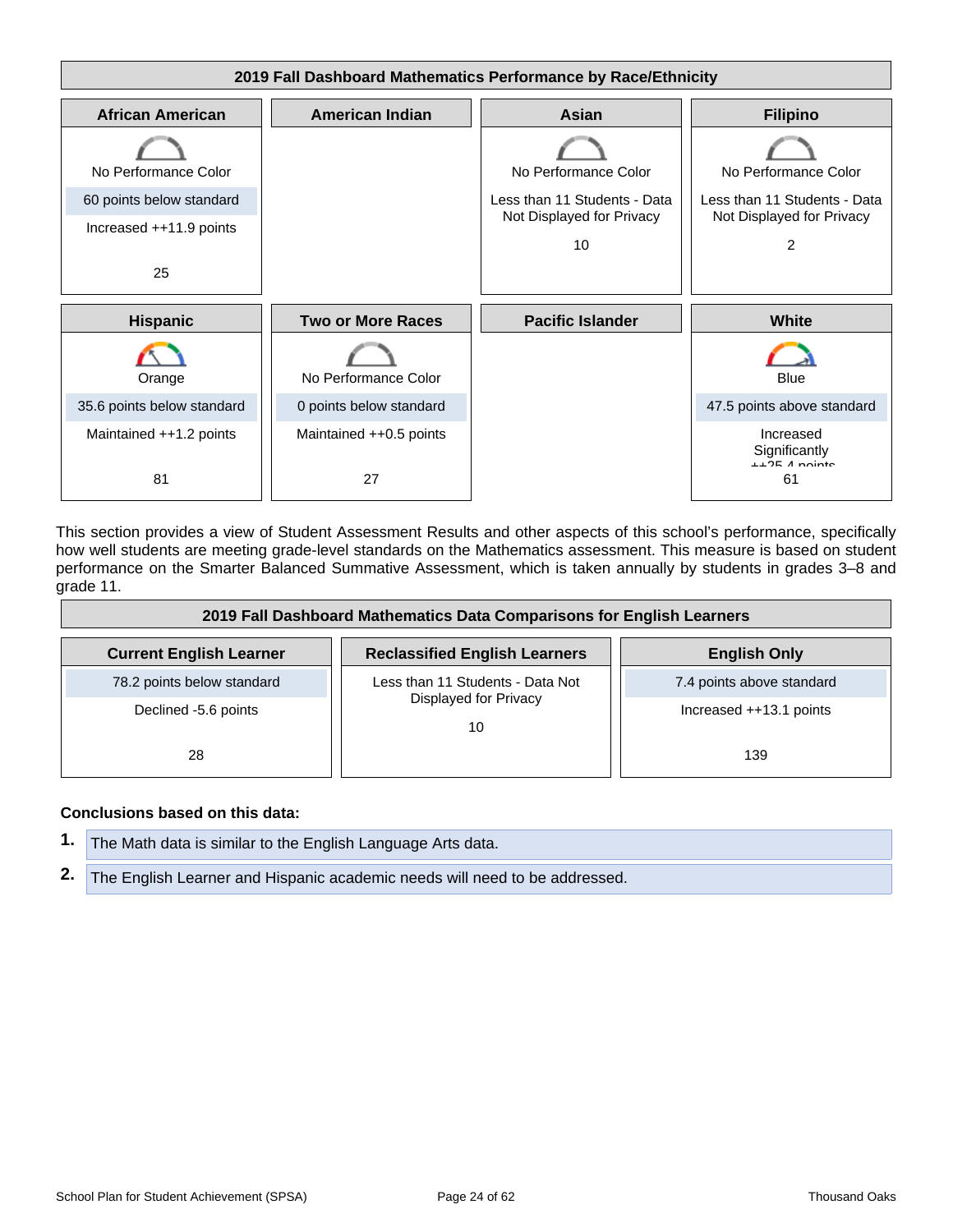**2019 Fall Dashboard Mathematics Performance by Race/Ethnicity**

| African American | American Indian | Asian | Filipino |
|---|---|---|---|
| No Performance Color | | No Performance Color | No Performance Color |
| 60 points below standard | | Less than 11 Students - Data Not Displayed for Privacy | Less than 11 Students - Data Not Displayed for Privacy |
| Increased ++11.9 points | | | |
| 25 | | 10 | 2 |

| Hispanic | Two or More Races | Pacific Islander | White |
|---|---|---|---|
| Orange | No Performance Color | | Blue |
| 35.6 points below standard | 0 points below standard | | 47.5 points above standard |
| Maintained ++1.2 points | Maintained ++0.5 points | | Increased Significantly ++25.4 points |
| 81 | 27 | | 61 |

This section provides a view of Student Assessment Results and other aspects of this school's performance, specifically how well students are meeting grade-level standards on the Mathematics assessment. This measure is based on student performance on the Smarter Balanced Summative Assessment, which is taken annually by students in grades 3–8 and grade 11.

**2019 Fall Dashboard Mathematics Data Comparisons for English Learners**

| Current English Learner | Reclassified English Learners | English Only |
|---|---|---|
| 78.2 points below standard | Less than 11 Students - Data Not Displayed for Privacy | 7.4 points above standard |
| Declined -5.6 points | | Increased ++13.1 points |
| 28 | 10 | 139 |

**Conclusions based on this data:**

1. The Math data is similar to the English Language Arts data.
2. The English Learner and Hispanic academic needs will need to be addressed.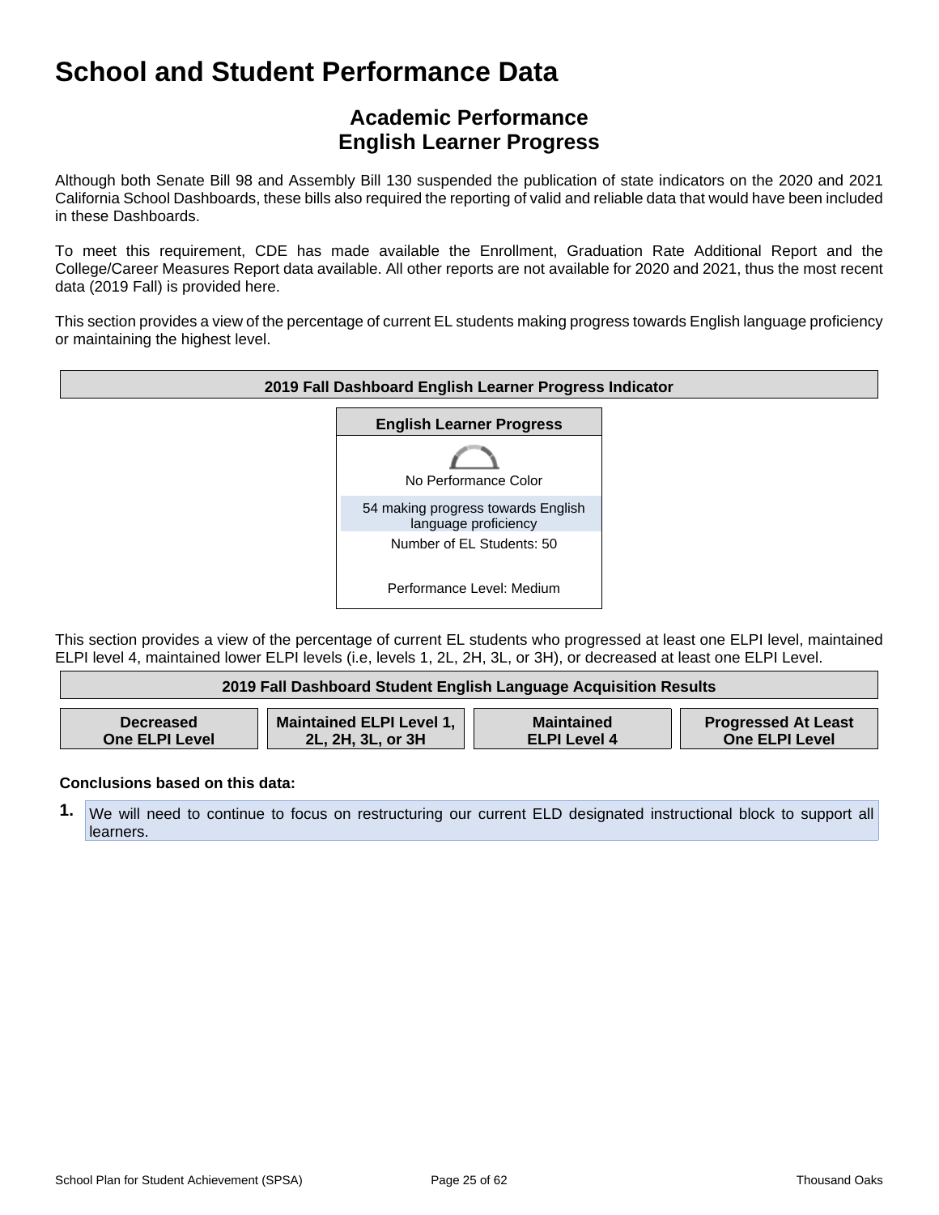# School and Student Performance Data

## Academic Performance
## English Learner Progress

Although both Senate Bill 98 and Assembly Bill 130 suspended the publication of state indicators on the 2020 and 2021 California School Dashboards, these bills also required the reporting of valid and reliable data that would have been included in these Dashboards.

To meet this requirement, CDE has made available the Enrollment, Graduation Rate Additional Report and the College/Career Measures Report data available. All other reports are not available for 2020 and 2021, thus the most recent data (2019 Fall) is provided here.

This section provides a view of the percentage of current EL students making progress towards English language proficiency or maintaining the highest level.

| 2019 Fall Dashboard English Learner Progress Indicator |
|---|

| English Learner Progress |
|---|
| No Performance Color |
| 54 making progress towards English language proficiency |
| Number of EL Students: 50 |
| Performance Level: Medium |

This section provides a view of the percentage of current EL students who progressed at least one ELPI level, maintained ELPI level 4, maintained lower ELPI levels (i.e, levels 1, 2L, 2H, 3L, or 3H), or decreased at least one ELPI Level.

| 2019 Fall Dashboard Student English Language Acquisition Results | | | |
|---|---|---|---|
| **Decreased One ELPI Level** | **Maintained ELPI Level 1, 2L, 2H, 3L, or 3H** | **Maintained ELPI Level 4** | **Progressed At Least One ELPI Level** |

**Conclusions based on this data:**

1. We will need to continue to focus on restructuring our current ELD designated instructional block to support all learners.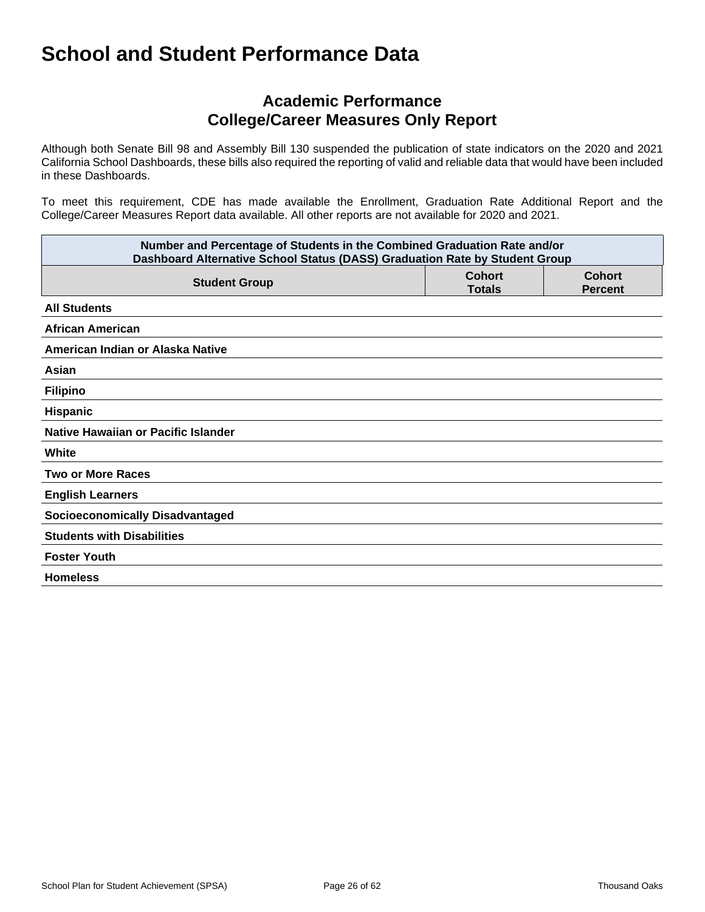# School and Student Performance Data

## Academic Performance
## College/Career Measures Only Report

Although both Senate Bill 98 and Assembly Bill 130 suspended the publication of state indicators on the 2020 and 2021 California School Dashboards, these bills also required the reporting of valid and reliable data that would have been included in these Dashboards.

To meet this requirement, CDE has made available the Enrollment, Graduation Rate Additional Report and the College/Career Measures Report data available. All other reports are not available for 2020 and 2021.

| Number and Percentage of Students in the Combined Graduation Rate and/or Dashboard Alternative School Status (DASS) Graduation Rate by Student Group | | |
|---|---|---|
| **Student Group** | **Cohort Totals** | **Cohort Percent** |
| **All Students** | | |
| **African American** | | |
| **American Indian or Alaska Native** | | |
| **Asian** | | |
| **Filipino** | | |
| **Hispanic** | | |
| **Native Hawaiian or Pacific Islander** | | |
| **White** | | |
| **Two or More Races** | | |
| **English Learners** | | |
| **Socioeconomically Disadvantaged** | | |
| **Students with Disabilities** | | |
| **Foster Youth** | | |
| **Homeless** | | |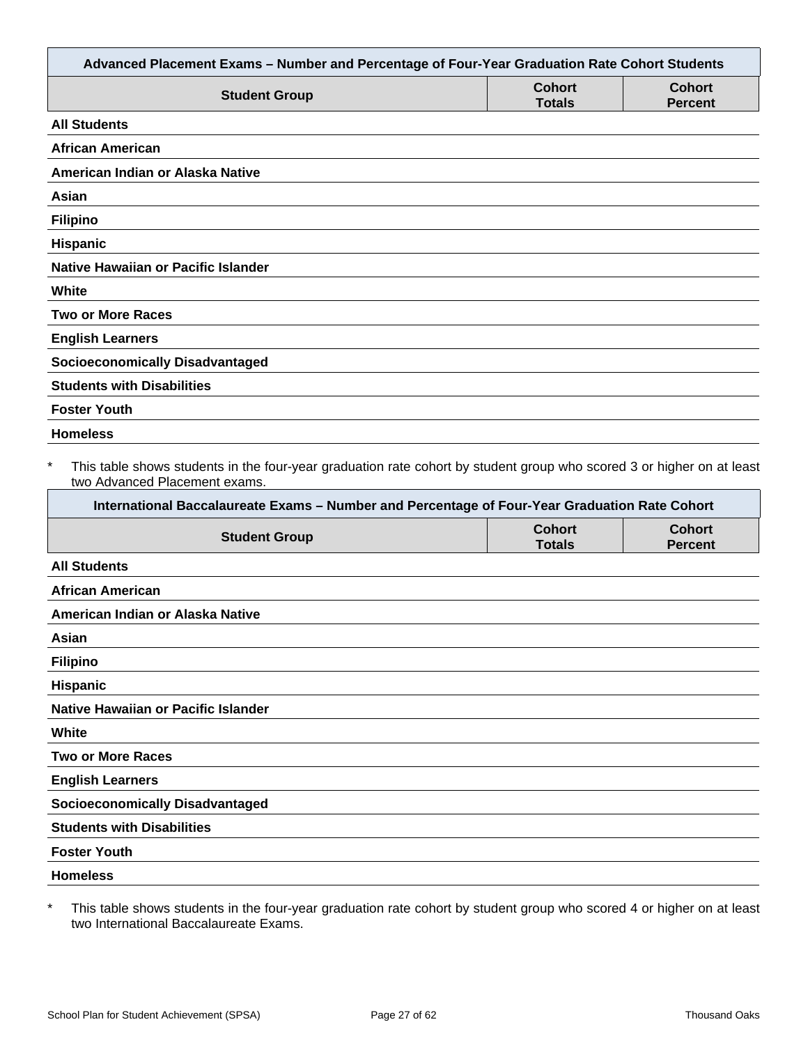| Advanced Placement Exams – Number and Percentage of Four-Year Graduation Rate Cohort Students | | |
|---|---|---|
| **Student Group** | **Cohort Totals** | **Cohort Percent** |
| **All Students** | | |
| **African American** | | |
| **American Indian or Alaska Native** | | |
| **Asian** | | |
| **Filipino** | | |
| **Hispanic** | | |
| **Native Hawaiian or Pacific Islander** | | |
| **White** | | |
| **Two or More Races** | | |
| **English Learners** | | |
| **Socioeconomically Disadvantaged** | | |
| **Students with Disabilities** | | |
| **Foster Youth** | | |
| **Homeless** | | |

\* This table shows students in the four-year graduation rate cohort by student group who scored 3 or higher on at least two Advanced Placement exams.

| International Baccalaureate Exams – Number and Percentage of Four-Year Graduation Rate Cohort | | |
|---|---|---|
| **Student Group** | **Cohort Totals** | **Cohort Percent** |
| **All Students** | | |
| **African American** | | |
| **American Indian or Alaska Native** | | |
| **Asian** | | |
| **Filipino** | | |
| **Hispanic** | | |
| **Native Hawaiian or Pacific Islander** | | |
| **White** | | |
| **Two or More Races** | | |
| **English Learners** | | |
| **Socioeconomically Disadvantaged** | | |
| **Students with Disabilities** | | |
| **Foster Youth** | | |
| **Homeless** | | |

\* This table shows students in the four-year graduation rate cohort by student group who scored 4 or higher on at least two International Baccalaureate Exams.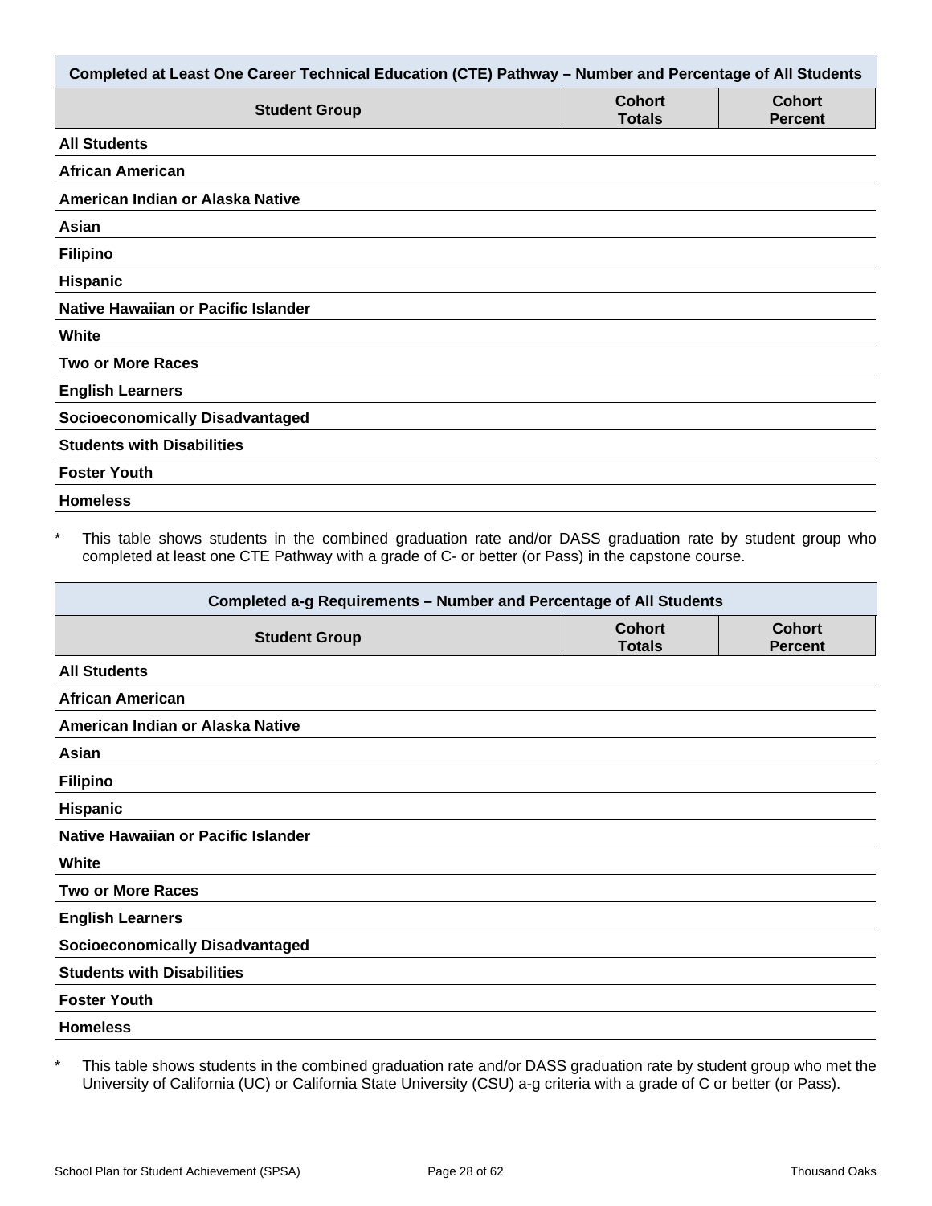| Completed at Least One Career Technical Education (CTE) Pathway – Number and Percentage of All Students | | |
|---|---|---|
| **Student Group** | **Cohort Totals** | **Cohort Percent** |
| **All Students** | | |
| **African American** | | |
| **American Indian or Alaska Native** | | |
| **Asian** | | |
| **Filipino** | | |
| **Hispanic** | | |
| **Native Hawaiian or Pacific Islander** | | |
| **White** | | |
| **Two or More Races** | | |
| **English Learners** | | |
| **Socioeconomically Disadvantaged** | | |
| **Students with Disabilities** | | |
| **Foster Youth** | | |
| **Homeless** | | |

* This table shows students in the combined graduation rate and/or DASS graduation rate by student group who completed at least one CTE Pathway with a grade of C- or better (or Pass) in the capstone course.

| Completed a-g Requirements – Number and Percentage of All Students | | |
|---|---|---|
| **Student Group** | **Cohort Totals** | **Cohort Percent** |
| **All Students** | | |
| **African American** | | |
| **American Indian or Alaska Native** | | |
| **Asian** | | |
| **Filipino** | | |
| **Hispanic** | | |
| **Native Hawaiian or Pacific Islander** | | |
| **White** | | |
| **Two or More Races** | | |
| **English Learners** | | |
| **Socioeconomically Disadvantaged** | | |
| **Students with Disabilities** | | |
| **Foster Youth** | | |
| **Homeless** | | |

* This table shows students in the combined graduation rate and/or DASS graduation rate by student group who met the University of California (UC) or California State University (CSU) a-g criteria with a grade of C or better (or Pass).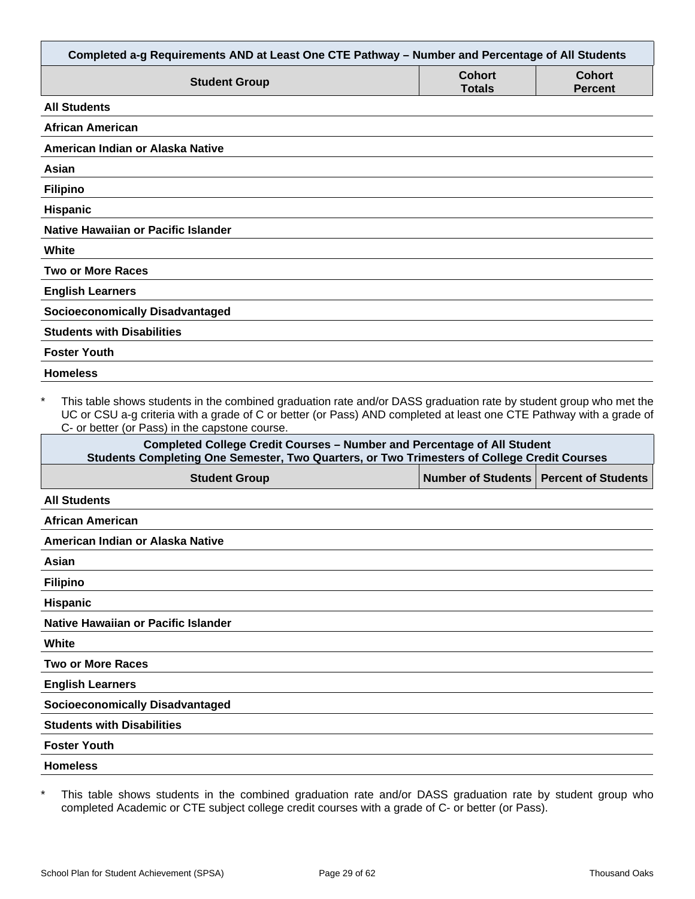| Completed a-g Requirements AND at Least One CTE Pathway – Number and Percentage of All Students | | |
|---|---|---|
| **Student Group** | **Cohort Totals** | **Cohort Percent** |
| **All Students** | | |
| **African American** | | |
| **American Indian or Alaska Native** | | |
| **Asian** | | |
| **Filipino** | | |
| **Hispanic** | | |
| **Native Hawaiian or Pacific Islander** | | |
| **White** | | |
| **Two or More Races** | | |
| **English Learners** | | |
| **Socioeconomically Disadvantaged** | | |
| **Students with Disabilities** | | |
| **Foster Youth** | | |
| **Homeless** | | |

* This table shows students in the combined graduation rate and/or DASS graduation rate by student group who met the UC or CSU a-g criteria with a grade of C or better (or Pass) AND completed at least one CTE Pathway with a grade of C- or better (or Pass) in the capstone course.

| Completed College Credit Courses – Number and Percentage of All Student Students Completing One Semester, Two Quarters, or Two Trimesters of College Credit Courses | | |
|---|---|---|
| **Student Group** | **Number of Students** | **Percent of Students** |
| **All Students** | | |
| **African American** | | |
| **American Indian or Alaska Native** | | |
| **Asian** | | |
| **Filipino** | | |
| **Hispanic** | | |
| **Native Hawaiian or Pacific Islander** | | |
| **White** | | |
| **Two or More Races** | | |
| **English Learners** | | |
| **Socioeconomically Disadvantaged** | | |
| **Students with Disabilities** | | |
| **Foster Youth** | | |
| **Homeless** | | |

* This table shows students in the combined graduation rate and/or DASS graduation rate by student group who completed Academic or CTE subject college credit courses with a grade of C- or better (or Pass).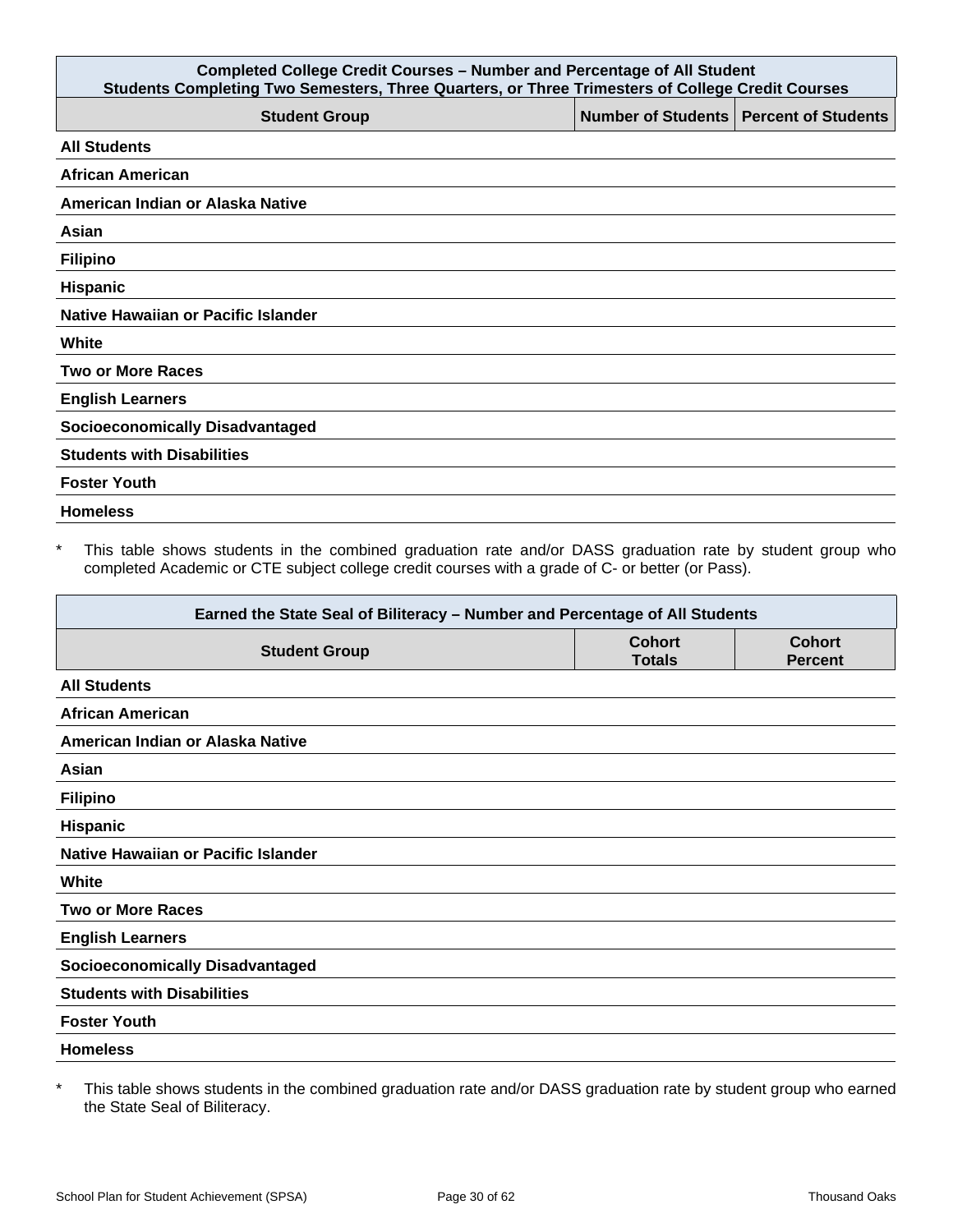| Completed College Credit Courses – Number and Percentage of All Student<br>Students Completing Two Semesters, Three Quarters, or Three Trimesters of College Credit Courses | | |
|---|---|---|
| **Student Group** | **Number of Students** | **Percent of Students** |
| **All Students** | | |
| **African American** | | |
| **American Indian or Alaska Native** | | |
| **Asian** | | |
| **Filipino** | | |
| **Hispanic** | | |
| **Native Hawaiian or Pacific Islander** | | |
| **White** | | |
| **Two or More Races** | | |
| **English Learners** | | |
| **Socioeconomically Disadvantaged** | | |
| **Students with Disabilities** | | |
| **Foster Youth** | | |
| **Homeless** | | |

* This table shows students in the combined graduation rate and/or DASS graduation rate by student group who completed Academic or CTE subject college credit courses with a grade of C- or better (or Pass).

| Earned the State Seal of Biliteracy – Number and Percentage of All Students | | |
|---|---|---|
| **Student Group** | **Cohort Totals** | **Cohort Percent** |
| **All Students** | | |
| **African American** | | |
| **American Indian or Alaska Native** | | |
| **Asian** | | |
| **Filipino** | | |
| **Hispanic** | | |
| **Native Hawaiian or Pacific Islander** | | |
| **White** | | |
| **Two or More Races** | | |
| **English Learners** | | |
| **Socioeconomically Disadvantaged** | | |
| **Students with Disabilities** | | |
| **Foster Youth** | | |
| **Homeless** | | |

* This table shows students in the combined graduation rate and/or DASS graduation rate by student group who earned the State Seal of Biliteracy.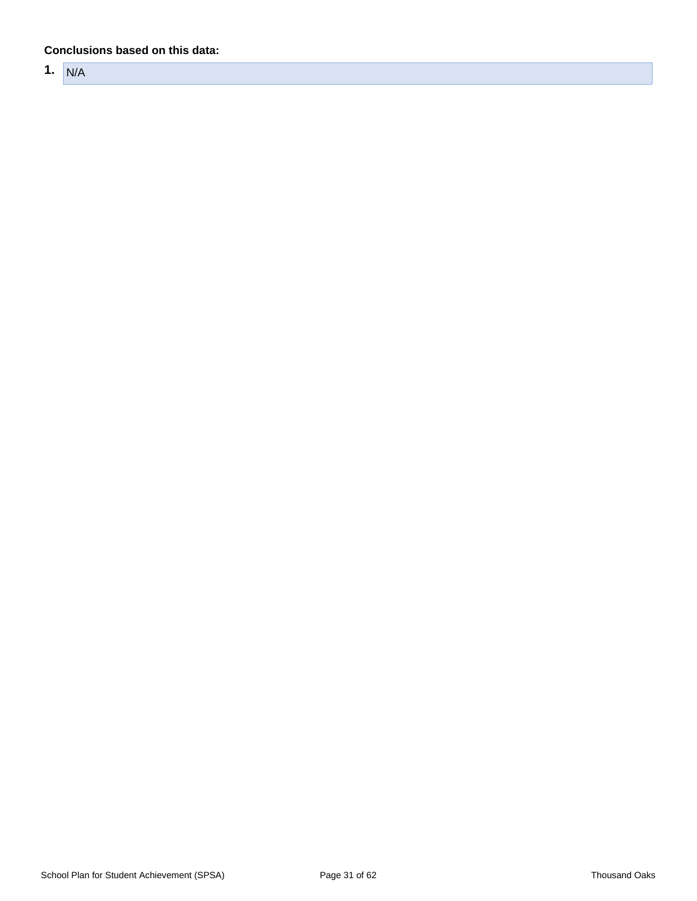**Conclusions based on this data:**

1. N/A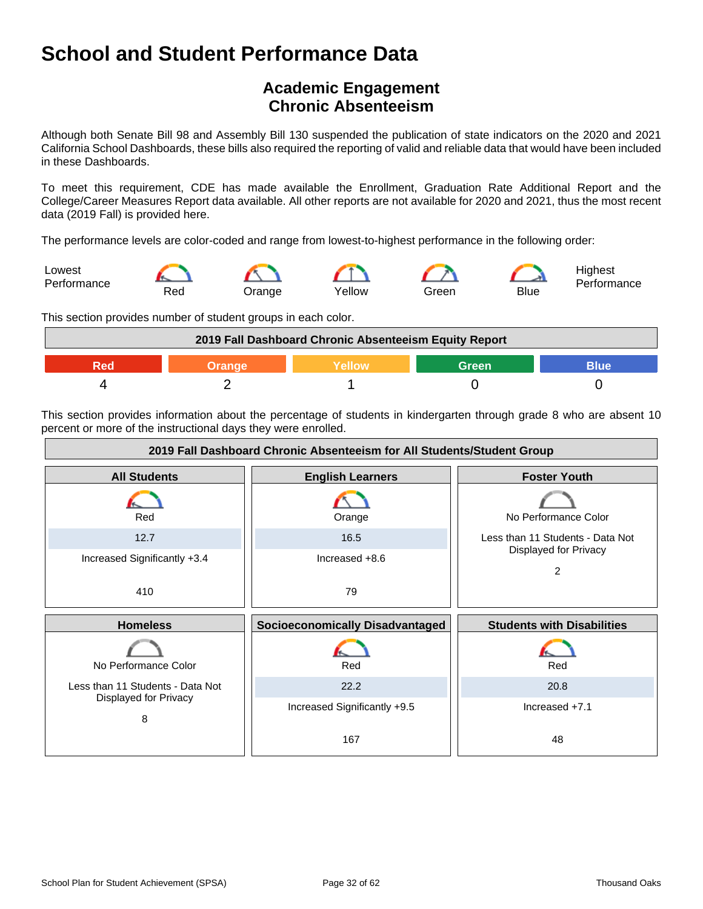# School and Student Performance Data

## Academic Engagement
## Chronic Absenteeism

Although both Senate Bill 98 and Assembly Bill 130 suspended the publication of state indicators on the 2020 and 2021 California School Dashboards, these bills also required the reporting of valid and reliable data that would have been included in these Dashboards.

To meet this requirement, CDE has made available the Enrollment, Graduation Rate Additional Report and the College/Career Measures Report data available. All other reports are not available for 2020 and 2021, thus the most recent data (2019 Fall) is provided here.

The performance levels are color-coded and range from lowest-to-highest performance in the following order:

Lowest Performance — Red — Orange — Yellow — Green — Blue — Highest Performance

This section provides number of student groups in each color.

| 2019 Fall Dashboard Chronic Absenteeism Equity Report | | | | |
|---|---|---|---|---|
| Red | Orange | Yellow | Green | Blue |
| 4 | 2 | 1 | 0 | 0 |

This section provides information about the percentage of students in kindergarten through grade 8 who are absent 10 percent or more of the instructional days they were enrolled.

| 2019 Fall Dashboard Chronic Absenteeism for All Students/Student Group | | |
|---|---|---|
| **All Students** | **English Learners** | **Foster Youth** |
| Red | Orange | No Performance Color |
| 12.7 | 16.5 | Less than 11 Students - Data Not Displayed for Privacy |
| Increased Significantly +3.4 | Increased +8.6 | |
| 410 | 79 | 2 |
| **Homeless** | **Socioeconomically Disadvantaged** | **Students with Disabilities** |
| No Performance Color | Red | Red |
| Less than 11 Students - Data Not Displayed for Privacy | 22.2 | 20.8 |
| | Increased Significantly +9.5 | Increased +7.1 |
| 8 | 167 | 48 |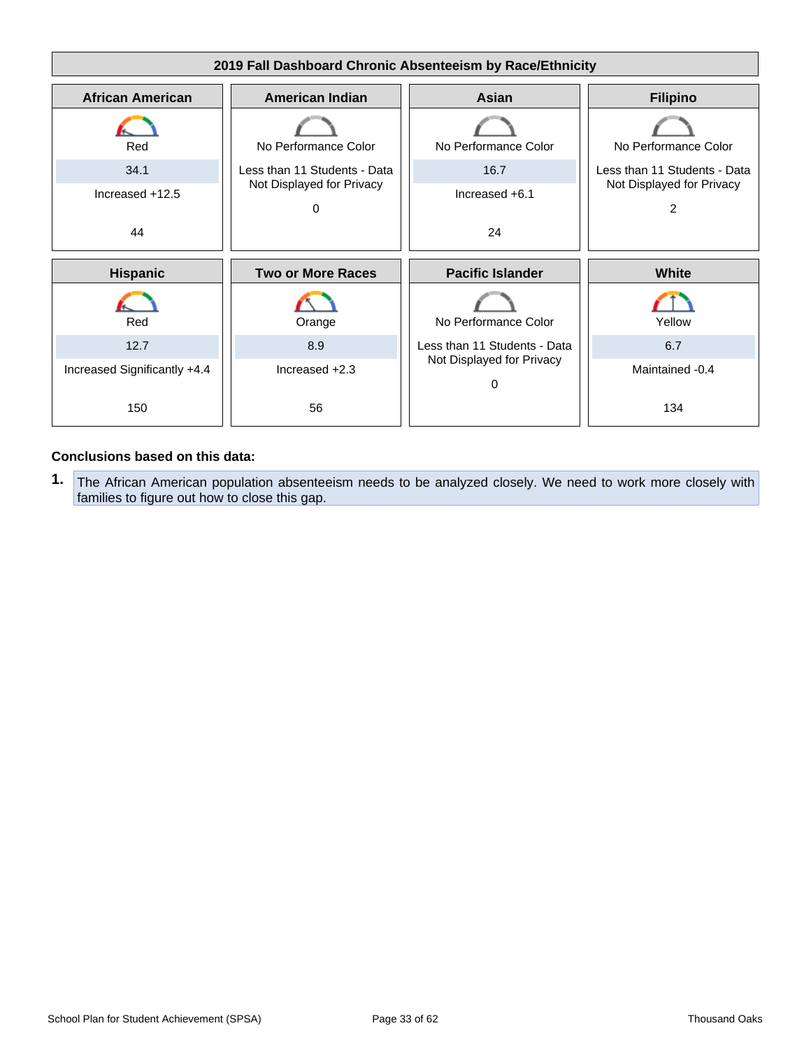## 2019 Fall Dashboard Chronic Absenteeism by Race/Ethnicity

| African American | American Indian | Asian | Filipino |
|---|---|---|---|
| Red | No Performance Color | No Performance Color | No Performance Color |
| 34.1 | Less than 11 Students - Data Not Displayed for Privacy | 16.7 | Less than 11 Students - Data Not Displayed for Privacy |
| Increased +12.5 | 0 | Increased +6.1 | 2 |
| 44 | | 24 | |

| Hispanic | Two or More Races | Pacific Islander | White |
|---|---|---|---|
| Red | Orange | No Performance Color | Yellow |
| 12.7 | 8.9 | Less than 11 Students - Data Not Displayed for Privacy | 6.7 |
| Increased Significantly +4.4 | Increased +2.3 | 0 | Maintained -0.4 |
| 150 | 56 | | 134 |

**Conclusions based on this data:**

1. The African American population absenteeism needs to be analyzed closely. We need to work more closely with families to figure out how to close this gap.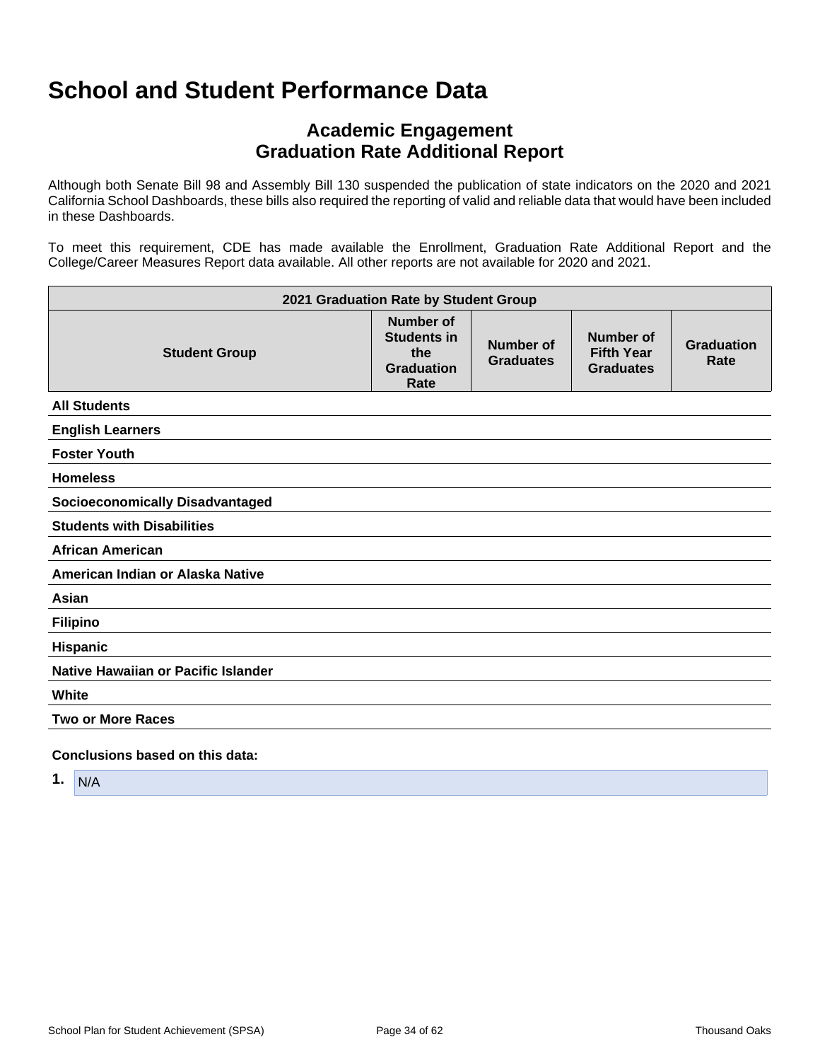# School and Student Performance Data

## Academic Engagement
## Graduation Rate Additional Report

Although both Senate Bill 98 and Assembly Bill 130 suspended the publication of state indicators on the 2020 and 2021 California School Dashboards, these bills also required the reporting of valid and reliable data that would have been included in these Dashboards.

To meet this requirement, CDE has made available the Enrollment, Graduation Rate Additional Report and the College/Career Measures Report data available. All other reports are not available for 2020 and 2021.

| 2021 Graduation Rate by Student Group | | | | |
|---|---|---|---|---|
| **Student Group** | **Number of Students in the Graduation Rate** | **Number of Graduates** | **Number of Fifth Year Graduates** | **Graduation Rate** |
| **All Students** | | | | |
| **English Learners** | | | | |
| **Foster Youth** | | | | |
| **Homeless** | | | | |
| **Socioeconomically Disadvantaged** | | | | |
| **Students with Disabilities** | | | | |
| **African American** | | | | |
| **American Indian or Alaska Native** | | | | |
| **Asian** | | | | |
| **Filipino** | | | | |
| **Hispanic** | | | | |
| **Native Hawaiian or Pacific Islander** | | | | |
| **White** | | | | |
| **Two or More Races** | | | | |

**Conclusions based on this data:**

1. N/A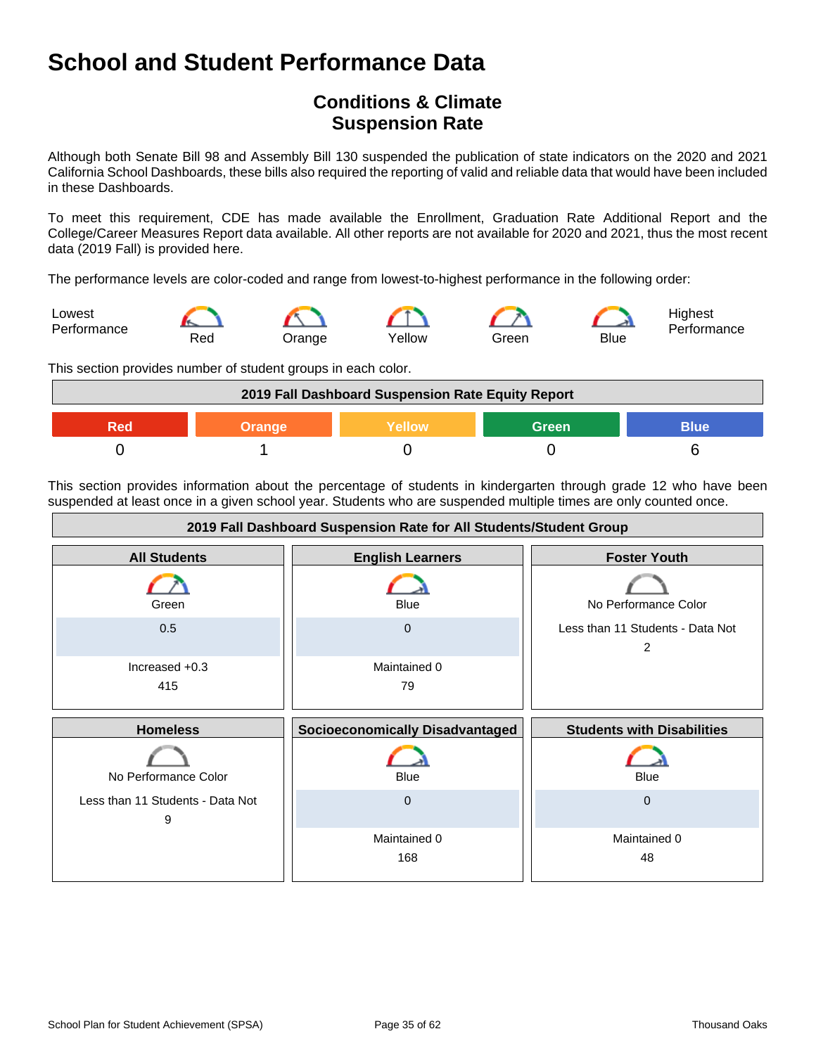# School and Student Performance Data

## Conditions & Climate
## Suspension Rate

Although both Senate Bill 98 and Assembly Bill 130 suspended the publication of state indicators on the 2020 and 2021 California School Dashboards, these bills also required the reporting of valid and reliable data that would have been included in these Dashboards.

To meet this requirement, CDE has made available the Enrollment, Graduation Rate Additional Report and the College/Career Measures Report data available. All other reports are not available for 2020 and 2021, thus the most recent data (2019 Fall) is provided here.

The performance levels are color-coded and range from lowest-to-highest performance in the following order:

Lowest Performance — Red — Orange — Yellow — Green — Blue — Highest Performance

This section provides number of student groups in each color.

| 2019 Fall Dashboard Suspension Rate Equity Report | | | | |
|---|---|---|---|---|
| Red | Orange | Yellow | Green | Blue |
| 0 | 1 | 0 | 0 | 6 |

This section provides information about the percentage of students in kindergarten through grade 12 who have been suspended at least once in a given school year. Students who are suspended multiple times are only counted once.

| 2019 Fall Dashboard Suspension Rate for All Students/Student Group | | |
|---|---|---|
| **All Students** | **English Learners** | **Foster Youth** |
| Green | Blue | No Performance Color |
| 0.5 | 0 | Less than 11 Students - Data Not |
| Increased +0.3 | Maintained 0 | 2 |
| 415 | 79 | |
| **Homeless** | **Socioeconomically Disadvantaged** | **Students with Disabilities** |
| No Performance Color | Blue | Blue |
| Less than 11 Students - Data Not | 0 | 0 |
| 9 | Maintained 0 | Maintained 0 |
| | 168 | 48 |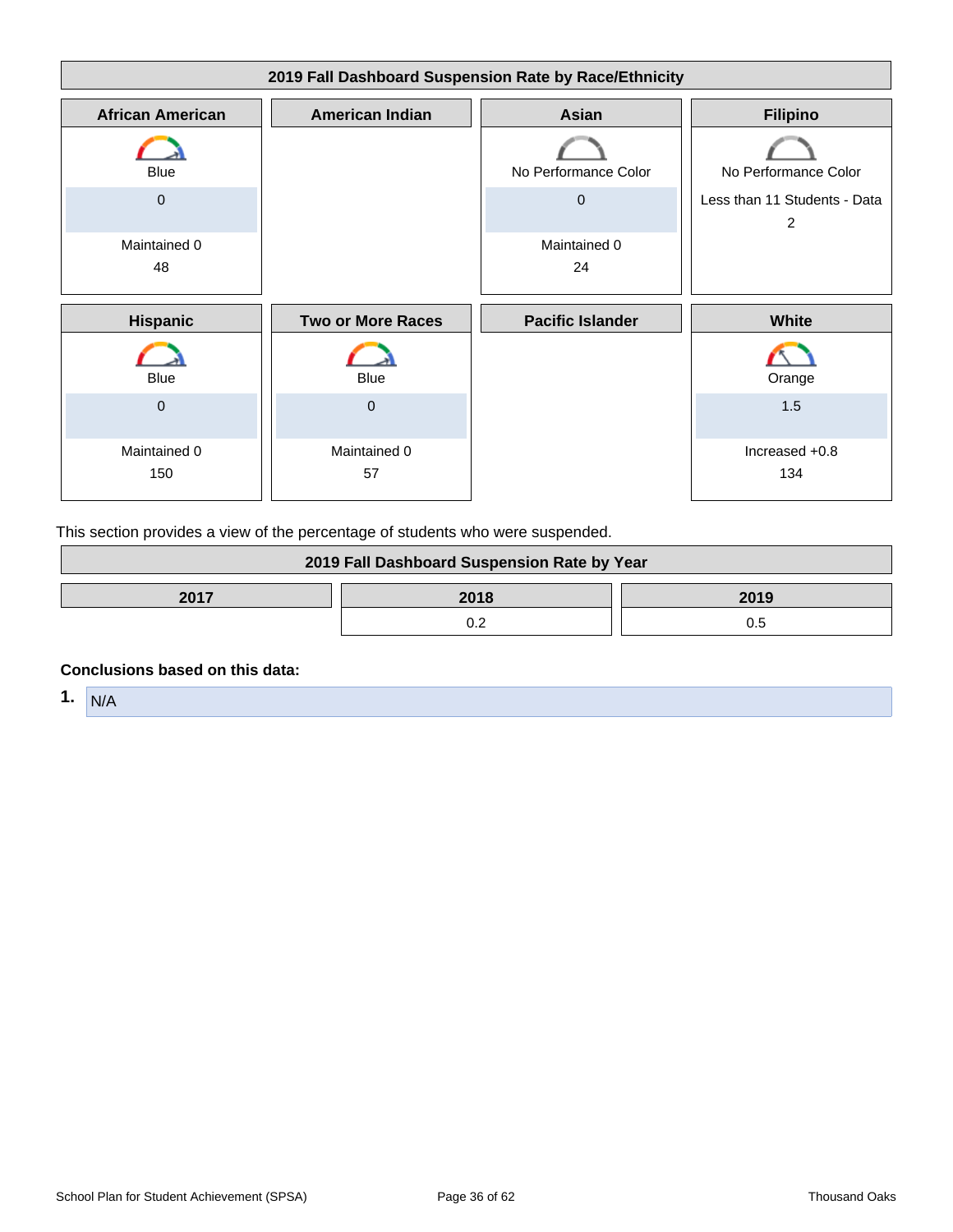## 2019 Fall Dashboard Suspension Rate by Race/Ethnicity

| African American | American Indian | Asian | Filipino |
|---|---|---|---|
| Blue | | No Performance Color | No Performance Color |
| 0 | | 0 | Less than 11 Students - Data |
| Maintained 0 | | Maintained 0 | 2 |
| 48 | | 24 | |

| Hispanic | Two or More Races | Pacific Islander | White |
|---|---|---|---|
| Blue | Blue | | Orange |
| 0 | 0 | | 1.5 |
| Maintained 0 | Maintained 0 | | Increased +0.8 |
| 150 | 57 | | 134 |

This section provides a view of the percentage of students who were suspended.

## 2019 Fall Dashboard Suspension Rate by Year

| 2017 | 2018 | 2019 |
|---|---|---|
| | 0.2 | 0.5 |

**Conclusions based on this data:**

1. N/A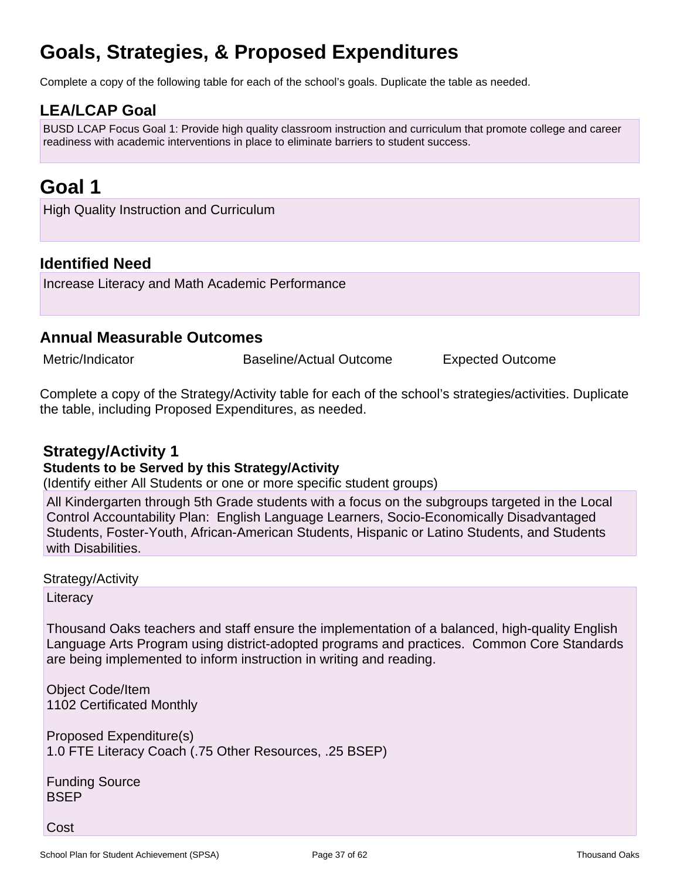# Goals, Strategies, & Proposed Expenditures

Complete a copy of the following table for each of the school's goals. Duplicate the table as needed.

## LEA/LCAP Goal

BUSD LCAP Focus Goal 1: Provide high quality classroom instruction and curriculum that promote college and career readiness with academic interventions in place to eliminate barriers to student success.

# Goal 1

High Quality Instruction and Curriculum

## Identified Need

Increase Literacy and Math Academic Performance

## Annual Measurable Outcomes

| Metric/Indicator | Baseline/Actual Outcome | Expected Outcome |
| --- | --- | --- |

Complete a copy of the Strategy/Activity table for each of the school's strategies/activities. Duplicate the table, including Proposed Expenditures, as needed.

### Strategy/Activity 1

**Students to be Served by this Strategy/Activity**

(Identify either All Students or one or more specific student groups)

All Kindergarten through 5th Grade students with a focus on the subgroups targeted in the Local Control Accountability Plan: English Language Learners, Socio-Economically Disadvantaged Students, Foster-Youth, African-American Students, Hispanic or Latino Students, and Students with Disabilities.

Strategy/Activity

Literacy

Thousand Oaks teachers and staff ensure the implementation of a balanced, high-quality English Language Arts Program using district-adopted programs and practices. Common Core Standards are being implemented to inform instruction in writing and reading.

Object Code/Item
1102 Certificated Monthly

Proposed Expenditure(s)
1.0 FTE Literacy Coach (.75 Other Resources, .25 BSEP)

Funding Source
BSEP

Cost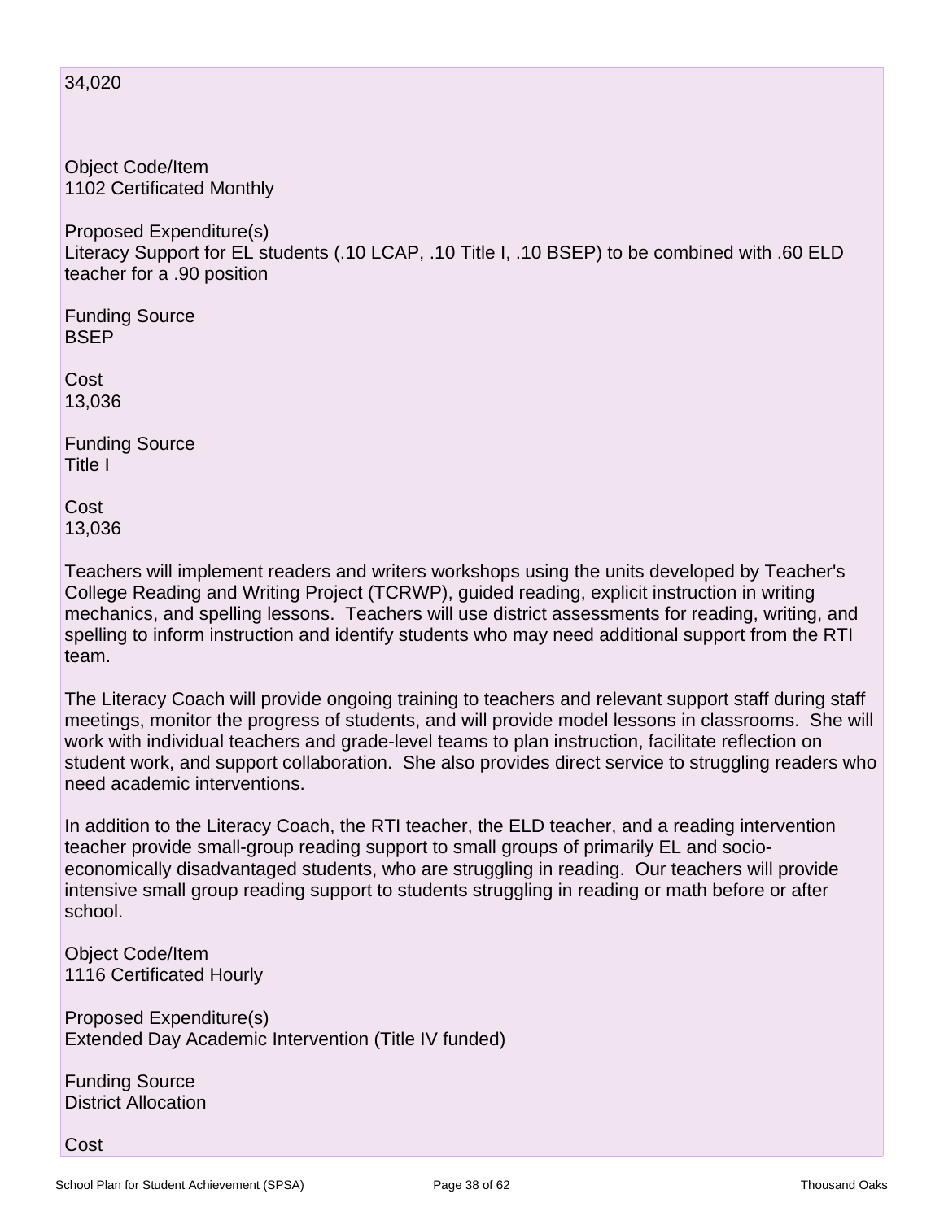34,020

Object Code/Item
1102 Certificated Monthly

Proposed Expenditure(s)
Literacy Support for EL students (.10 LCAP, .10 Title I, .10 BSEP) to be combined with .60 ELD teacher for a .90 position

Funding Source
BSEP

Cost
13,036

Funding Source
Title I

Cost
13,036

Teachers will implement readers and writers workshops using the units developed by Teacher's College Reading and Writing Project (TCRWP), guided reading, explicit instruction in writing mechanics, and spelling lessons. Teachers will use district assessments for reading, writing, and spelling to inform instruction and identify students who may need additional support from the RTI team.

The Literacy Coach will provide ongoing training to teachers and relevant support staff during staff meetings, monitor the progress of students, and will provide model lessons in classrooms. She will work with individual teachers and grade-level teams to plan instruction, facilitate reflection on student work, and support collaboration. She also provides direct service to struggling readers who need academic interventions.

In addition to the Literacy Coach, the RTI teacher, the ELD teacher, and a reading intervention teacher provide small-group reading support to small groups of primarily EL and socio-economically disadvantaged students, who are struggling in reading. Our teachers will provide intensive small group reading support to students struggling in reading or math before or after school.

Object Code/Item
1116 Certificated Hourly

Proposed Expenditure(s)
Extended Day Academic Intervention (Title IV funded)

Funding Source
District Allocation

Cost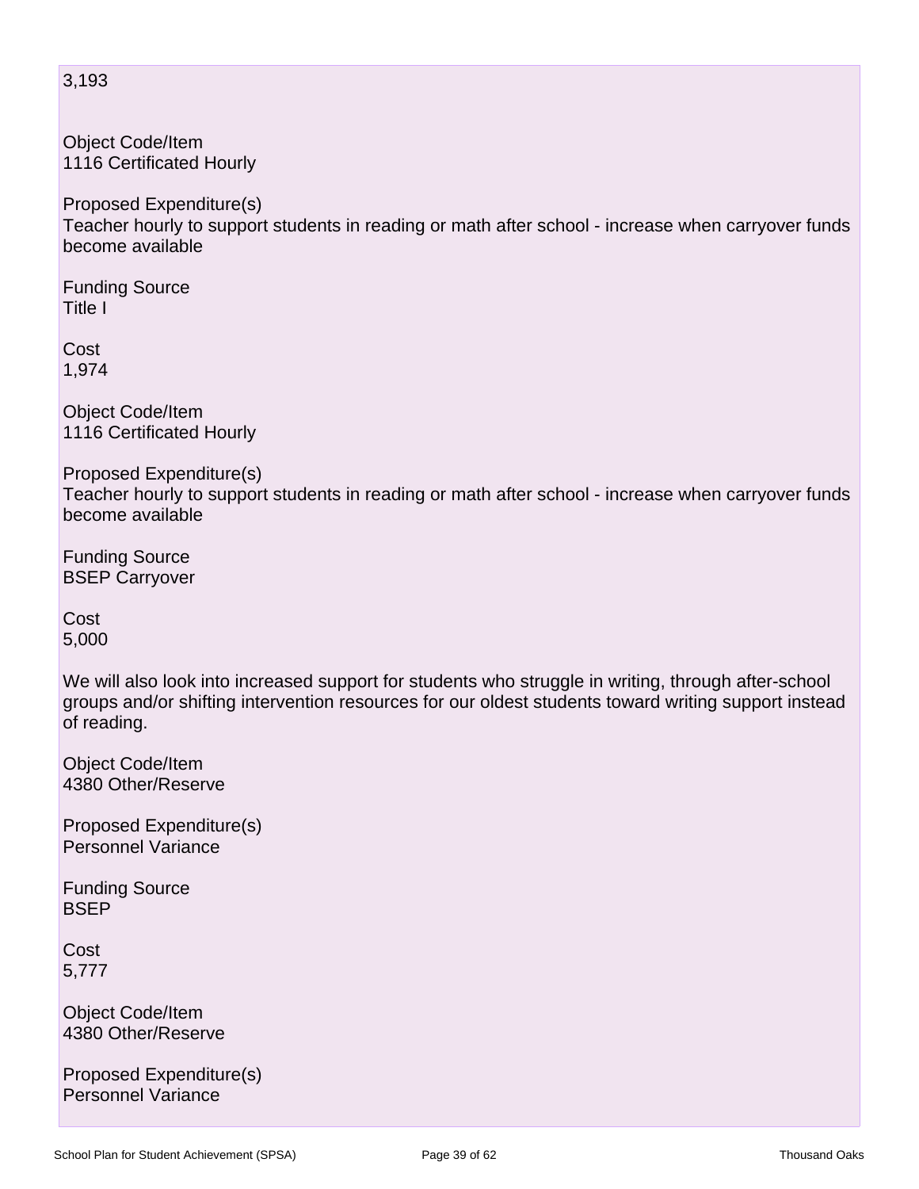3,193

Object Code/Item
1116 Certificated Hourly

Proposed Expenditure(s)
Teacher hourly to support students in reading or math after school - increase when carryover funds become available

Funding Source
Title I

Cost
1,974

Object Code/Item
1116 Certificated Hourly

Proposed Expenditure(s)
Teacher hourly to support students in reading or math after school - increase when carryover funds become available

Funding Source
BSEP Carryover

Cost
5,000

We will also look into increased support for students who struggle in writing, through after-school groups and/or shifting intervention resources for our oldest students toward writing support instead of reading.

Object Code/Item
4380 Other/Reserve

Proposed Expenditure(s)
Personnel Variance

Funding Source
BSEP

Cost
5,777

Object Code/Item
4380 Other/Reserve

Proposed Expenditure(s)
Personnel Variance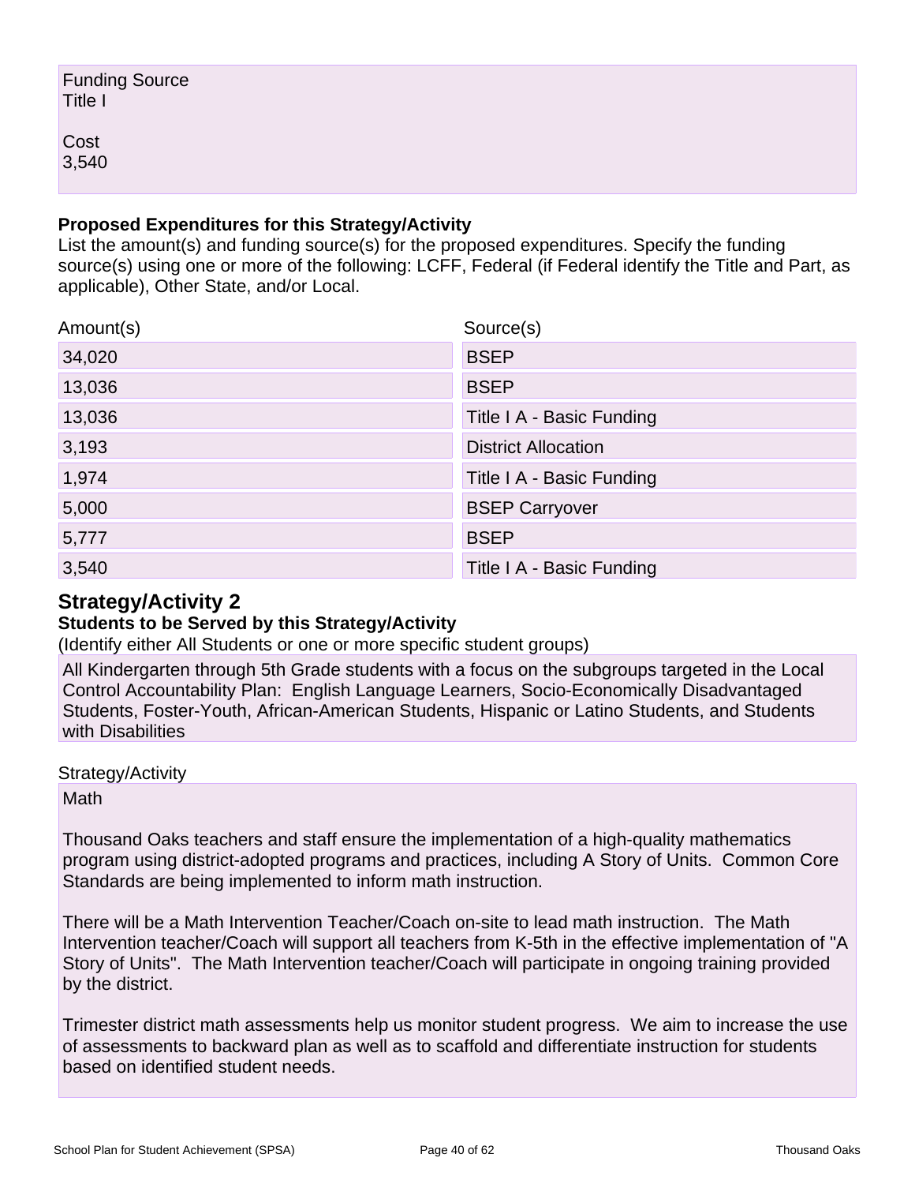Funding Source
Title I

Cost
3,540

**Proposed Expenditures for this Strategy/Activity**

List the amount(s) and funding source(s) for the proposed expenditures. Specify the funding source(s) using one or more of the following: LCFF, Federal (if Federal identify the Title and Part, as applicable), Other State, and/or Local.

| Amount(s) | Source(s) |
| --- | --- |
| 34,020 | BSEP |
| 13,036 | BSEP |
| 13,036 | Title I A - Basic Funding |
| 3,193 | District Allocation |
| 1,974 | Title I A - Basic Funding |
| 5,000 | BSEP Carryover |
| 5,777 | BSEP |
| 3,540 | Title I A - Basic Funding |

## Strategy/Activity 2

**Students to be Served by this Strategy/Activity**

(Identify either All Students or one or more specific student groups)

All Kindergarten through 5th Grade students with a focus on the subgroups targeted in the Local Control Accountability Plan: English Language Learners, Socio-Economically Disadvantaged Students, Foster-Youth, African-American Students, Hispanic or Latino Students, and Students with Disabilities

Strategy/Activity

Math

Thousand Oaks teachers and staff ensure the implementation of a high-quality mathematics program using district-adopted programs and practices, including A Story of Units. Common Core Standards are being implemented to inform math instruction.

There will be a Math Intervention Teacher/Coach on-site to lead math instruction. The Math Intervention teacher/Coach will support all teachers from K-5th in the effective implementation of "A Story of Units". The Math Intervention teacher/Coach will participate in ongoing training provided by the district.

Trimester district math assessments help us monitor student progress. We aim to increase the use of assessments to backward plan as well as to scaffold and differentiate instruction for students based on identified student needs.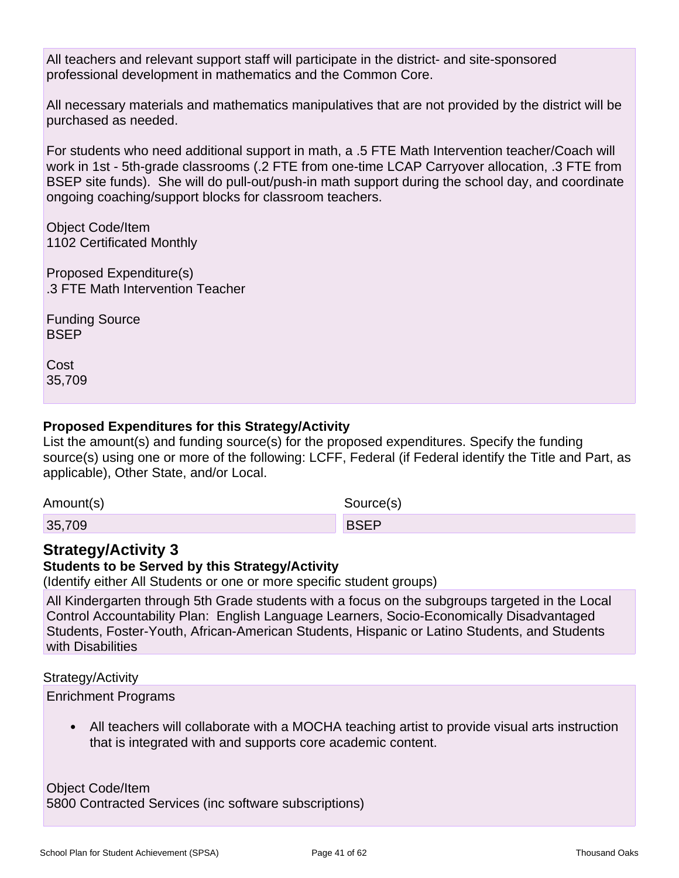All teachers and relevant support staff will participate in the district- and site-sponsored professional development in mathematics and the Common Core.

All necessary materials and mathematics manipulatives that are not provided by the district will be purchased as needed.

For students who need additional support in math, a .5 FTE Math Intervention teacher/Coach will work in 1st - 5th-grade classrooms (.2 FTE from one-time LCAP Carryover allocation, .3 FTE from BSEP site funds). She will do pull-out/push-in math support during the school day, and coordinate ongoing coaching/support blocks for classroom teachers.

Object Code/Item
1102 Certificated Monthly

Proposed Expenditure(s)
.3 FTE Math Intervention Teacher

Funding Source
BSEP

Cost
35,709

**Proposed Expenditures for this Strategy/Activity**
List the amount(s) and funding source(s) for the proposed expenditures. Specify the funding source(s) using one or more of the following: LCFF, Federal (if Federal identify the Title and Part, as applicable), Other State, and/or Local.

| Amount(s) | Source(s) |
|---|---|
| 35,709 | BSEP |

## Strategy/Activity 3

**Students to be Served by this Strategy/Activity**
(Identify either All Students or one or more specific student groups)

All Kindergarten through 5th Grade students with a focus on the subgroups targeted in the Local Control Accountability Plan: English Language Learners, Socio-Economically Disadvantaged Students, Foster-Youth, African-American Students, Hispanic or Latino Students, and Students with Disabilities

Strategy/Activity

Enrichment Programs

- All teachers will collaborate with a MOCHA teaching artist to provide visual arts instruction that is integrated with and supports core academic content.

Object Code/Item
5800 Contracted Services (inc software subscriptions)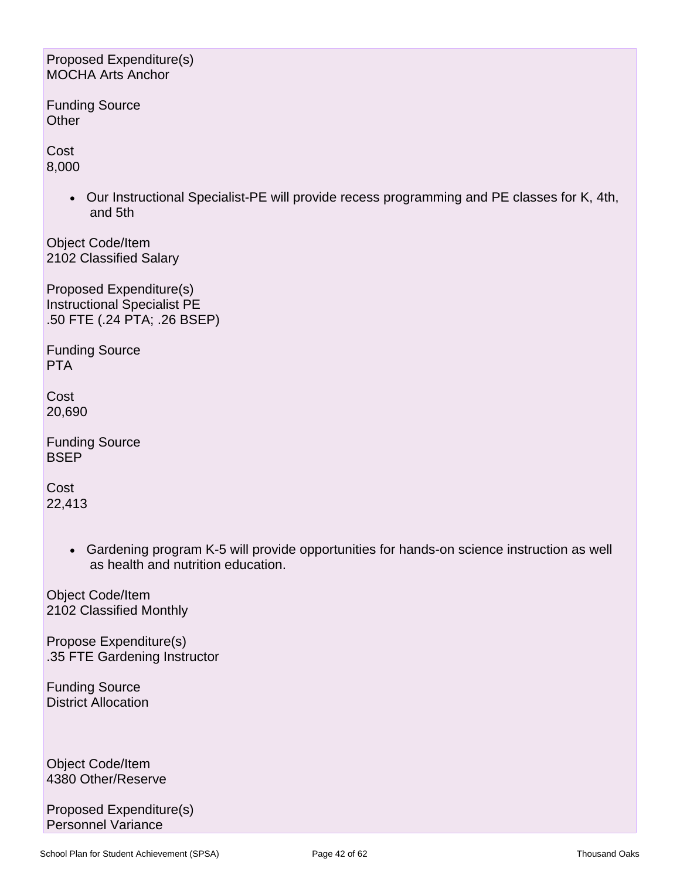Proposed Expenditure(s)
MOCHA Arts Anchor

Funding Source
Other

Cost
8,000

- Our Instructional Specialist-PE will provide recess programming and PE classes for K, 4th, and 5th

Object Code/Item
2102 Classified Salary

Proposed Expenditure(s)
Instructional Specialist PE
.50 FTE (.24 PTA; .26 BSEP)

Funding Source
PTA

Cost
20,690

Funding Source
BSEP

Cost
22,413

- Gardening program K-5 will provide opportunities for hands-on science instruction as well as health and nutrition education.

Object Code/Item
2102 Classified Monthly

Propose Expenditure(s)
.35 FTE Gardening Instructor

Funding Source
District Allocation

Object Code/Item
4380 Other/Reserve

Proposed Expenditure(s)
Personnel Variance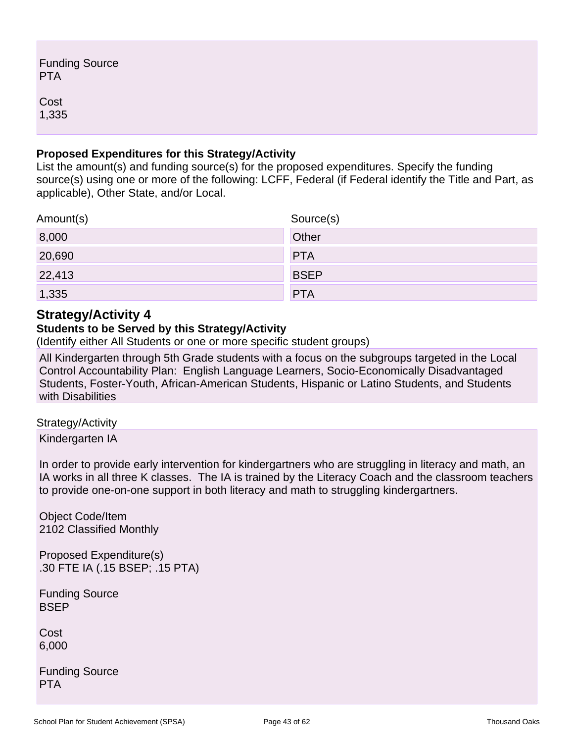Funding Source
PTA

Cost
1,335

**Proposed Expenditures for this Strategy/Activity**
List the amount(s) and funding source(s) for the proposed expenditures. Specify the funding source(s) using one or more of the following: LCFF, Federal (if Federal identify the Title and Part, as applicable), Other State, and/or Local.

| Amount(s) | Source(s) |
|---|---|
| 8,000 | Other |
| 20,690 | PTA |
| 22,413 | BSEP |
| 1,335 | PTA |

## Strategy/Activity 4

**Students to be Served by this Strategy/Activity**
(Identify either All Students or one or more specific student groups)

All Kindergarten through 5th Grade students with a focus on the subgroups targeted in the Local Control Accountability Plan: English Language Learners, Socio-Economically Disadvantaged Students, Foster-Youth, African-American Students, Hispanic or Latino Students, and Students with Disabilities

Strategy/Activity

Kindergarten IA

In order to provide early intervention for kindergartners who are struggling in literacy and math, an IA works in all three K classes. The IA is trained by the Literacy Coach and the classroom teachers to provide one-on-one support in both literacy and math to struggling kindergartners.

Object Code/Item
2102 Classified Monthly

Proposed Expenditure(s)
.30 FTE IA (.15 BSEP; .15 PTA)

Funding Source
BSEP

Cost
6,000

Funding Source
PTA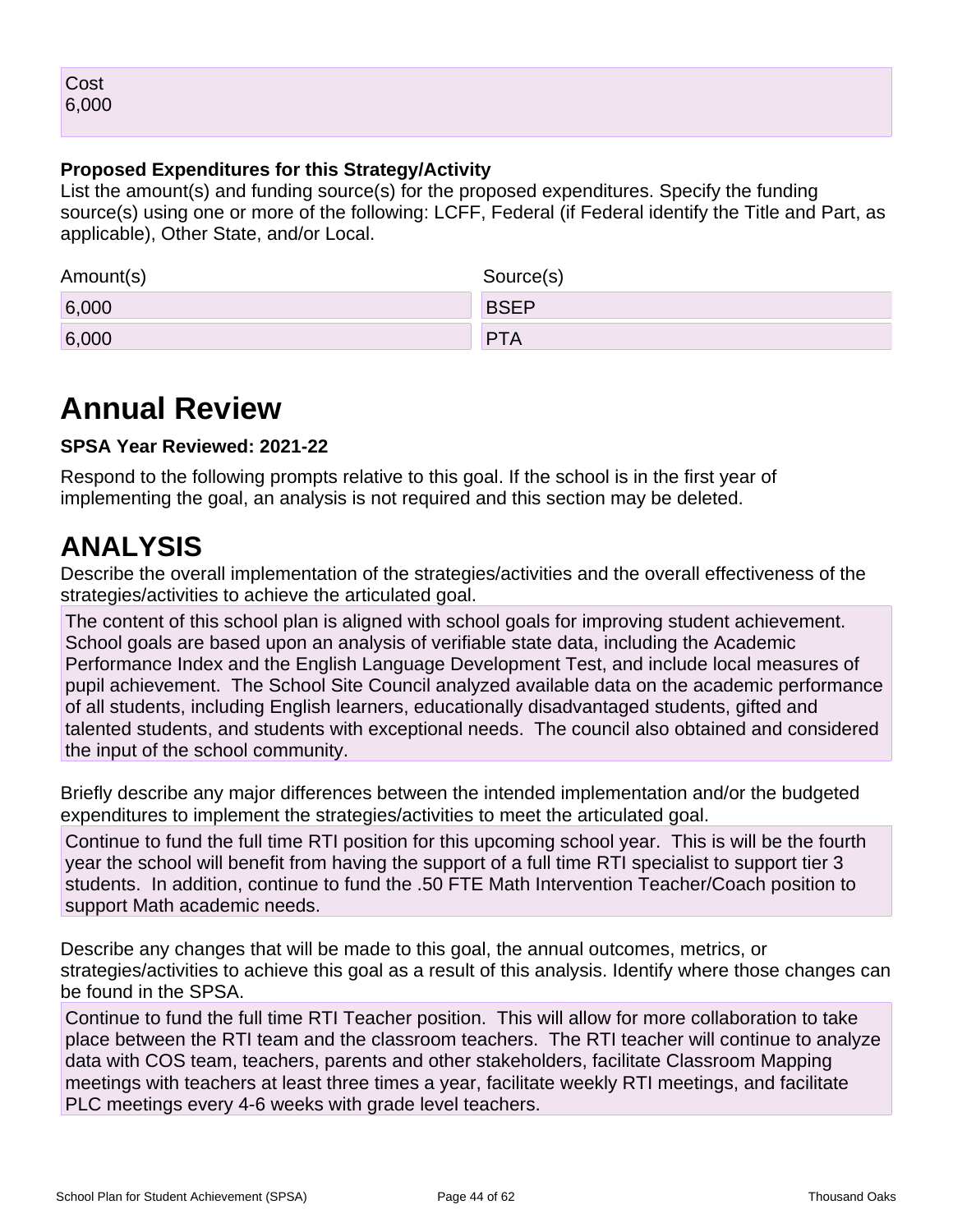Cost
6,000

**Proposed Expenditures for this Strategy/Activity**

List the amount(s) and funding source(s) for the proposed expenditures. Specify the funding source(s) using one or more of the following: LCFF, Federal (if Federal identify the Title and Part, as applicable), Other State, and/or Local.

| Amount(s) | Source(s) |
|---|---|
| 6,000 | BSEP |
| 6,000 | PTA |

# Annual Review

**SPSA Year Reviewed: 2021-22**

Respond to the following prompts relative to this goal. If the school is in the first year of implementing the goal, an analysis is not required and this section may be deleted.

# ANALYSIS

Describe the overall implementation of the strategies/activities and the overall effectiveness of the strategies/activities to achieve the articulated goal.

The content of this school plan is aligned with school goals for improving student achievement. School goals are based upon an analysis of verifiable state data, including the Academic Performance Index and the English Language Development Test, and include local measures of pupil achievement. The School Site Council analyzed available data on the academic performance of all students, including English learners, educationally disadvantaged students, gifted and talented students, and students with exceptional needs. The council also obtained and considered the input of the school community.

Briefly describe any major differences between the intended implementation and/or the budgeted expenditures to implement the strategies/activities to meet the articulated goal.

Continue to fund the full time RTI position for this upcoming school year. This is will be the fourth year the school will benefit from having the support of a full time RTI specialist to support tier 3 students. In addition, continue to fund the .50 FTE Math Intervention Teacher/Coach position to support Math academic needs.

Describe any changes that will be made to this goal, the annual outcomes, metrics, or strategies/activities to achieve this goal as a result of this analysis. Identify where those changes can be found in the SPSA.

Continue to fund the full time RTI Teacher position. This will allow for more collaboration to take place between the RTI team and the classroom teachers. The RTI teacher will continue to analyze data with COS team, teachers, parents and other stakeholders, facilitate Classroom Mapping meetings with teachers at least three times a year, facilitate weekly RTI meetings, and facilitate PLC meetings every 4-6 weeks with grade level teachers.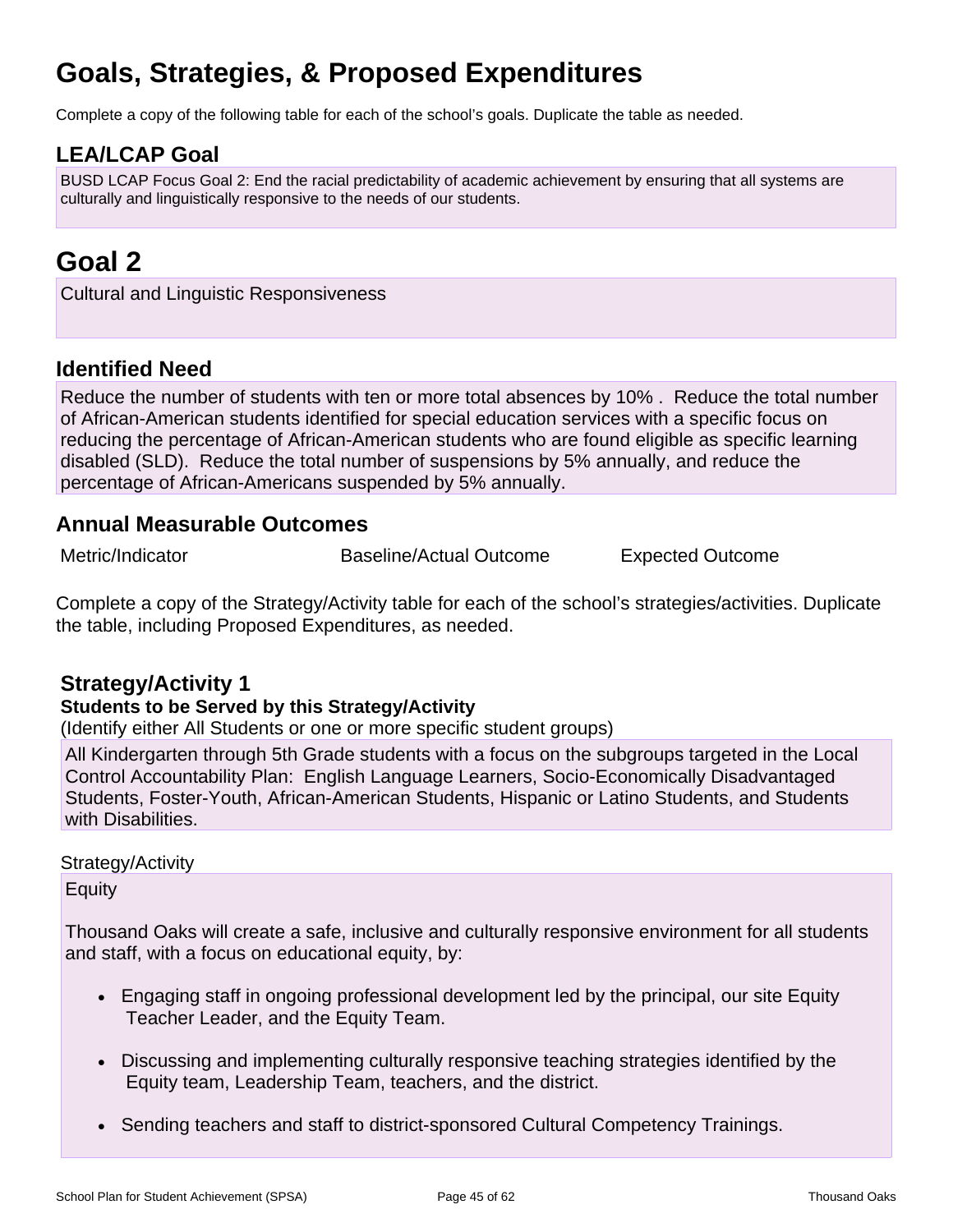# Goals, Strategies, & Proposed Expenditures

Complete a copy of the following table for each of the school's goals. Duplicate the table as needed.

## LEA/LCAP Goal

BUSD LCAP Focus Goal 2: End the racial predictability of academic achievement by ensuring that all systems are culturally and linguistically responsive to the needs of our students.

# Goal 2

Cultural and Linguistic Responsiveness

## Identified Need

Reduce the number of students with ten or more total absences by 10% . Reduce the total number of African-American students identified for special education services with a specific focus on reducing the percentage of African-American students who are found eligible as specific learning disabled (SLD). Reduce the total number of suspensions by 5% annually, and reduce the percentage of African-Americans suspended by 5% annually.

## Annual Measurable Outcomes

| Metric/Indicator | Baseline/Actual Outcome | Expected Outcome |
| --- | --- | --- |

Complete a copy of the Strategy/Activity table for each of the school's strategies/activities. Duplicate the table, including Proposed Expenditures, as needed.

## Strategy/Activity 1

**Students to be Served by this Strategy/Activity**

(Identify either All Students or one or more specific student groups)

All Kindergarten through 5th Grade students with a focus on the subgroups targeted in the Local Control Accountability Plan: English Language Learners, Socio-Economically Disadvantaged Students, Foster-Youth, African-American Students, Hispanic or Latino Students, and Students with Disabilities.

Strategy/Activity

Equity

Thousand Oaks will create a safe, inclusive and culturally responsive environment for all students and staff, with a focus on educational equity, by:

- Engaging staff in ongoing professional development led by the principal, our site Equity Teacher Leader, and the Equity Team.
- Discussing and implementing culturally responsive teaching strategies identified by the Equity team, Leadership Team, teachers, and the district.
- Sending teachers and staff to district-sponsored Cultural Competency Trainings.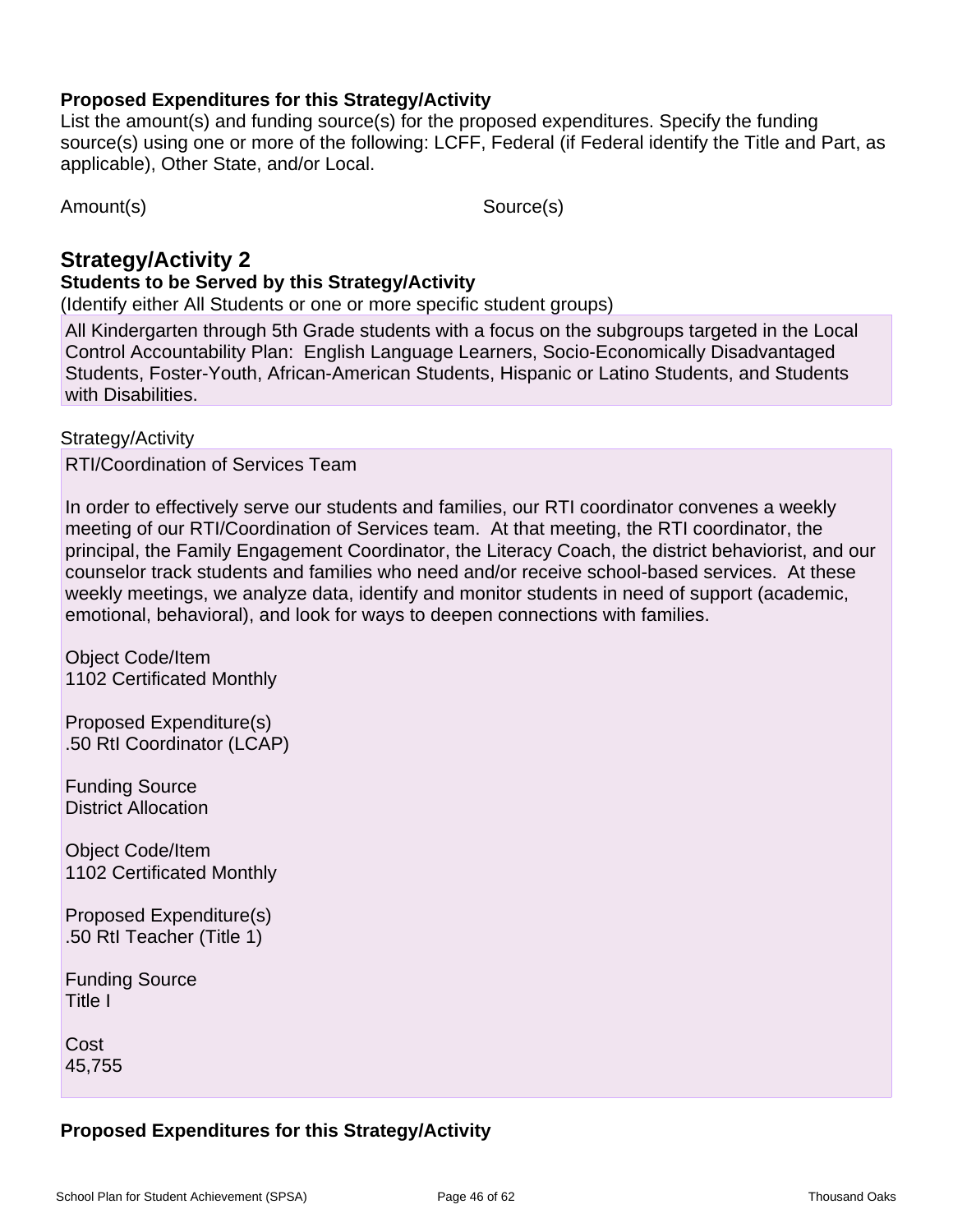**Proposed Expenditures for this Strategy/Activity**

List the amount(s) and funding source(s) for the proposed expenditures. Specify the funding source(s) using one or more of the following: LCFF, Federal (if Federal identify the Title and Part, as applicable), Other State, and/or Local.

Amount(s) Source(s)

## Strategy/Activity 2

**Students to be Served by this Strategy/Activity**

(Identify either All Students or one or more specific student groups)

All Kindergarten through 5th Grade students with a focus on the subgroups targeted in the Local Control Accountability Plan: English Language Learners, Socio-Economically Disadvantaged Students, Foster-Youth, African-American Students, Hispanic or Latino Students, and Students with Disabilities.

Strategy/Activity

RTI/Coordination of Services Team

In order to effectively serve our students and families, our RTI coordinator convenes a weekly meeting of our RTI/Coordination of Services team. At that meeting, the RTI coordinator, the principal, the Family Engagement Coordinator, the Literacy Coach, the district behaviorist, and our counselor track students and families who need and/or receive school-based services. At these weekly meetings, we analyze data, identify and monitor students in need of support (academic, emotional, behavioral), and look for ways to deepen connections with families.

Object Code/Item
1102 Certificated Monthly

Proposed Expenditure(s)
.50 RtI Coordinator (LCAP)

Funding Source
District Allocation

Object Code/Item
1102 Certificated Monthly

Proposed Expenditure(s)
.50 RtI Teacher (Title 1)

Funding Source
Title I

Cost
45,755

**Proposed Expenditures for this Strategy/Activity**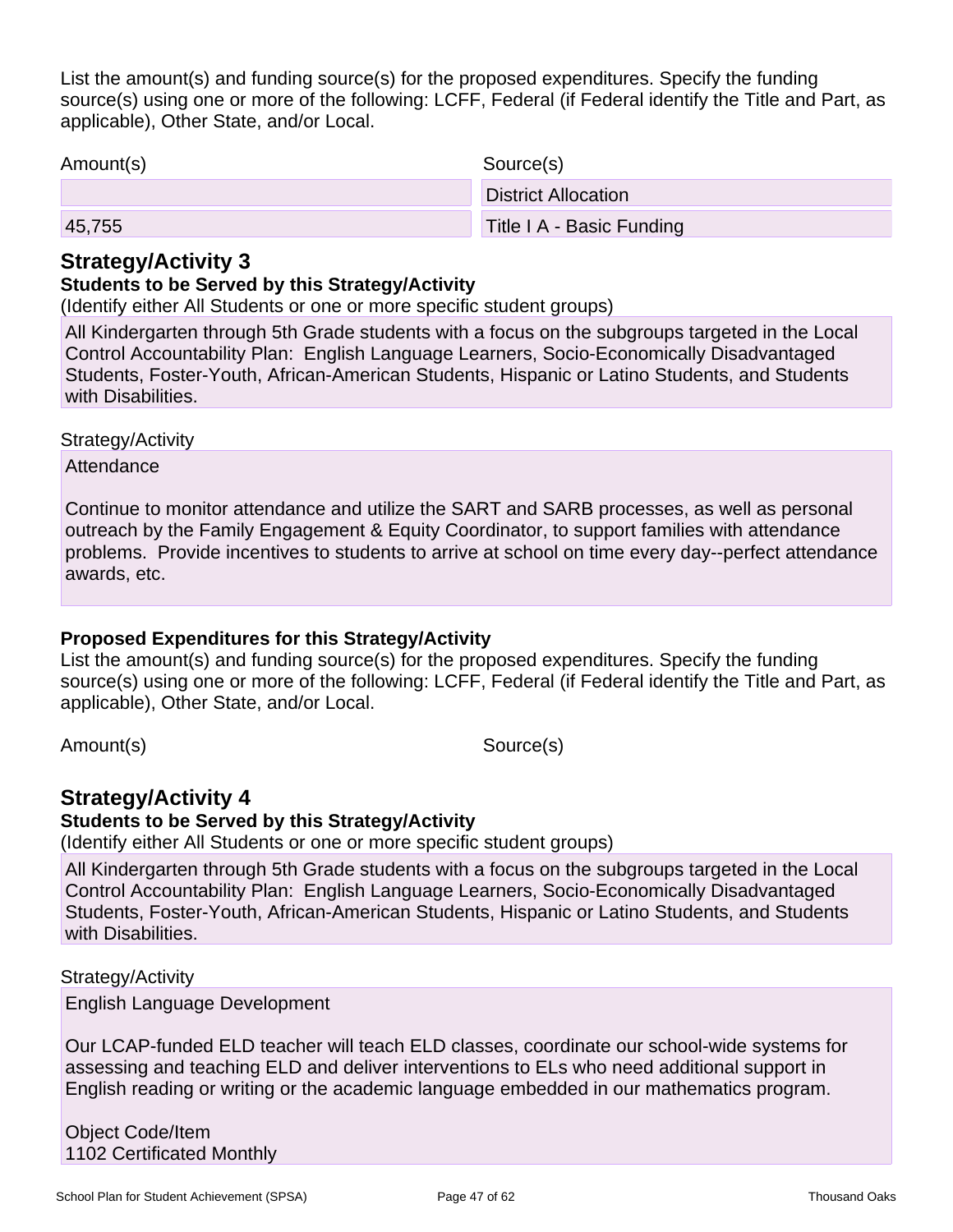List the amount(s) and funding source(s) for the proposed expenditures. Specify the funding source(s) using one or more of the following: LCFF, Federal (if Federal identify the Title and Part, as applicable), Other State, and/or Local.

| Amount(s) | Source(s) |
| --- | --- |
| | District Allocation |
| 45,755 | Title I A - Basic Funding |

## Strategy/Activity 3

**Students to be Served by this Strategy/Activity**

(Identify either All Students or one or more specific student groups)

All Kindergarten through 5th Grade students with a focus on the subgroups targeted in the Local Control Accountability Plan: English Language Learners, Socio-Economically Disadvantaged Students, Foster-Youth, African-American Students, Hispanic or Latino Students, and Students with Disabilities.

Strategy/Activity

Attendance

Continue to monitor attendance and utilize the SART and SARB processes, as well as personal outreach by the Family Engagement & Equity Coordinator, to support families with attendance problems. Provide incentives to students to arrive at school on time every day--perfect attendance awards, etc.

**Proposed Expenditures for this Strategy/Activity**

List the amount(s) and funding source(s) for the proposed expenditures. Specify the funding source(s) using one or more of the following: LCFF, Federal (if Federal identify the Title and Part, as applicable), Other State, and/or Local.

| Amount(s) | Source(s) |
| --- | --- |

## Strategy/Activity 4

**Students to be Served by this Strategy/Activity**

(Identify either All Students or one or more specific student groups)

All Kindergarten through 5th Grade students with a focus on the subgroups targeted in the Local Control Accountability Plan: English Language Learners, Socio-Economically Disadvantaged Students, Foster-Youth, African-American Students, Hispanic or Latino Students, and Students with Disabilities.

Strategy/Activity

English Language Development

Our LCAP-funded ELD teacher will teach ELD classes, coordinate our school-wide systems for assessing and teaching ELD and deliver interventions to ELs who need additional support in English reading or writing or the academic language embedded in our mathematics program.

Object Code/Item
1102 Certificated Monthly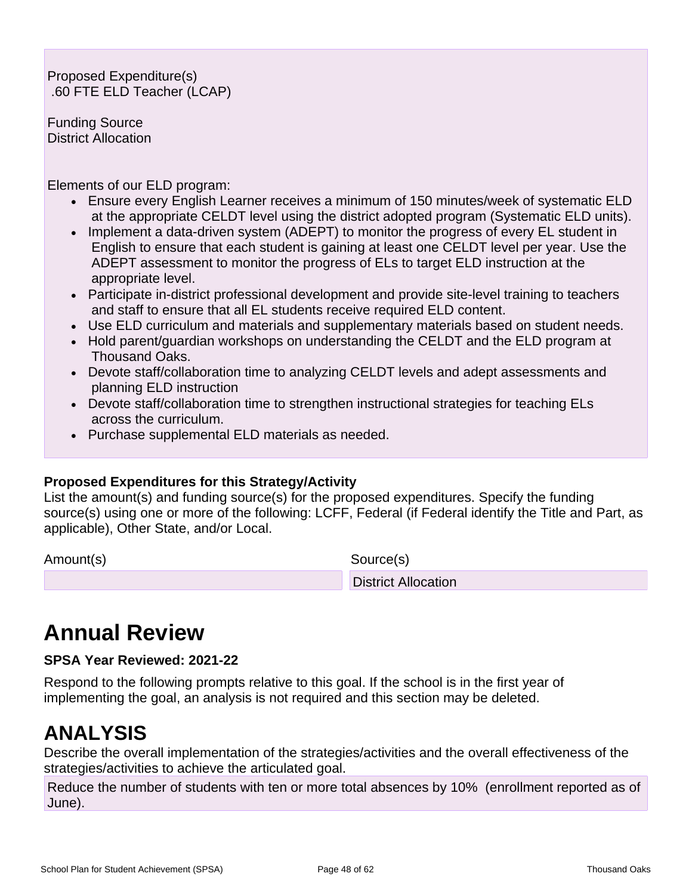Proposed Expenditure(s)
.60 FTE ELD Teacher (LCAP)

Funding Source
District Allocation

Elements of our ELD program:

- Ensure every English Learner receives a minimum of 150 minutes/week of systematic ELD at the appropriate CELDT level using the district adopted program (Systematic ELD units).
- Implement a data-driven system (ADEPT) to monitor the progress of every EL student in English to ensure that each student is gaining at least one CELDT level per year. Use the ADEPT assessment to monitor the progress of ELs to target ELD instruction at the appropriate level.
- Participate in-district professional development and provide site-level training to teachers and staff to ensure that all EL students receive required ELD content.
- Use ELD curriculum and materials and supplementary materials based on student needs.
- Hold parent/guardian workshops on understanding the CELDT and the ELD program at Thousand Oaks.
- Devote staff/collaboration time to analyzing CELDT levels and adept assessments and planning ELD instruction
- Devote staff/collaboration time to strengthen instructional strategies for teaching ELs across the curriculum.
- Purchase supplemental ELD materials as needed.

**Proposed Expenditures for this Strategy/Activity**

List the amount(s) and funding source(s) for the proposed expenditures. Specify the funding source(s) using one or more of the following: LCFF, Federal (if Federal identify the Title and Part, as applicable), Other State, and/or Local.

| Amount(s) | Source(s) |
|---|---|
| | District Allocation |

# Annual Review

**SPSA Year Reviewed: 2021-22**

Respond to the following prompts relative to this goal. If the school is in the first year of implementing the goal, an analysis is not required and this section may be deleted.

# ANALYSIS

Describe the overall implementation of the strategies/activities and the overall effectiveness of the strategies/activities to achieve the articulated goal.

Reduce the number of students with ten or more total absences by 10% (enrollment reported as of June).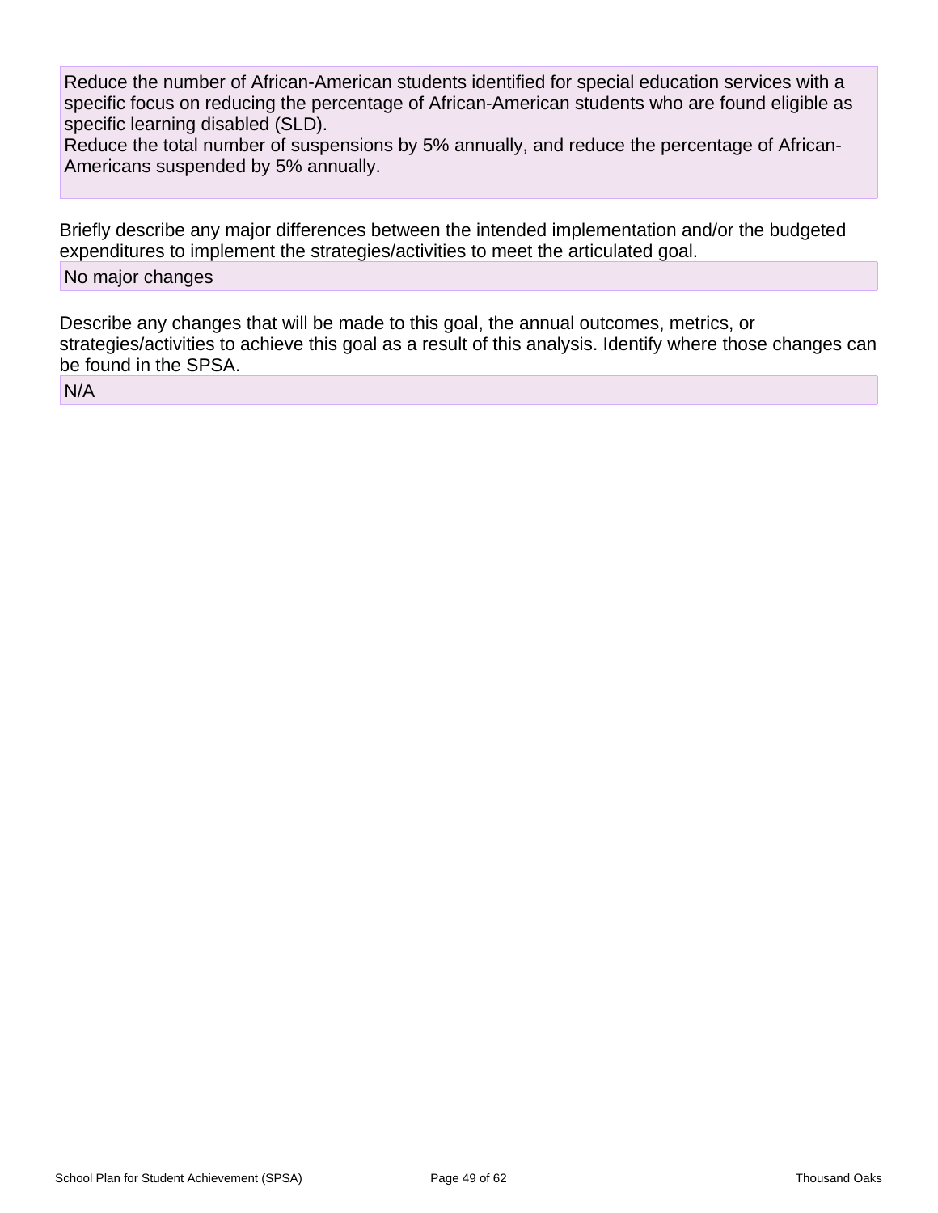Reduce the number of African-American students identified for special education services with a specific focus on reducing the percentage of African-American students who are found eligible as specific learning disabled (SLD).
Reduce the total number of suspensions by 5% annually, and reduce the percentage of African-Americans suspended by 5% annually.

Briefly describe any major differences between the intended implementation and/or the budgeted expenditures to implement the strategies/activities to meet the articulated goal.

No major changes

Describe any changes that will be made to this goal, the annual outcomes, metrics, or strategies/activities to achieve this goal as a result of this analysis. Identify where those changes can be found in the SPSA.

N/A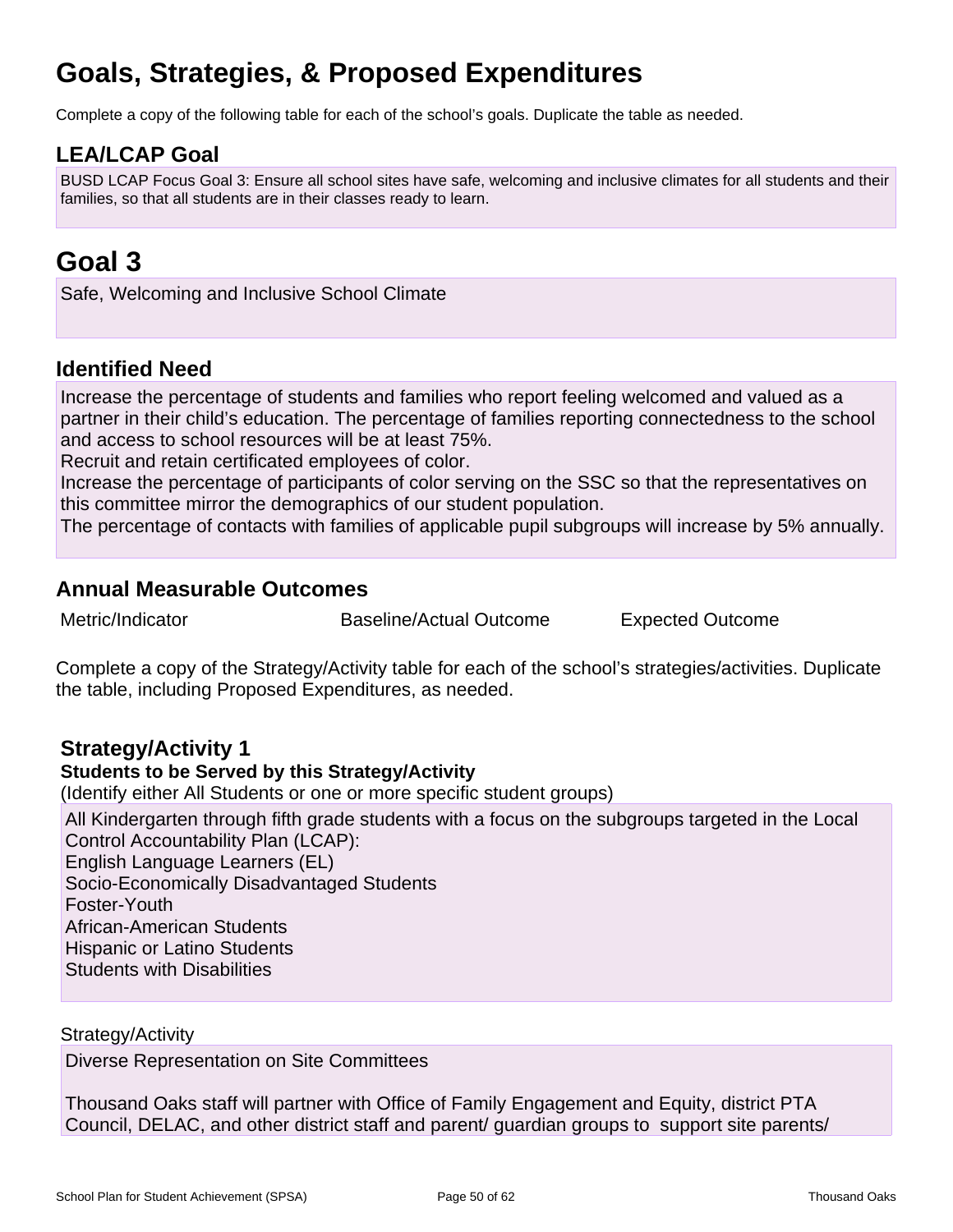# Goals, Strategies, & Proposed Expenditures

Complete a copy of the following table for each of the school's goals. Duplicate the table as needed.

## LEA/LCAP Goal

BUSD LCAP Focus Goal 3: Ensure all school sites have safe, welcoming and inclusive climates for all students and their families, so that all students are in their classes ready to learn.

# Goal 3

Safe, Welcoming and Inclusive School Climate

## Identified Need

Increase the percentage of students and families who report feeling welcomed and valued as a partner in their child's education. The percentage of families reporting connectedness to the school and access to school resources will be at least 75%.
Recruit and retain certificated employees of color.
Increase the percentage of participants of color serving on the SSC so that the representatives on this committee mirror the demographics of our student population.
The percentage of contacts with families of applicable pupil subgroups will increase by 5% annually.

## Annual Measurable Outcomes

| Metric/Indicator | Baseline/Actual Outcome | Expected Outcome |
|---|---|---|

Complete a copy of the Strategy/Activity table for each of the school's strategies/activities. Duplicate the table, including Proposed Expenditures, as needed.

### Strategy/Activity 1

**Students to be Served by this Strategy/Activity**

(Identify either All Students or one or more specific student groups)

All Kindergarten through fifth grade students with a focus on the subgroups targeted in the Local Control Accountability Plan (LCAP):
English Language Learners (EL)
Socio-Economically Disadvantaged Students
Foster-Youth
African-American Students
Hispanic or Latino Students
Students with Disabilities

Strategy/Activity

Diverse Representation on Site Committees

Thousand Oaks staff will partner with Office of Family Engagement and Equity, district PTA Council, DELAC, and other district staff and parent/ guardian groups to support site parents/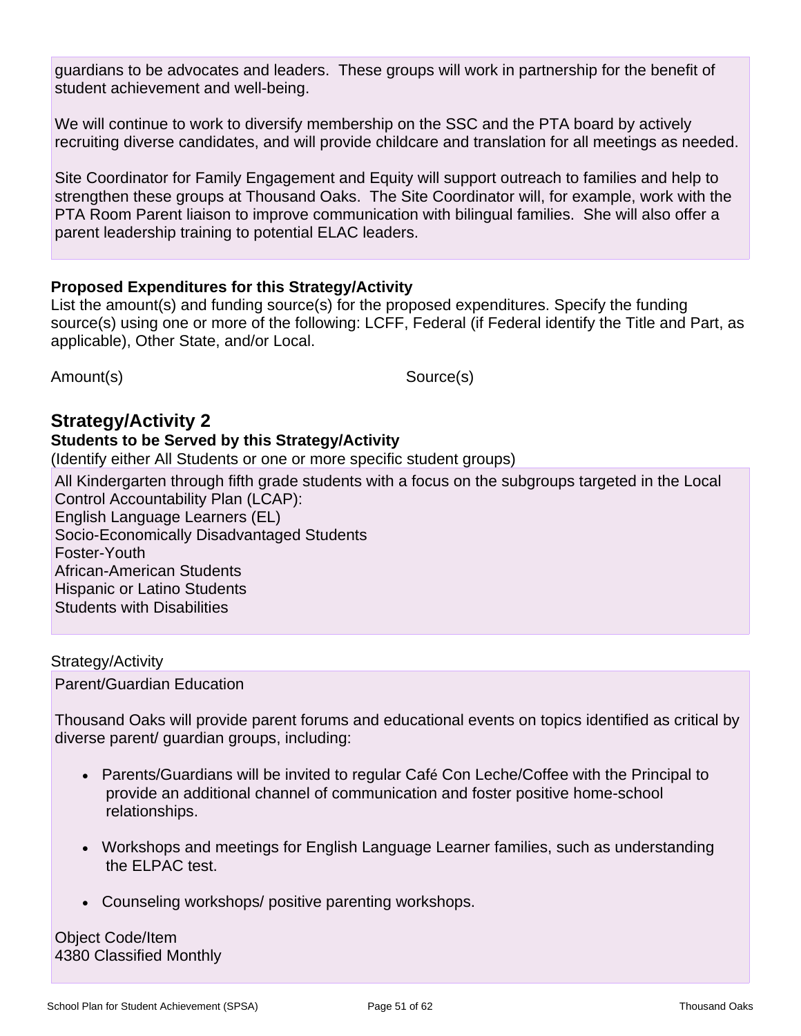guardians to be advocates and leaders. These groups will work in partnership for the benefit of student achievement and well-being.

We will continue to work to diversify membership on the SSC and the PTA board by actively recruiting diverse candidates, and will provide childcare and translation for all meetings as needed.

Site Coordinator for Family Engagement and Equity will support outreach to families and help to strengthen these groups at Thousand Oaks. The Site Coordinator will, for example, work with the PTA Room Parent liaison to improve communication with bilingual families. She will also offer a parent leadership training to potential ELAC leaders.

**Proposed Expenditures for this Strategy/Activity**

List the amount(s) and funding source(s) for the proposed expenditures. Specify the funding source(s) using one or more of the following: LCFF, Federal (if Federal identify the Title and Part, as applicable), Other State, and/or Local.

| Amount(s) | Source(s) |
| --- | --- |

## Strategy/Activity 2

**Students to be Served by this Strategy/Activity**

(Identify either All Students or one or more specific student groups)

All Kindergarten through fifth grade students with a focus on the subgroups targeted in the Local Control Accountability Plan (LCAP):
English Language Learners (EL)
Socio-Economically Disadvantaged Students
Foster-Youth
African-American Students
Hispanic or Latino Students
Students with Disabilities

Strategy/Activity

Parent/Guardian Education

Thousand Oaks will provide parent forums and educational events on topics identified as critical by diverse parent/ guardian groups, including:

- Parents/Guardians will be invited to regular Café Con Leche/Coffee with the Principal to provide an additional channel of communication and foster positive home-school relationships.

- Workshops and meetings for English Language Learner families, such as understanding the ELPAC test.

- Counseling workshops/ positive parenting workshops.

Object Code/Item
4380 Classified Monthly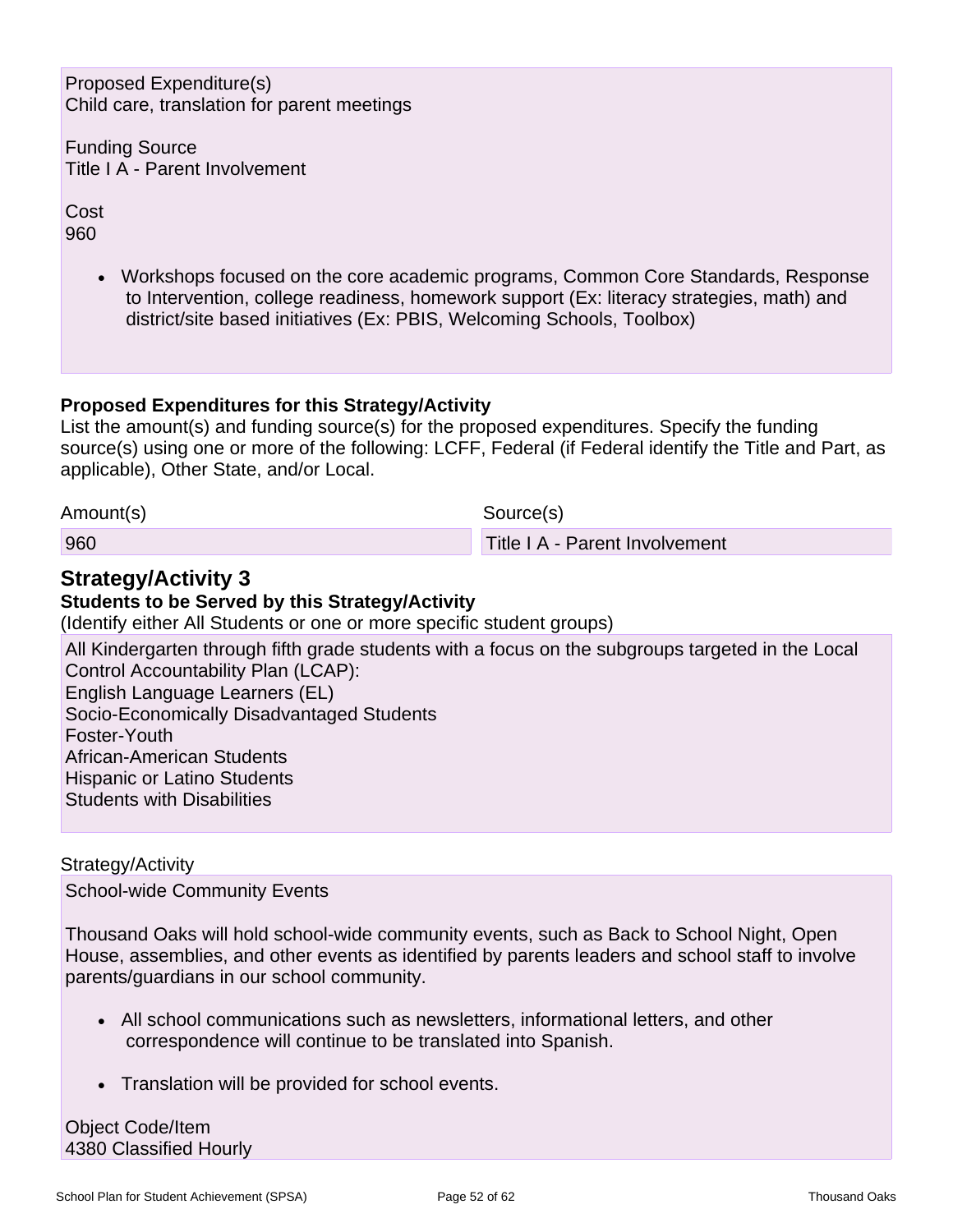Proposed Expenditure(s)
Child care, translation for parent meetings

Funding Source
Title I A - Parent Involvement

Cost
960

- Workshops focused on the core academic programs, Common Core Standards, Response to Intervention, college readiness, homework support (Ex: literacy strategies, math) and district/site based initiatives (Ex: PBIS, Welcoming Schools, Toolbox)

**Proposed Expenditures for this Strategy/Activity**

List the amount(s) and funding source(s) for the proposed expenditures. Specify the funding source(s) using one or more of the following: LCFF, Federal (if Federal identify the Title and Part, as applicable), Other State, and/or Local.

| Amount(s) | Source(s) |
| --- | --- |
| 960 | Title I A - Parent Involvement |

## Strategy/Activity 3

**Students to be Served by this Strategy/Activity**

(Identify either All Students or one or more specific student groups)

All Kindergarten through fifth grade students with a focus on the subgroups targeted in the Local Control Accountability Plan (LCAP):
English Language Learners (EL)
Socio-Economically Disadvantaged Students
Foster-Youth
African-American Students
Hispanic or Latino Students
Students with Disabilities

Strategy/Activity

School-wide Community Events

Thousand Oaks will hold school-wide community events, such as Back to School Night, Open House, assemblies, and other events as identified by parents leaders and school staff to involve parents/guardians in our school community.

- All school communications such as newsletters, informational letters, and other correspondence will continue to be translated into Spanish.
- Translation will be provided for school events.

Object Code/Item
4380 Classified Hourly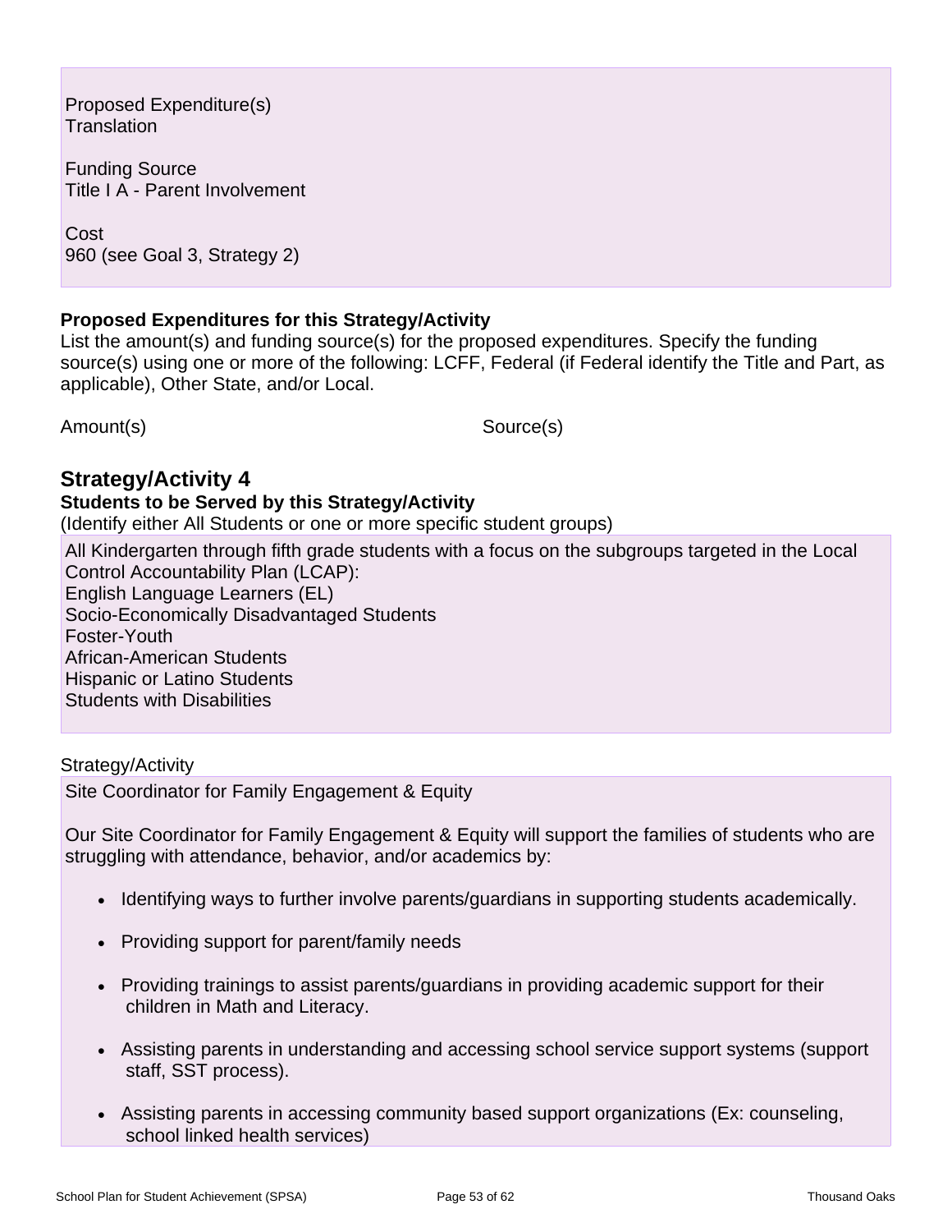Proposed Expenditure(s)
Translation

Funding Source
Title I A - Parent Involvement

Cost
960 (see Goal 3, Strategy 2)

**Proposed Expenditures for this Strategy/Activity**
List the amount(s) and funding source(s) for the proposed expenditures. Specify the funding source(s) using one or more of the following: LCFF, Federal (if Federal identify the Title and Part, as applicable), Other State, and/or Local.

| Amount(s) | Source(s) |
|---|---|

## Strategy/Activity 4

**Students to be Served by this Strategy/Activity**
(Identify either All Students or one or more specific student groups)

All Kindergarten through fifth grade students with a focus on the subgroups targeted in the Local Control Accountability Plan (LCAP):
English Language Learners (EL)
Socio-Economically Disadvantaged Students
Foster-Youth
African-American Students
Hispanic or Latino Students
Students with Disabilities

Strategy/Activity

Site Coordinator for Family Engagement & Equity

Our Site Coordinator for Family Engagement & Equity will support the families of students who are struggling with attendance, behavior, and/or academics by:

- Identifying ways to further involve parents/guardians in supporting students academically.
- Providing support for parent/family needs
- Providing trainings to assist parents/guardians in providing academic support for their children in Math and Literacy.
- Assisting parents in understanding and accessing school service support systems (support staff, SST process).
- Assisting parents in accessing community based support organizations (Ex: counseling, school linked health services)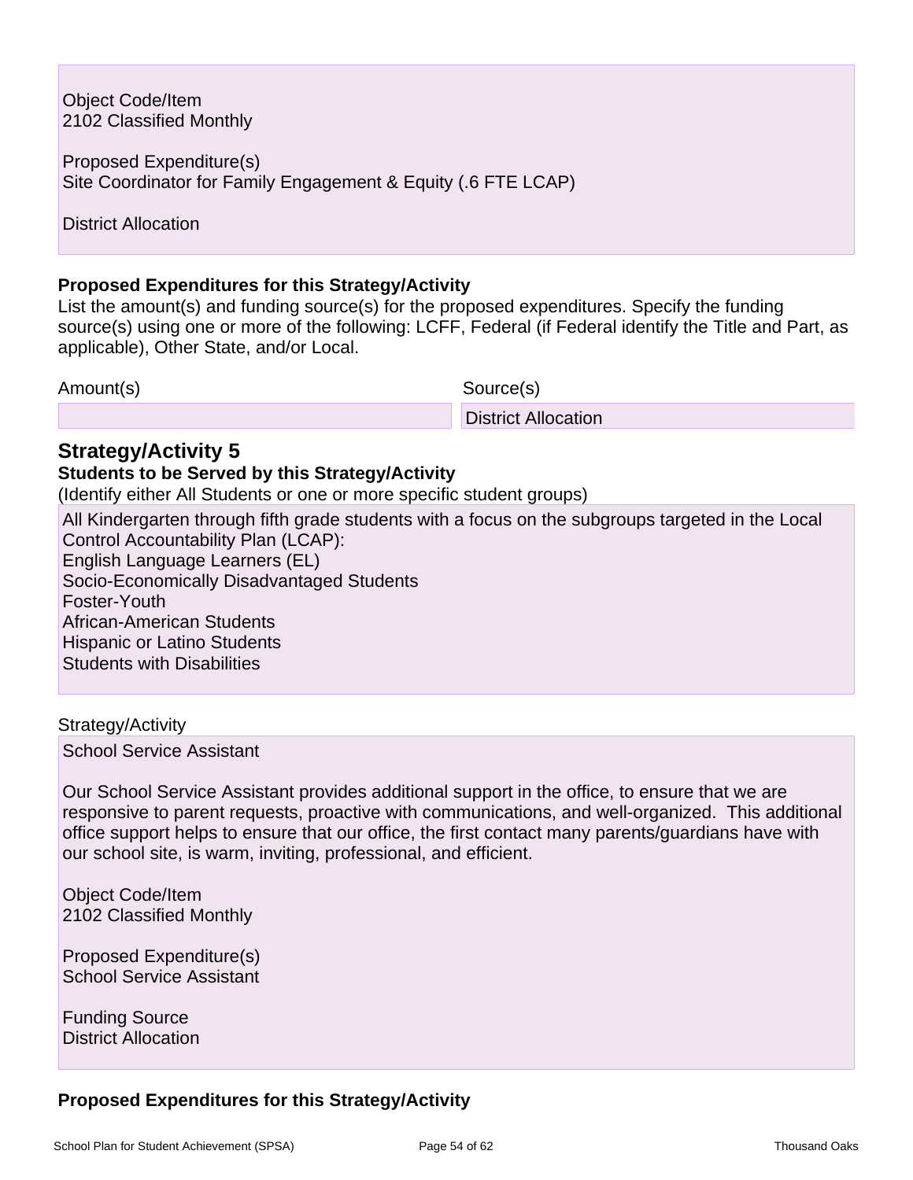Object Code/Item
2102 Classified Monthly

Proposed Expenditure(s)
Site Coordinator for Family Engagement & Equity (.6 FTE LCAP)

District Allocation

**Proposed Expenditures for this Strategy/Activity**

List the amount(s) and funding source(s) for the proposed expenditures. Specify the funding source(s) using one or more of the following: LCFF, Federal (if Federal identify the Title and Part, as applicable), Other State, and/or Local.

| Amount(s) | Source(s) |
| --- | --- |
| | District Allocation |

## Strategy/Activity 5

**Students to be Served by this Strategy/Activity**

(Identify either All Students or one or more specific student groups)

All Kindergarten through fifth grade students with a focus on the subgroups targeted in the Local Control Accountability Plan (LCAP):
English Language Learners (EL)
Socio-Economically Disadvantaged Students
Foster-Youth
African-American Students
Hispanic or Latino Students
Students with Disabilities

Strategy/Activity

School Service Assistant

Our School Service Assistant provides additional support in the office, to ensure that we are responsive to parent requests, proactive with communications, and well-organized. This additional office support helps to ensure that our office, the first contact many parents/guardians have with our school site, is warm, inviting, professional, and efficient.

Object Code/Item
2102 Classified Monthly

Proposed Expenditure(s)
School Service Assistant

Funding Source
District Allocation

**Proposed Expenditures for this Strategy/Activity**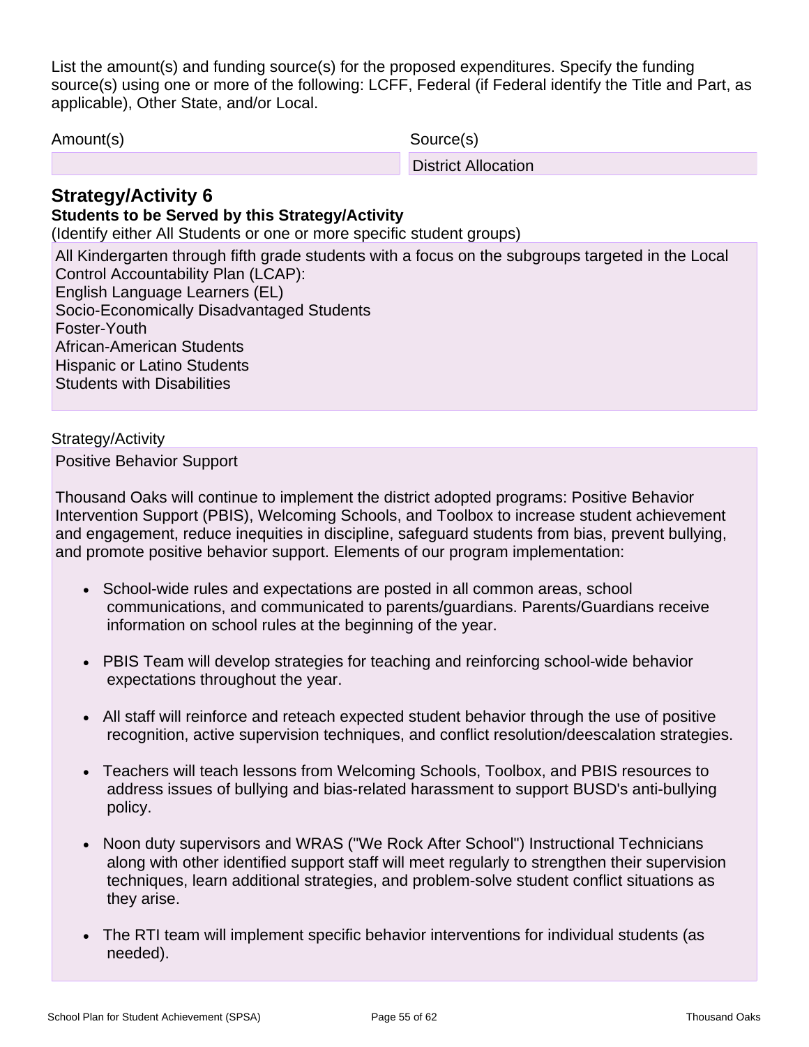List the amount(s) and funding source(s) for the proposed expenditures. Specify the funding source(s) using one or more of the following: LCFF, Federal (if Federal identify the Title and Part, as applicable), Other State, and/or Local.

| Amount(s) | Source(s) |
| --- | --- |
| | District Allocation |

## Strategy/Activity 6

**Students to be Served by this Strategy/Activity**

(Identify either All Students or one or more specific student groups)

All Kindergarten through fifth grade students with a focus on the subgroups targeted in the Local Control Accountability Plan (LCAP):
English Language Learners (EL)
Socio-Economically Disadvantaged Students
Foster-Youth
African-American Students
Hispanic or Latino Students
Students with Disabilities

Strategy/Activity

Positive Behavior Support

Thousand Oaks will continue to implement the district adopted programs: Positive Behavior Intervention Support (PBIS), Welcoming Schools, and Toolbox to increase student achievement and engagement, reduce inequities in discipline, safeguard students from bias, prevent bullying, and promote positive behavior support. Elements of our program implementation:

- School-wide rules and expectations are posted in all common areas, school communications, and communicated to parents/guardians. Parents/Guardians receive information on school rules at the beginning of the year.
- PBIS Team will develop strategies for teaching and reinforcing school-wide behavior expectations throughout the year.
- All staff will reinforce and reteach expected student behavior through the use of positive recognition, active supervision techniques, and conflict resolution/deescalation strategies.
- Teachers will teach lessons from Welcoming Schools, Toolbox, and PBIS resources to address issues of bullying and bias-related harassment to support BUSD's anti-bullying policy.
- Noon duty supervisors and WRAS ("We Rock After School") Instructional Technicians along with other identified support staff will meet regularly to strengthen their supervision techniques, learn additional strategies, and problem-solve student conflict situations as they arise.
- The RTI team will implement specific behavior interventions for individual students (as needed).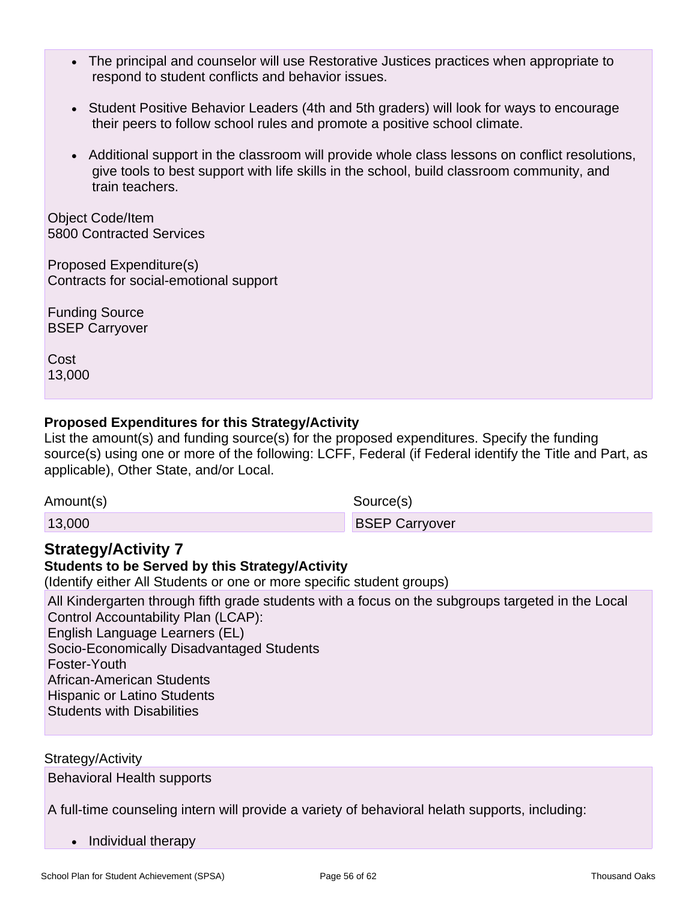- The principal and counselor will use Restorative Justices practices when appropriate to respond to student conflicts and behavior issues.
- Student Positive Behavior Leaders (4th and 5th graders) will look for ways to encourage their peers to follow school rules and promote a positive school climate.
- Additional support in the classroom will provide whole class lessons on conflict resolutions, give tools to best support with life skills in the school, build classroom community, and train teachers.

Object Code/Item
5800 Contracted Services

Proposed Expenditure(s)
Contracts for social-emotional support

Funding Source
BSEP Carryover

Cost
13,000

**Proposed Expenditures for this Strategy/Activity**
List the amount(s) and funding source(s) for the proposed expenditures. Specify the funding source(s) using one or more of the following: LCFF, Federal (if Federal identify the Title and Part, as applicable), Other State, and/or Local.

| Amount(s) | Source(s) |
| --- | --- |
| 13,000 | BSEP Carryover |

## Strategy/Activity 7

**Students to be Served by this Strategy/Activity**
(Identify either All Students or one or more specific student groups)

All Kindergarten through fifth grade students with a focus on the subgroups targeted in the Local Control Accountability Plan (LCAP):
English Language Learners (EL)
Socio-Economically Disadvantaged Students
Foster-Youth
African-American Students
Hispanic or Latino Students
Students with Disabilities

Strategy/Activity

Behavioral Health supports

A full-time counseling intern will provide a variety of behavioral helath supports, including:

- Individual therapy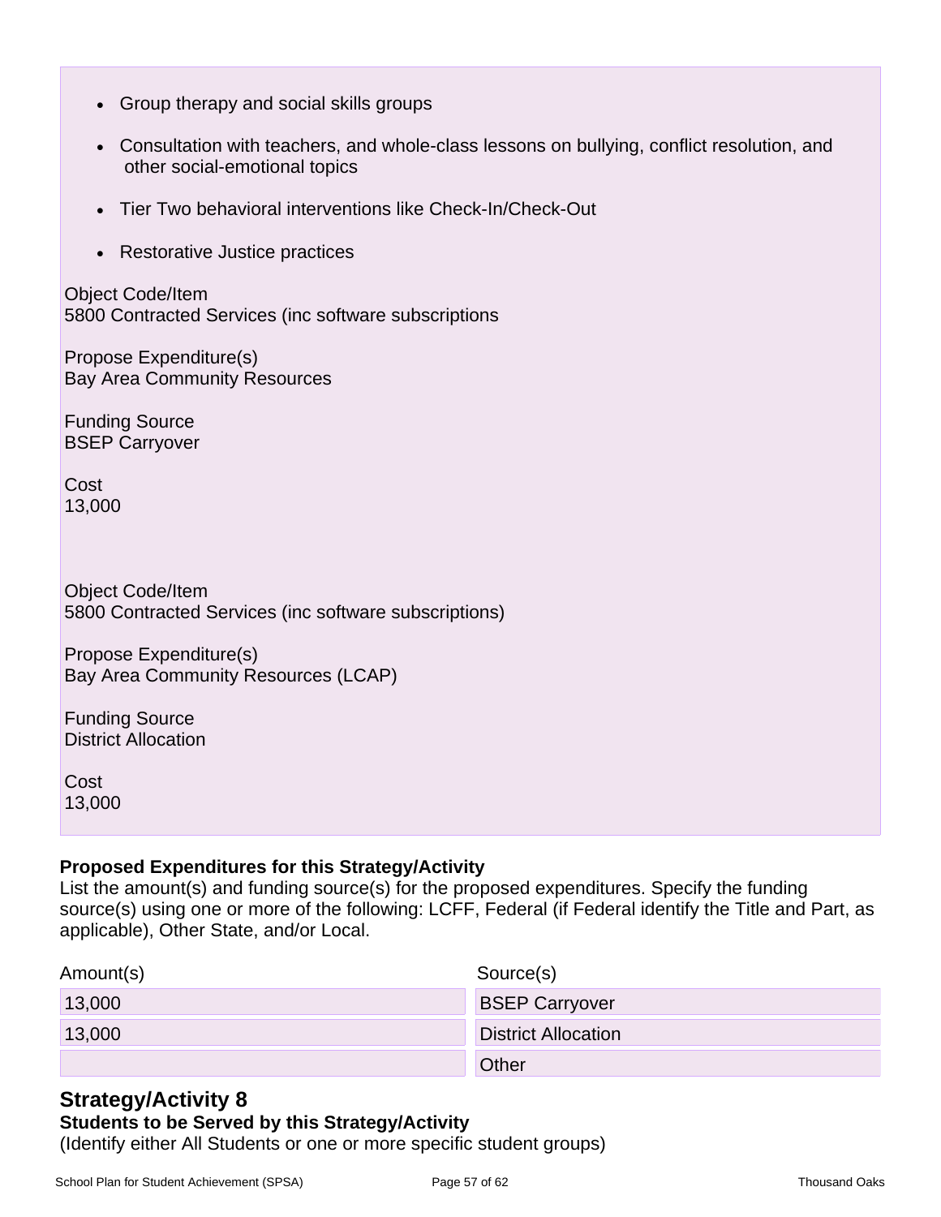- Group therapy and social skills groups
- Consultation with teachers, and whole-class lessons on bullying, conflict resolution, and other social-emotional topics
- Tier Two behavioral interventions like Check-In/Check-Out
- Restorative Justice practices

Object Code/Item
5800 Contracted Services (inc software subscriptions

Propose Expenditure(s)
Bay Area Community Resources

Funding Source
BSEP Carryover

Cost
13,000

Object Code/Item
5800 Contracted Services (inc software subscriptions)

Propose Expenditure(s)
Bay Area Community Resources (LCAP)

Funding Source
District Allocation

Cost
13,000

**Proposed Expenditures for this Strategy/Activity**

List the amount(s) and funding source(s) for the proposed expenditures. Specify the funding source(s) using one or more of the following: LCFF, Federal (if Federal identify the Title and Part, as applicable), Other State, and/or Local.

| Amount(s) | Source(s) |
| --- | --- |
| 13,000 | BSEP Carryover |
| 13,000 | District Allocation |
| | Other |

## Strategy/Activity 8

**Students to be Served by this Strategy/Activity**

(Identify either All Students or one or more specific student groups)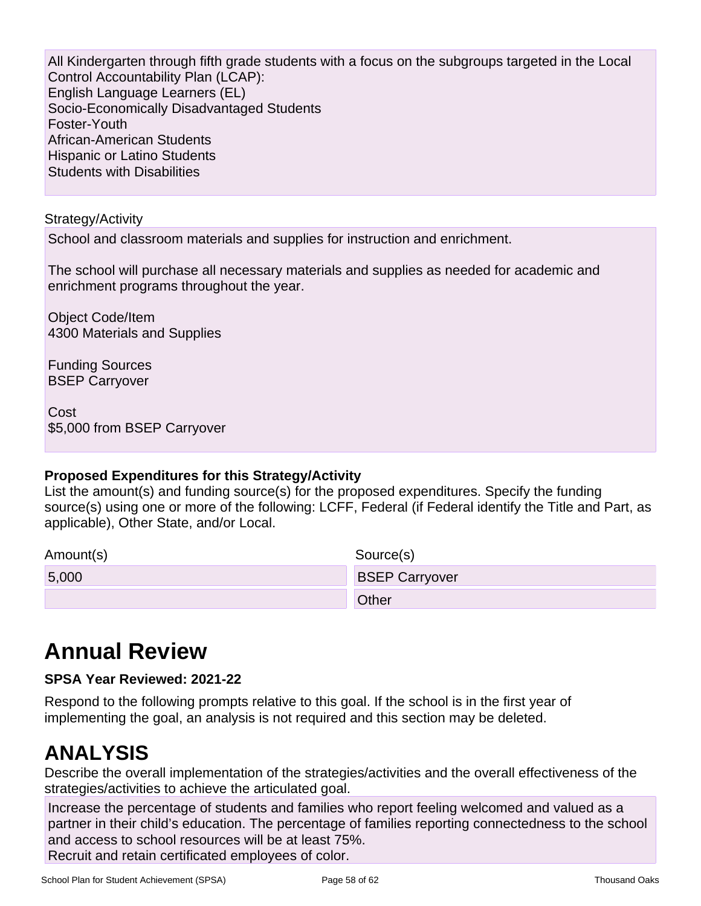All Kindergarten through fifth grade students with a focus on the subgroups targeted in the Local Control Accountability Plan (LCAP):
English Language Learners (EL)
Socio-Economically Disadvantaged Students
Foster-Youth
African-American Students
Hispanic or Latino Students
Students with Disabilities

Strategy/Activity

School and classroom materials and supplies for instruction and enrichment.

The school will purchase all necessary materials and supplies as needed for academic and enrichment programs throughout the year.

Object Code/Item
4300 Materials and Supplies

Funding Sources
BSEP Carryover

Cost
$5,000 from BSEP Carryover

**Proposed Expenditures for this Strategy/Activity**

List the amount(s) and funding source(s) for the proposed expenditures. Specify the funding source(s) using one or more of the following: LCFF, Federal (if Federal identify the Title and Part, as applicable), Other State, and/or Local.

| Amount(s) | Source(s) |
|---|---|
| 5,000 | BSEP Carryover |
| | Other |

# Annual Review

**SPSA Year Reviewed: 2021-22**

Respond to the following prompts relative to this goal. If the school is in the first year of implementing the goal, an analysis is not required and this section may be deleted.

# ANALYSIS

Describe the overall implementation of the strategies/activities and the overall effectiveness of the strategies/activities to achieve the articulated goal.

Increase the percentage of students and families who report feeling welcomed and valued as a partner in their child's education. The percentage of families reporting connectedness to the school and access to school resources will be at least 75%.
Recruit and retain certificated employees of color.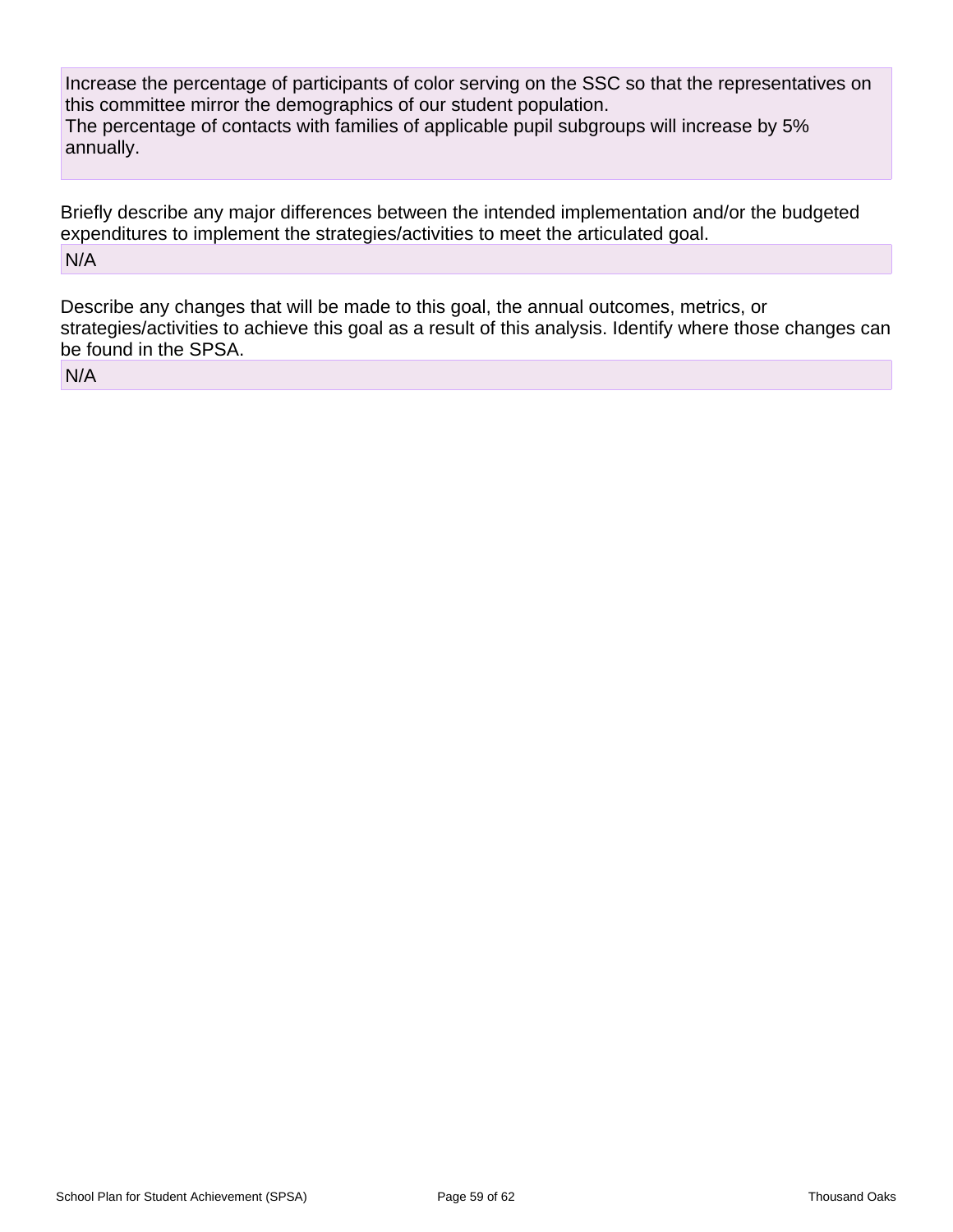Increase the percentage of participants of color serving on the SSC so that the representatives on this committee mirror the demographics of our student population.
The percentage of contacts with families of applicable pupil subgroups will increase by 5% annually.

Briefly describe any major differences between the intended implementation and/or the budgeted expenditures to implement the strategies/activities to meet the articulated goal.

N/A

Describe any changes that will be made to this goal, the annual outcomes, metrics, or strategies/activities to achieve this goal as a result of this analysis. Identify where those changes can be found in the SPSA.

N/A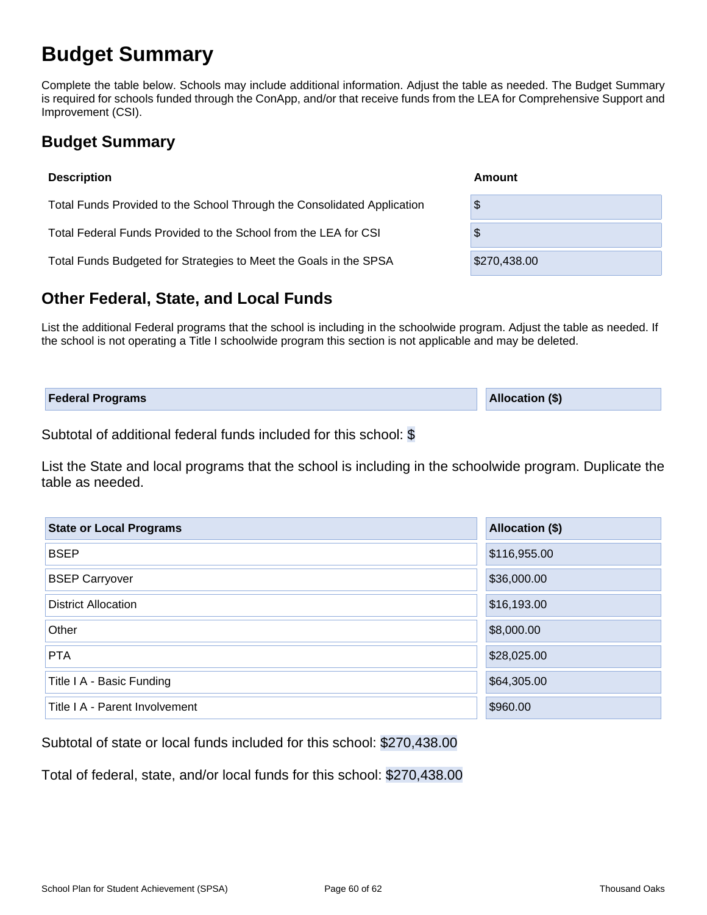# Budget Summary

Complete the table below. Schools may include additional information. Adjust the table as needed. The Budget Summary is required for schools funded through the ConApp, and/or that receive funds from the LEA for Comprehensive Support and Improvement (CSI).

## Budget Summary

| Description | Amount |
|---|---|
| Total Funds Provided to the School Through the Consolidated Application | $ |
| Total Federal Funds Provided to the School from the LEA for CSI | $ |
| Total Funds Budgeted for Strategies to Meet the Goals in the SPSA | $270,438.00 |

## Other Federal, State, and Local Funds

List the additional Federal programs that the school is including in the schoolwide program. Adjust the table as needed. If the school is not operating a Title I schoolwide program this section is not applicable and may be deleted.

| Federal Programs | Allocation ($) |
|---|---|

Subtotal of additional federal funds included for this school: $

List the State and local programs that the school is including in the schoolwide program. Duplicate the table as needed.

| State or Local Programs | Allocation ($) |
|---|---|
| BSEP | $116,955.00 |
| BSEP Carryover | $36,000.00 |
| District Allocation | $16,193.00 |
| Other | $8,000.00 |
| PTA | $28,025.00 |
| Title I A - Basic Funding | $64,305.00 |
| Title I A - Parent Involvement | $960.00 |

Subtotal of state or local funds included for this school: $270,438.00

Total of federal, state, and/or local funds for this school: $270,438.00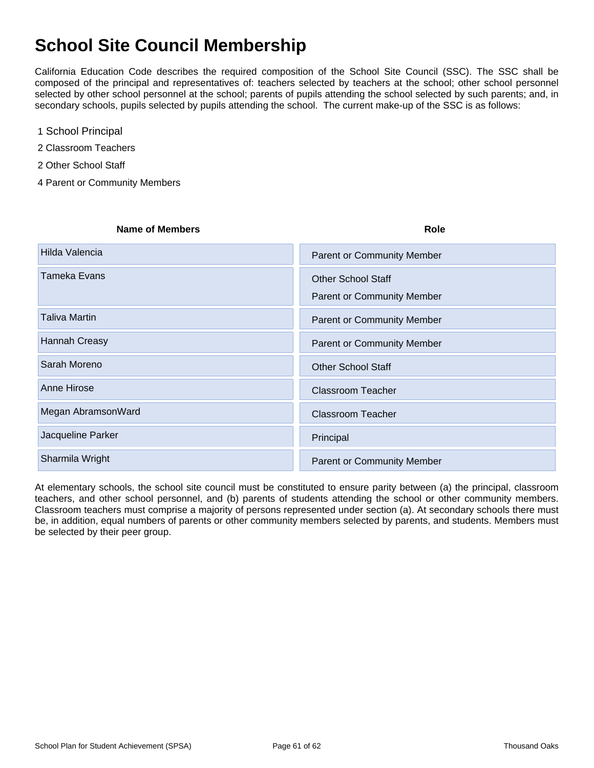# School Site Council Membership

California Education Code describes the required composition of the School Site Council (SSC). The SSC shall be composed of the principal and representatives of: teachers selected by teachers at the school; other school personnel selected by other school personnel at the school; parents of pupils attending the school selected by such parents; and, in secondary schools, pupils selected by pupils attending the school. The current make-up of the SSC is as follows:

1 School Principal

2 Classroom Teachers

2 Other School Staff

4 Parent or Community Members

| Name of Members | Role |
| --- | --- |
| Hilda Valencia | Parent or Community Member |
| Tameka Evans | Other School Staff<br>Parent or Community Member |
| Taliva Martin | Parent or Community Member |
| Hannah Creasy | Parent or Community Member |
| Sarah Moreno | Other School Staff |
| Anne Hirose | Classroom Teacher |
| Megan AbramsonWard | Classroom Teacher |
| Jacqueline Parker | Principal |
| Sharmila Wright | Parent or Community Member |

At elementary schools, the school site council must be constituted to ensure parity between (a) the principal, classroom teachers, and other school personnel, and (b) parents of students attending the school or other community members. Classroom teachers must comprise a majority of persons represented under section (a). At secondary schools there must be, in addition, equal numbers of parents or other community members selected by parents, and students. Members must be selected by their peer group.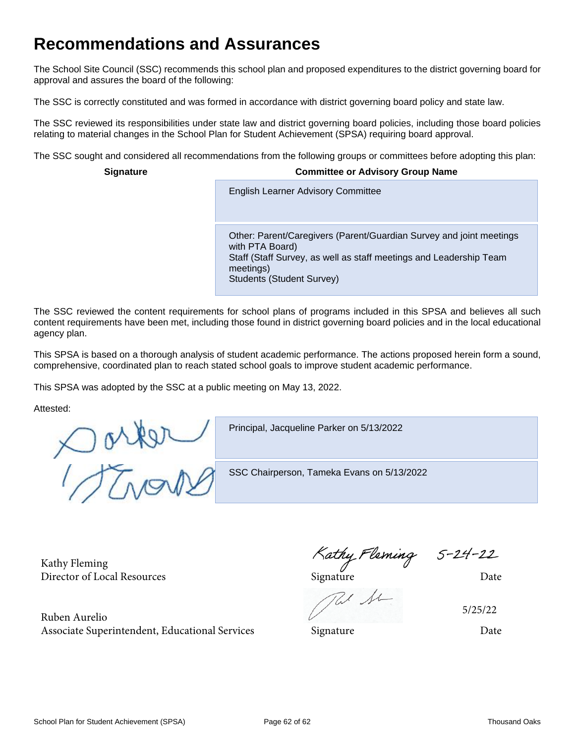# Recommendations and Assurances

The School Site Council (SSC) recommends this school plan and proposed expenditures to the district governing board for approval and assures the board of the following:

The SSC is correctly constituted and was formed in accordance with district governing board policy and state law.

The SSC reviewed its responsibilities under state law and district governing board policies, including those board policies relating to material changes in the School Plan for Student Achievement (SPSA) requiring board approval.

The SSC sought and considered all recommendations from the following groups or committees before adopting this plan:

| Signature | Committee or Advisory Group Name |
|---|---|
| | English Learner Advisory Committee |
| | Other: Parent/Caregivers (Parent/Guardian Survey and joint meetings with PTA Board)<br>Staff (Staff Survey, as well as staff meetings and Leadership Team meetings)<br>Students (Student Survey) |

The SSC reviewed the content requirements for school plans of programs included in this SPSA and believes all such content requirements have been met, including those found in district governing board policies and in the local educational agency plan.

This SPSA is based on a thorough analysis of student academic performance. The actions proposed herein form a sound, comprehensive, coordinated plan to reach stated school goals to improve student academic performance.

This SPSA was adopted by the SSC at a public meeting on May 13, 2022.

Attested:

| Signature | |
|---|---|
| Parker | Principal, Jacqueline Parker on 5/13/2022 |
| T Evans | SSC Chairperson, Tameka Evans on 5/13/2022 |

| Name / Title | Signature | Date |
|---|---|---|
| Kathy Fleming<br>Director of Local Resources | Kathy Fleming | 5-24-22 |
| Ruben Aurelio<br>Associate Superintendent, Educational Services | (signature) | 5/25/22 |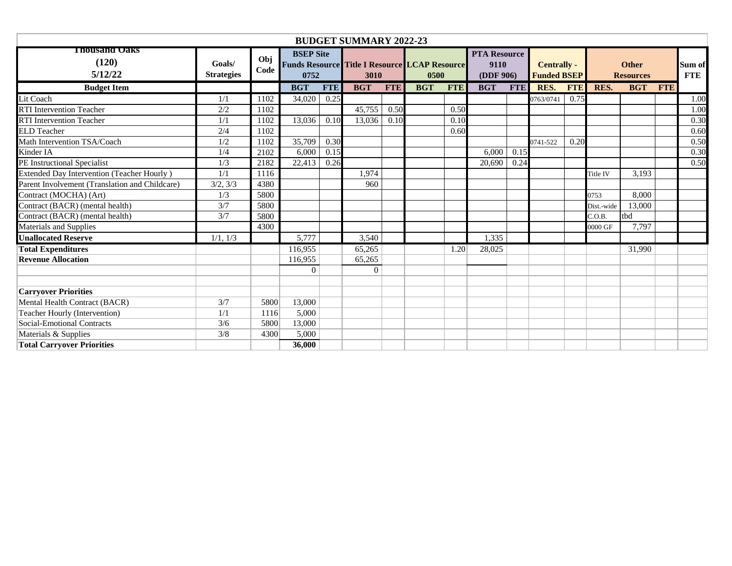## BUDGET SUMMARY 2022-23

| Thousand Oaks (120) 5/12/22 | Goals/ Strategies | Obj Code | BSEP Site Funds Resource 0752 | | Title I Resource 3010 | | LCAP Resource 0500 | | PTA Resource 9110 (DDF 906) | | Centrally - Funded BSEP | | Other Resources | | | Sum of FTE |
|---|---|---|---|---|---|---|---|---|---|---|---|---|---|---|---|---|
| **Budget Item** | | | **BGT** | **FTE** | **BGT** | **FTE** | **BGT** | **FTE** | **BGT** | **FTE** | **RES.** | **FTE** | **RES.** | **BGT** | **FTE** | |
| Lit Coach | 1/1 | 1102 | 34,020 | 0.25 | | | | | | | 0763/0741 | 0.75 | | | | 1.00 |
| RTI Intervention Teacher | 2/2 | 1102 | | | 45,755 | 0.50 | | 0.50 | | | | | | | | 1.00 |
| RTI Intervention Teacher | 1/1 | 1102 | 13,036 | 0.10 | 13,036 | 0.10 | | 0.10 | | | | | | | | 0.30 |
| ELD Teacher | 2/4 | 1102 | | | | | | 0.60 | | | | | | | | 0.60 |
| Math Intervention TSA/Coach | 1/2 | 1102 | 35,709 | 0.30 | | | | | | | 0741-522 | 0.20 | | | | 0.50 |
| Kinder IA | 1/4 | 2102 | 6,000 | 0.15 | | | | | 6,000 | 0.15 | | | | | | 0.30 |
| PE Instructional Specialist | 1/3 | 2182 | 22,413 | 0.26 | | | | | 20,690 | 0.24 | | | | | | 0.50 |
| Extended Day Intervention (Teacher Hourly ) | 1/1 | 1116 | | | 1,974 | | | | | | | | Title IV | 3,193 | | |
| Parent Involvement (Translation and Childcare) | 3/2, 3/3 | 4380 | | | 960 | | | | | | | | | | | |
| Contract (MOCHA) (Art) | 1/3 | 5800 | | | | | | | | | | | 0753 | 8,000 | | |
| Contract (BACR) (mental health) | 3/7 | 5800 | | | | | | | | | | | Dist.-wide | 13,000 | | |
| Contract (BACR) (mental health) | 3/7 | 5800 | | | | | | | | | | | C.O.B. | tbd | | |
| Materials and Supplies | | 4300 | | | | | | | | | | | 0000 GF | 7,797 | | |
| **Unallocated Reserve** | 1/1, 1/3 | | 5,777 | | 3,540 | | | | 1,335 | | | | | | | |
| **Total Expenditures** | | | 116,955 | | 65,265 | | | 1.20 | 28,025 | | | | | 31,990 | | |
| **Revenue Allocation** | | | 116,955 | | 65,265 | | | | | | | | | | | |
| | | | 0 | | 0 | | | | | | | | | | | |
| | | | | | | | | | | | | | | | | |
| **Carryover Priorities** | | | | | | | | | | | | | | | | |
| Mental Health Contract (BACR) | 3/7 | 5800 | 13,000 | | | | | | | | | | | | | |
| Teacher Hourly (Intervention) | 1/1 | 1116 | 5,000 | | | | | | | | | | | | | |
| Social-Emotional Contracts | 3/6 | 5800 | 13,000 | | | | | | | | | | | | | |
| Materials & Supplies | 3/8 | 4300 | 5,000 | | | | | | | | | | | | | |
| **Total Carryover Priorities** | | | **36,000** | | | | | | | | | | | | | |